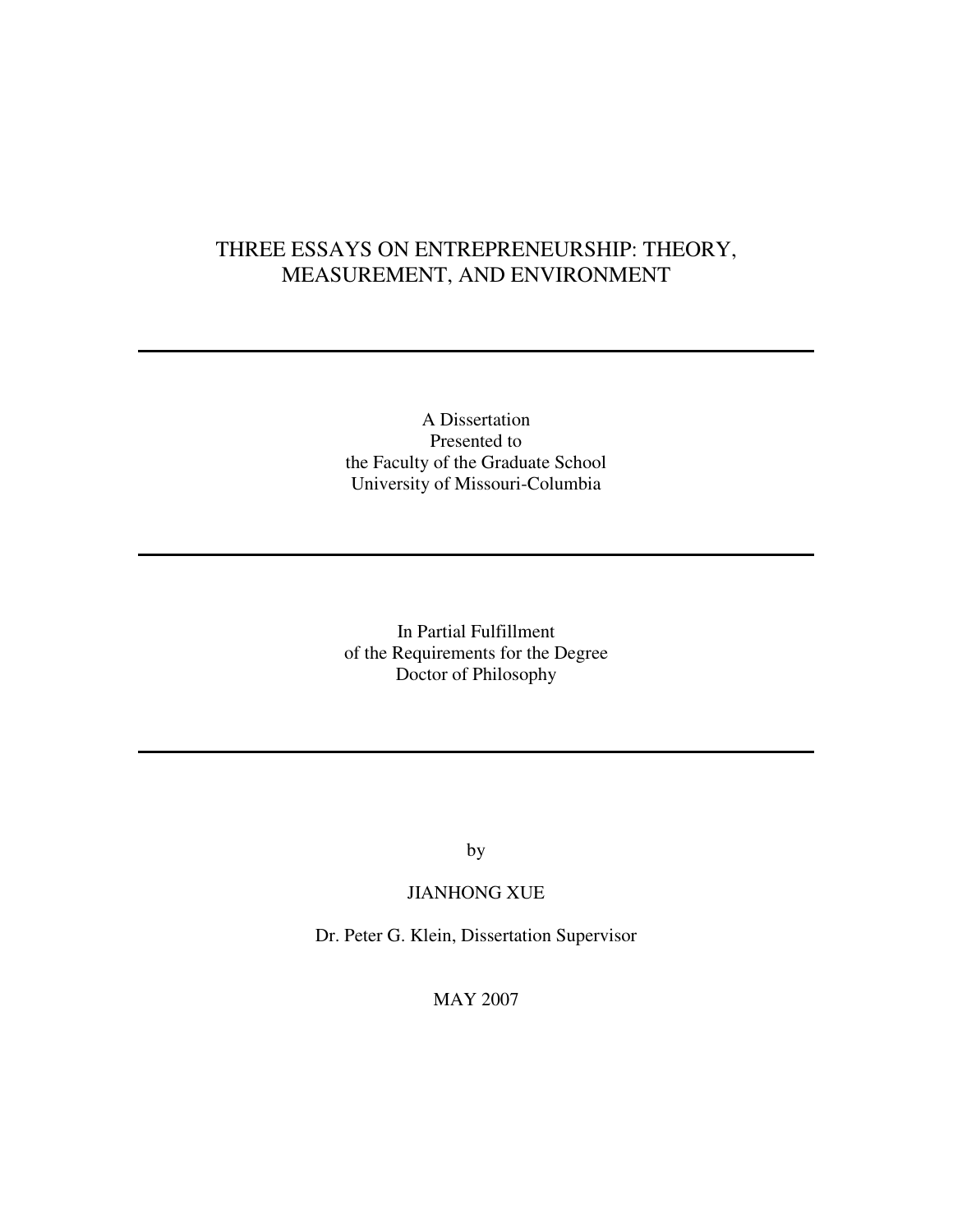# THREE ESSAYS ON ENTREPRENEURSHIP: THEORY, MEASUREMENT, AND ENVIRONMENT

---

A Dissertation
Presented to
the Faculty of the Graduate School
University of Missouri-Columbia

---

In Partial Fulfillment
of the Requirements for the Degree
Doctor of Philosophy

---

by

JIANHONG XUE

Dr. Peter G. Klein, Dissertation Supervisor

MAY 2007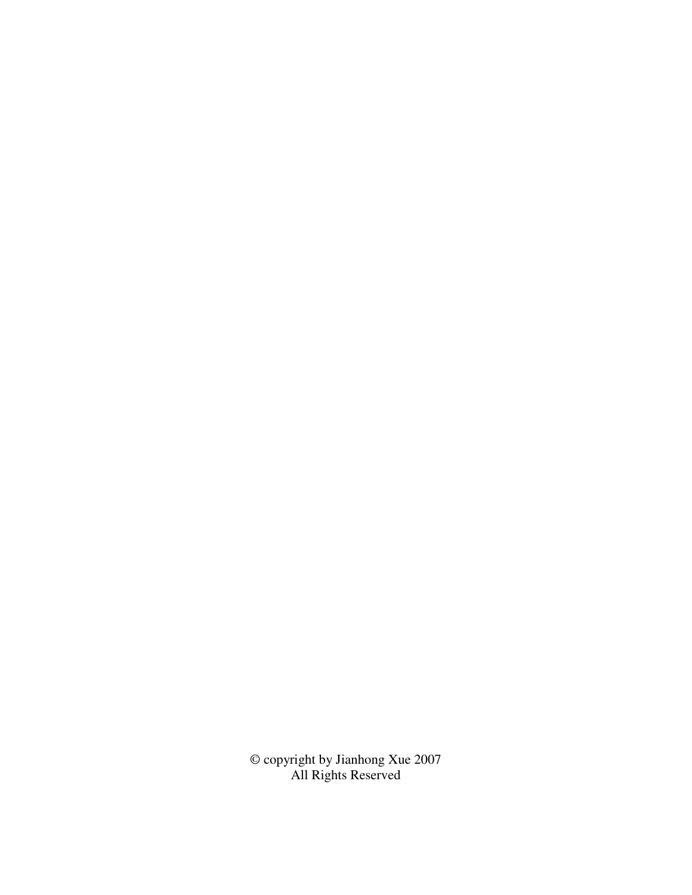© copyright by Jianhong Xue 2007
All Rights Reserved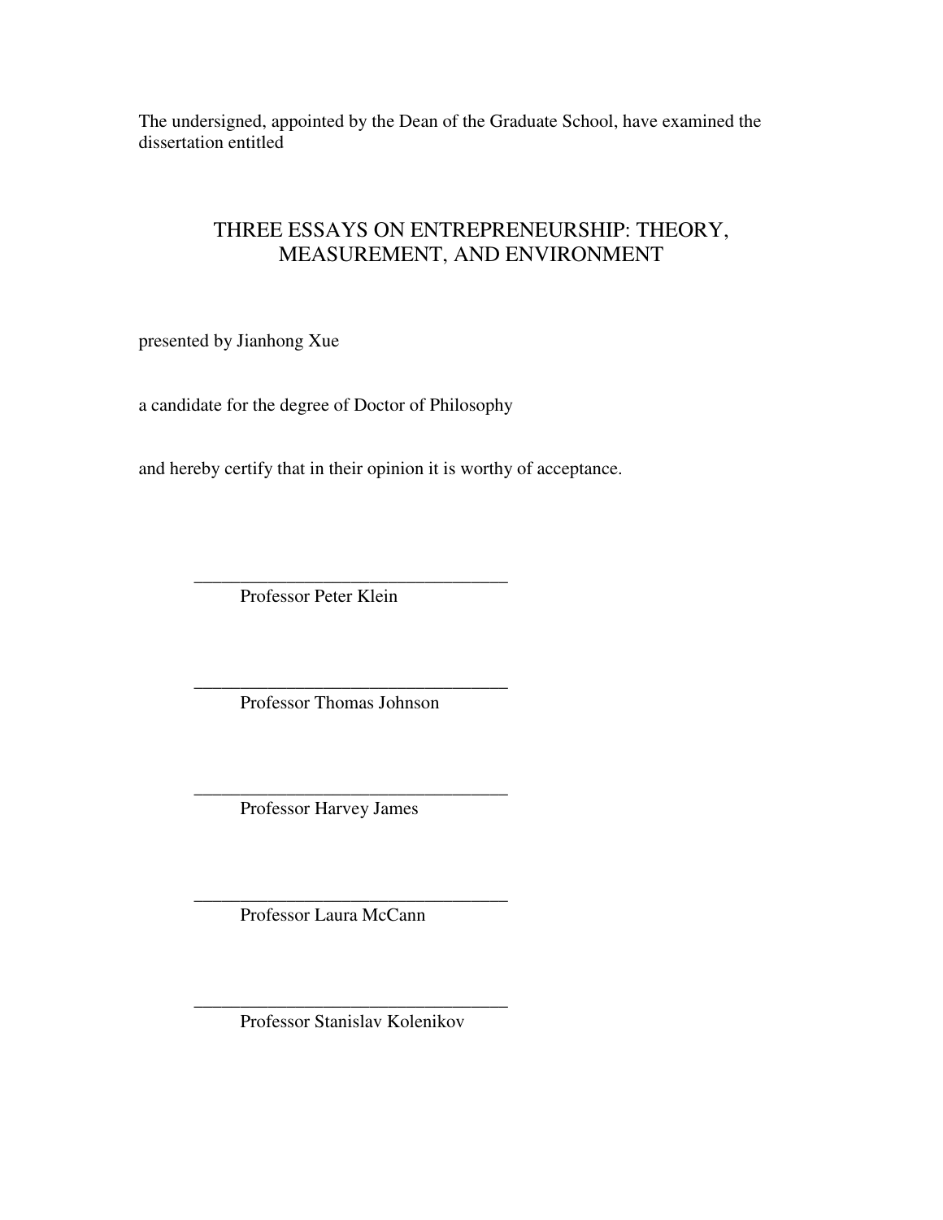The undersigned, appointed by the Dean of the Graduate School, have examined the dissertation entitled

THREE ESSAYS ON ENTREPRENEURSHIP: THEORY, MEASUREMENT, AND ENVIRONMENT

presented by Jianhong Xue

a candidate for the degree of Doctor of Philosophy

and hereby certify that in their opinion it is worthy of acceptance.

\_\_\_\_\_\_\_\_\_\_\_\_\_\_\_\_\_\_\_\_\_\_\_\_\_\_\_\_\_\_\_\_\_\_
Professor Peter Klein

\_\_\_\_\_\_\_\_\_\_\_\_\_\_\_\_\_\_\_\_\_\_\_\_\_\_\_\_\_\_\_\_\_\_
Professor Thomas Johnson

\_\_\_\_\_\_\_\_\_\_\_\_\_\_\_\_\_\_\_\_\_\_\_\_\_\_\_\_\_\_\_\_\_\_
Professor Harvey James

\_\_\_\_\_\_\_\_\_\_\_\_\_\_\_\_\_\_\_\_\_\_\_\_\_\_\_\_\_\_\_\_\_\_
Professor Laura McCann

\_\_\_\_\_\_\_\_\_\_\_\_\_\_\_\_\_\_\_\_\_\_\_\_\_\_\_\_\_\_\_\_\_\_
Professor Stanislav Kolenikov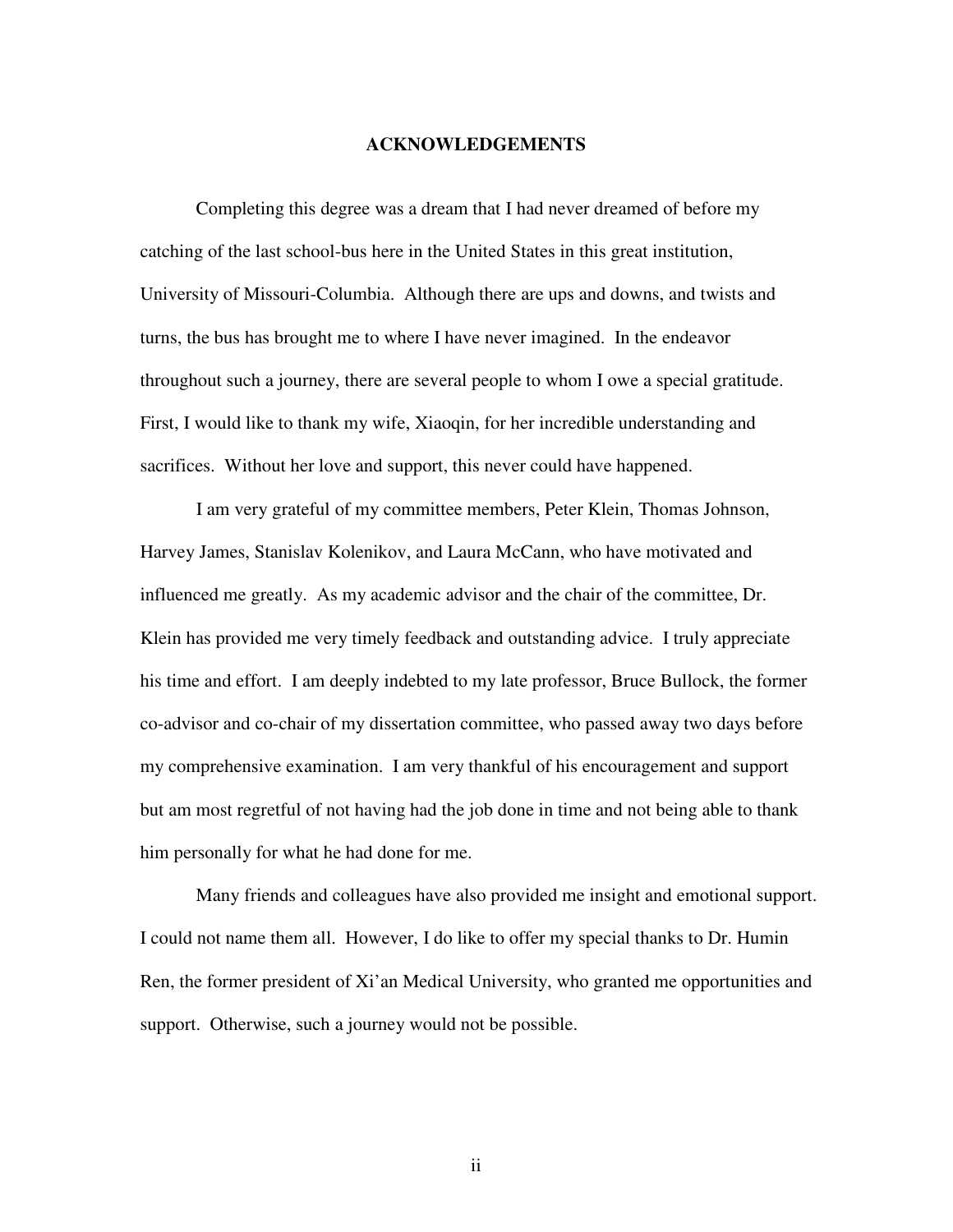# ACKNOWLEDGEMENTS

Completing this degree was a dream that I had never dreamed of before my catching of the last school-bus here in the United States in this great institution, University of Missouri-Columbia. Although there are ups and downs, and twists and turns, the bus has brought me to where I have never imagined. In the endeavor throughout such a journey, there are several people to whom I owe a special gratitude. First, I would like to thank my wife, Xiaoqin, for her incredible understanding and sacrifices. Without her love and support, this never could have happened.

I am very grateful of my committee members, Peter Klein, Thomas Johnson, Harvey James, Stanislav Kolenikov, and Laura McCann, who have motivated and influenced me greatly. As my academic advisor and the chair of the committee, Dr. Klein has provided me very timely feedback and outstanding advice. I truly appreciate his time and effort. I am deeply indebted to my late professor, Bruce Bullock, the former co-advisor and co-chair of my dissertation committee, who passed away two days before my comprehensive examination. I am very thankful of his encouragement and support but am most regretful of not having had the job done in time and not being able to thank him personally for what he had done for me.

Many friends and colleagues have also provided me insight and emotional support. I could not name them all. However, I do like to offer my special thanks to Dr. Humin Ren, the former president of Xi'an Medical University, who granted me opportunities and support. Otherwise, such a journey would not be possible.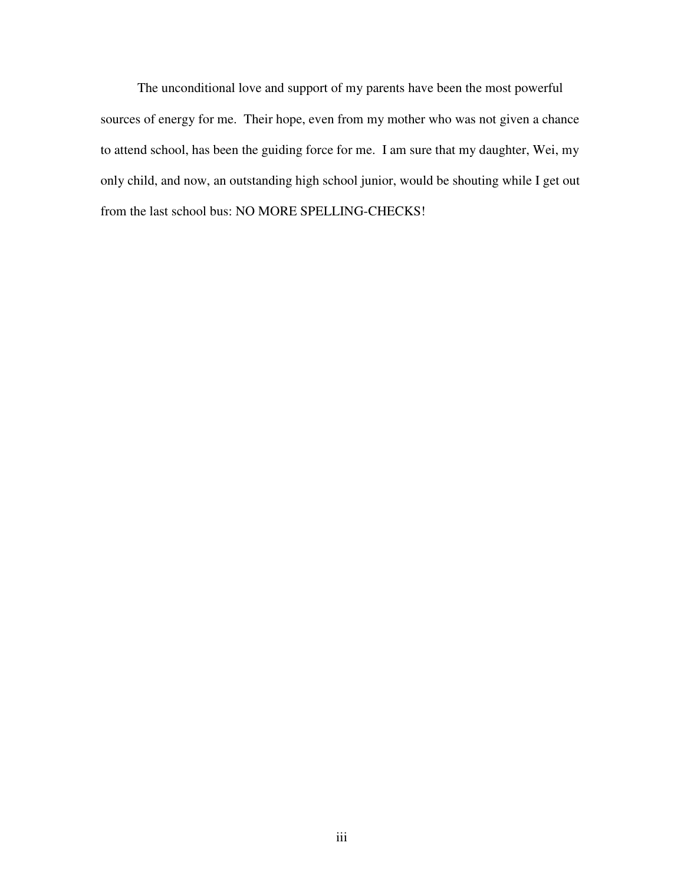The unconditional love and support of my parents have been the most powerful sources of energy for me. Their hope, even from my mother who was not given a chance to attend school, has been the guiding force for me. I am sure that my daughter, Wei, my only child, and now, an outstanding high school junior, would be shouting while I get out from the last school bus: NO MORE SPELLING-CHECKS!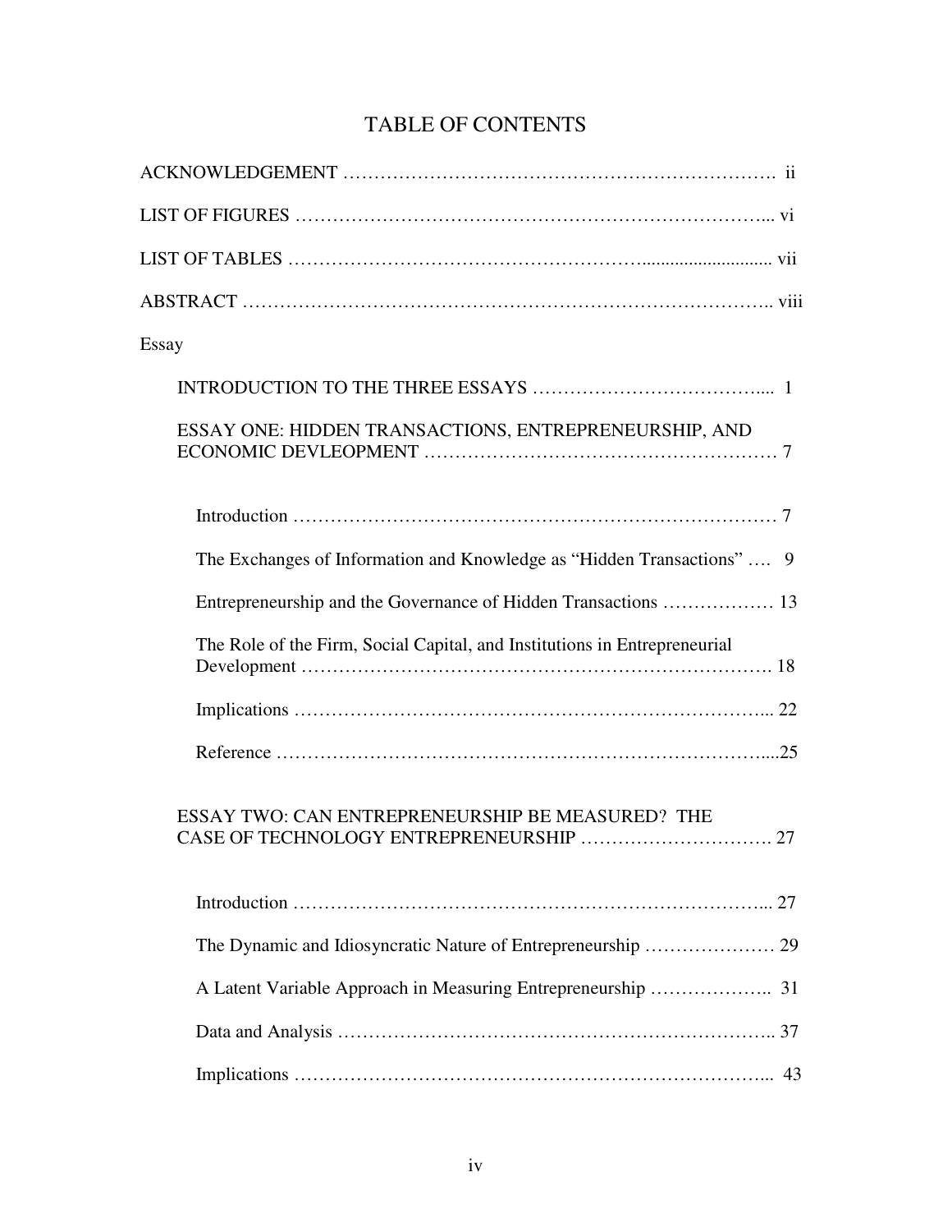# TABLE OF CONTENTS

ACKNOWLEDGEMENT …………………………………………………………. ii

LIST OF FIGURES ……………………………………………………………... vi

LIST OF TABLES ……………………………………………….......................... vii

ABSTRACT ………………………………………………………………………….. viii

Essay

INTRODUCTION TO THE THREE ESSAYS …………………………….... 1

ESSAY ONE: HIDDEN TRANSACTIONS, ENTREPRENEURSHIP, AND ECONOMIC DEVLEOPMENT ………………………………………………… 7

Introduction …………………………………………………………………… 7

The Exchanges of Information and Knowledge as "Hidden Transactions" …. 9

Entrepreneurship and the Governance of Hidden Transactions ……………… 13

The Role of the Firm, Social Capital, and Institutions in Entrepreneurial Development ………………………………………………………………. 18

Implications …………………………………………………………………... 22

Reference ……………………………………………………………………....25

ESSAY TWO: CAN ENTREPRENEURSHIP BE MEASURED? THE CASE OF TECHNOLOGY ENTREPRENEURSHIP …………………………. 27

Introduction …………………………………………………………………... 27

The Dynamic and Idiosyncratic Nature of Entrepreneurship ………………… 29

A Latent Variable Approach in Measuring Entrepreneurship ……………….. 31

Data and Analysis …………………………………………………………….. 37

Implications …………………………………………………………………... 43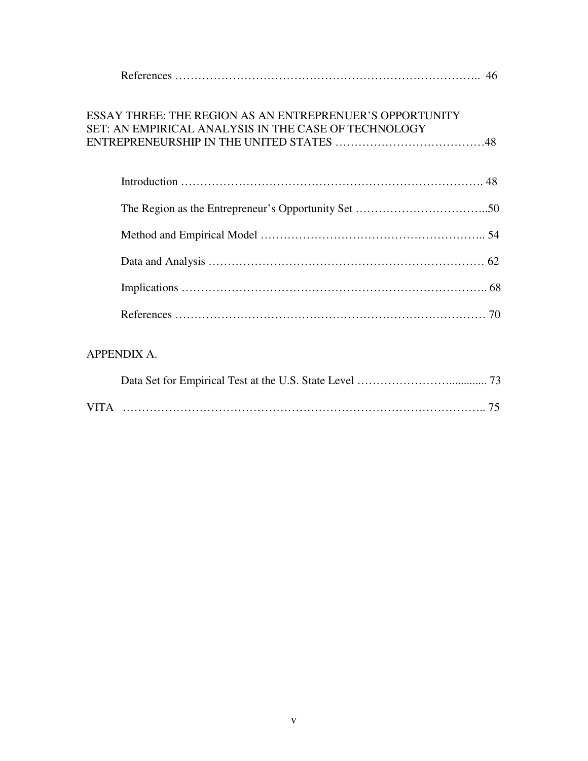References …………………………………………………………………….. 46

ESSAY THREE: THE REGION AS AN ENTREPRENUER'S OPPORTUNITY SET: AN EMPIRICAL ANALYSIS IN THE CASE OF TECHNOLOGY ENTREPRENEURSHIP IN THE UNITED STATES …………………………………48

Introduction ………………………………………………………………………. 48

The Region as the Entrepreneur's Opportunity Set ……………………………..50

Method and Empirical Model ……………………………………………….. 54

Data and Analysis ……………………………………………………………… 62

Implications ……………………………………………………………………….. 68

References ……………………………………………………………………… 70

APPENDIX A.

Data Set for Empirical Test at the U.S. State Level ……………………............. 73

VITA ……………………………………………………………………………….. 75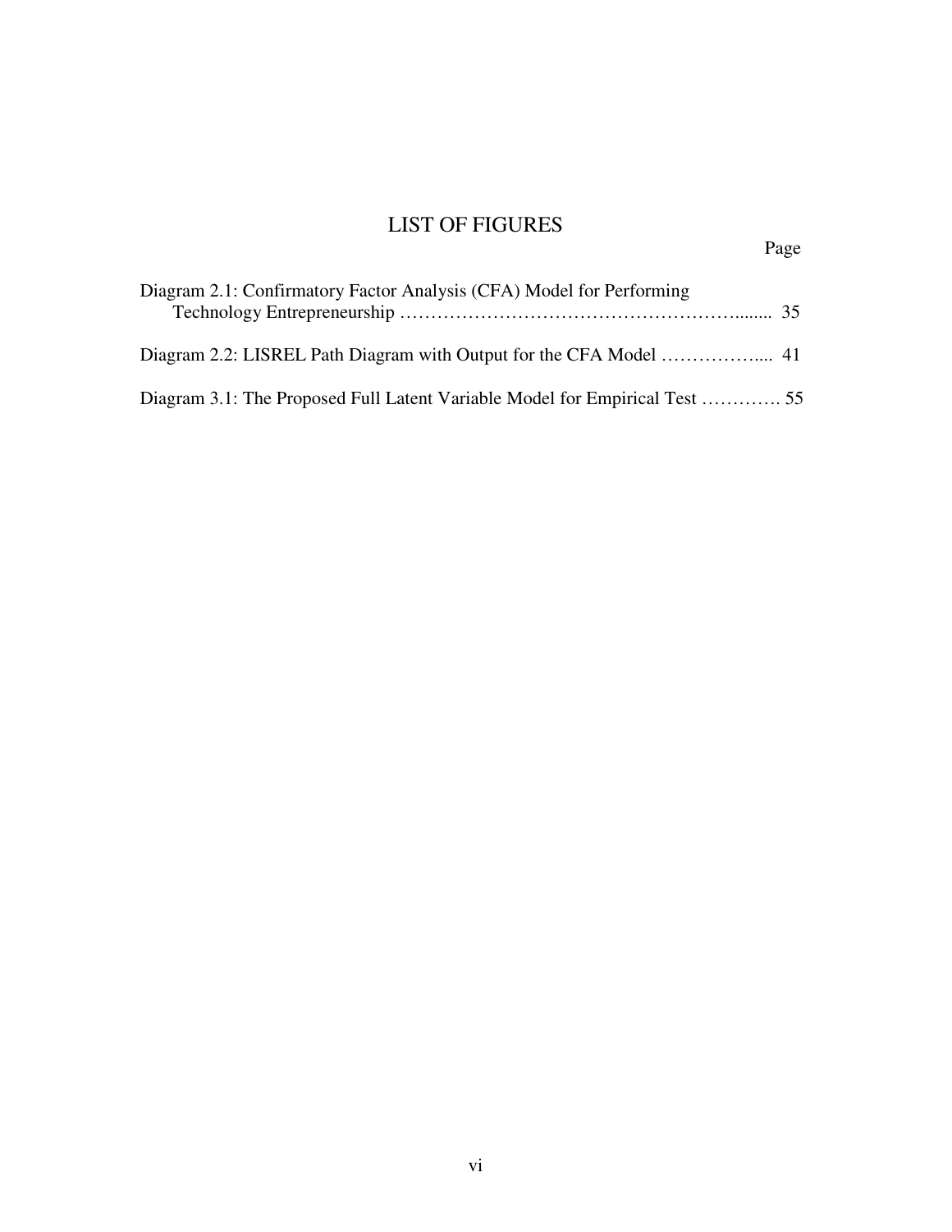# LIST OF FIGURES

Page

Diagram 2.1: Confirmatory Factor Analysis (CFA) Model for Performing Technology Entrepreneurship ……………………………………………….......  35

Diagram 2.2: LISREL Path Diagram with Output for the CFA Model ……………....  41

Diagram 3.1: The Proposed Full Latent Variable Model for Empirical Test …………. 55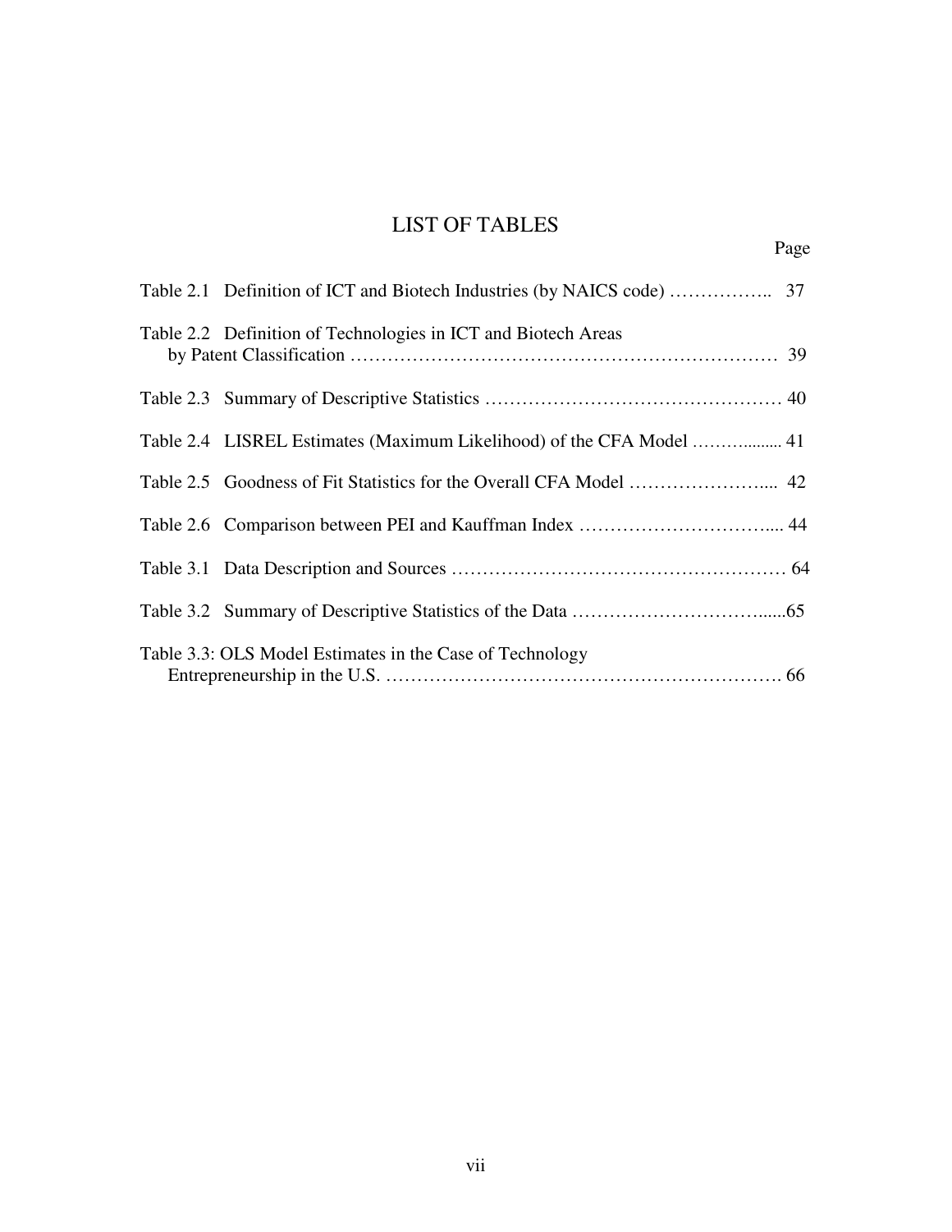# LIST OF TABLES

Page

Table 2.1 Definition of ICT and Biotech Industries (by NAICS code) …………….. 37

Table 2.2 Definition of Technologies in ICT and Biotech Areas by Patent Classification ………………………………………………………… 39

Table 2.3 Summary of Descriptive Statistics ………………………………………… 40

Table 2.4 LISREL Estimates (Maximum Likelihood) of the CFA Model ……......... 41

Table 2.5 Goodness of Fit Statistics for the Overall CFA Model ………………….... 42

Table 2.6 Comparison between PEI and Kauffman Index …………………………... 44

Table 3.1 Data Description and Sources ……………………………………………… 64

Table 3.2 Summary of Descriptive Statistics of the Data …………………………......65

Table 3.3: OLS Model Estimates in the Case of Technology Entrepreneurship in the U.S. ………………………………………………………. 66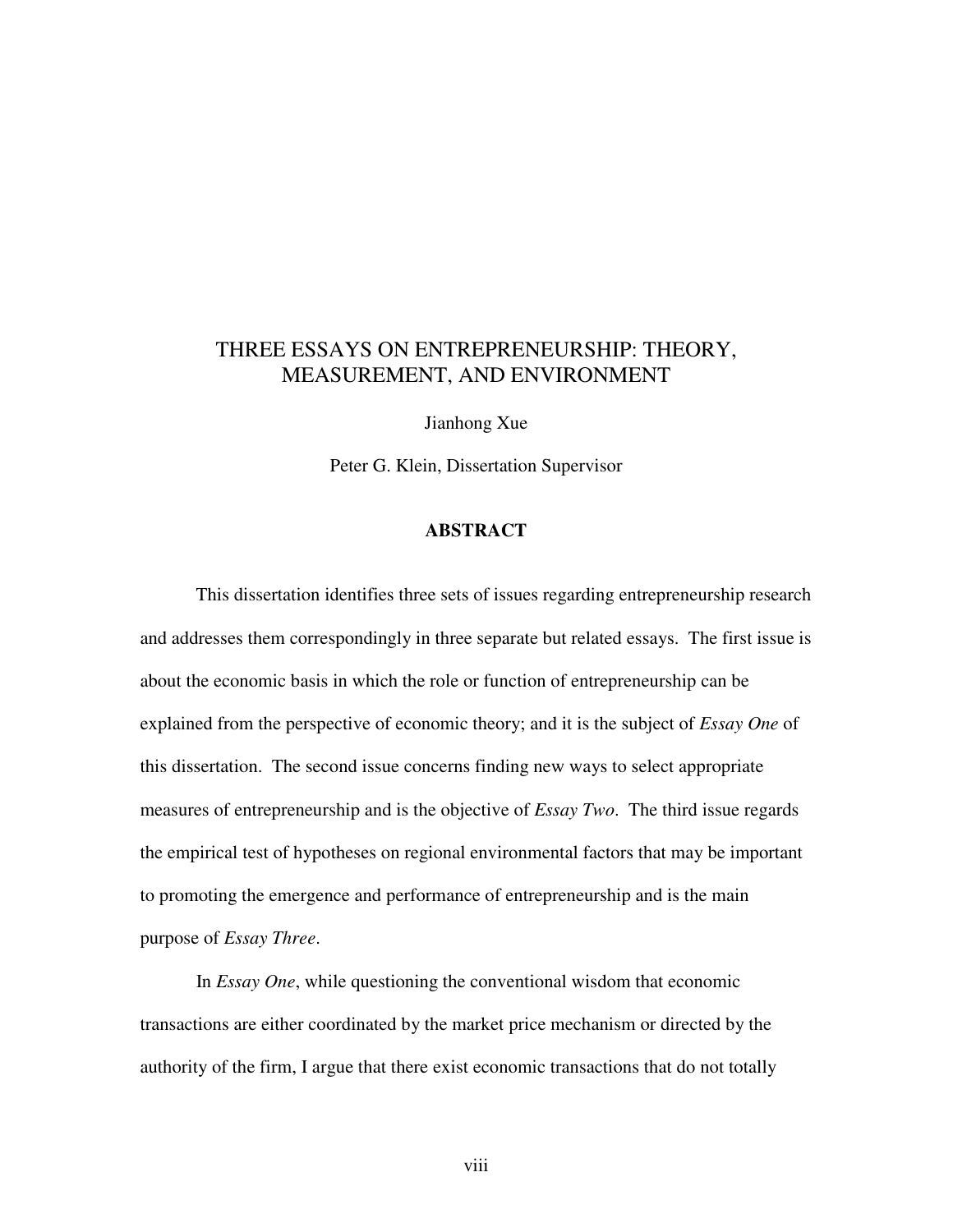# THREE ESSAYS ON ENTREPRENEURSHIP: THEORY, MEASUREMENT, AND ENVIRONMENT

Jianhong Xue

Peter G. Klein, Dissertation Supervisor

## ABSTRACT

This dissertation identifies three sets of issues regarding entrepreneurship research and addresses them correspondingly in three separate but related essays. The first issue is about the economic basis in which the role or function of entrepreneurship can be explained from the perspective of economic theory; and it is the subject of *Essay One* of this dissertation. The second issue concerns finding new ways to select appropriate measures of entrepreneurship and is the objective of *Essay Two*. The third issue regards the empirical test of hypotheses on regional environmental factors that may be important to promoting the emergence and performance of entrepreneurship and is the main purpose of *Essay Three*.

In *Essay One*, while questioning the conventional wisdom that economic transactions are either coordinated by the market price mechanism or directed by the authority of the firm, I argue that there exist economic transactions that do not totally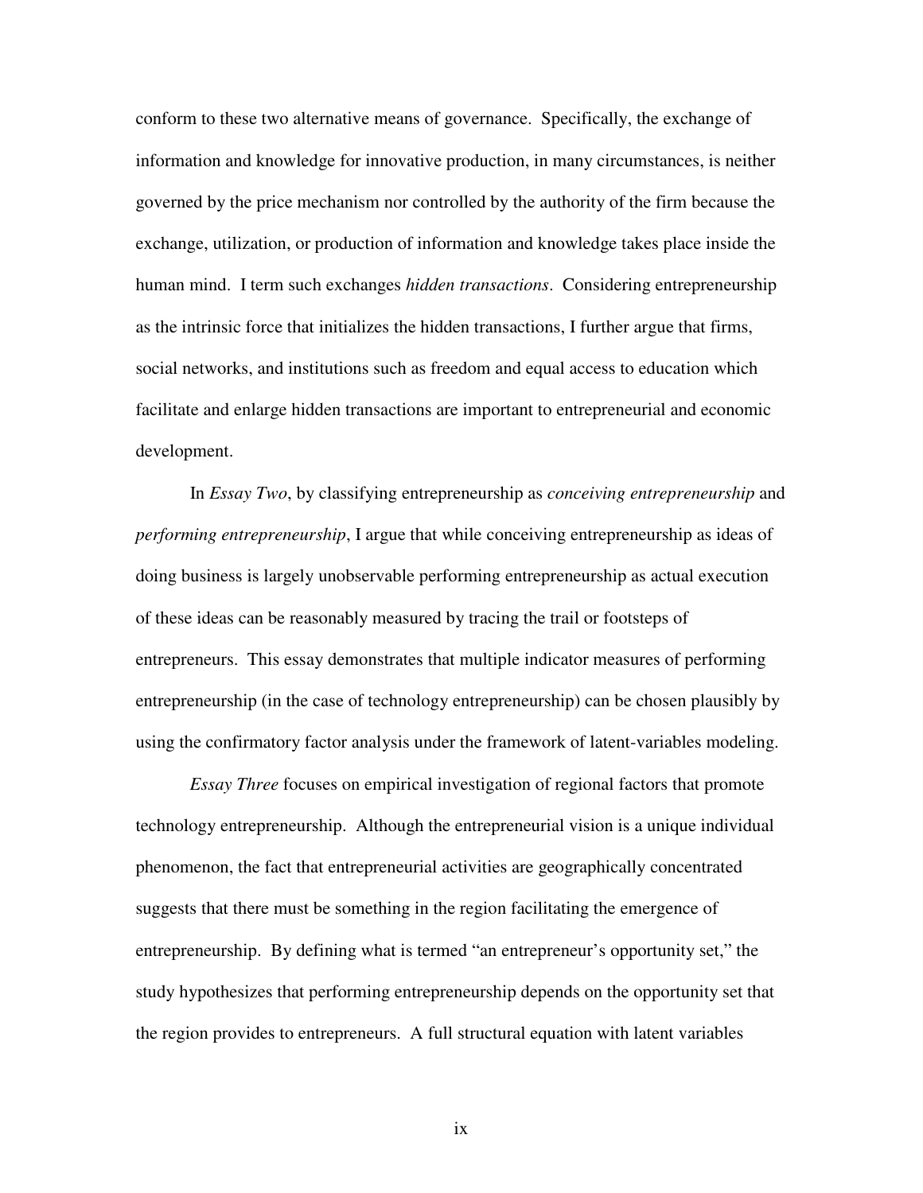conform to these two alternative means of governance. Specifically, the exchange of information and knowledge for innovative production, in many circumstances, is neither governed by the price mechanism nor controlled by the authority of the firm because the exchange, utilization, or production of information and knowledge takes place inside the human mind. I term such exchanges *hidden transactions*. Considering entrepreneurship as the intrinsic force that initializes the hidden transactions, I further argue that firms, social networks, and institutions such as freedom and equal access to education which facilitate and enlarge hidden transactions are important to entrepreneurial and economic development.

In *Essay Two*, by classifying entrepreneurship as *conceiving entrepreneurship* and *performing entrepreneurship*, I argue that while conceiving entrepreneurship as ideas of doing business is largely unobservable performing entrepreneurship as actual execution of these ideas can be reasonably measured by tracing the trail or footsteps of entrepreneurs. This essay demonstrates that multiple indicator measures of performing entrepreneurship (in the case of technology entrepreneurship) can be chosen plausibly by using the confirmatory factor analysis under the framework of latent-variables modeling.

*Essay Three* focuses on empirical investigation of regional factors that promote technology entrepreneurship. Although the entrepreneurial vision is a unique individual phenomenon, the fact that entrepreneurial activities are geographically concentrated suggests that there must be something in the region facilitating the emergence of entrepreneurship. By defining what is termed "an entrepreneur's opportunity set," the study hypothesizes that performing entrepreneurship depends on the opportunity set that the region provides to entrepreneurs. A full structural equation with latent variables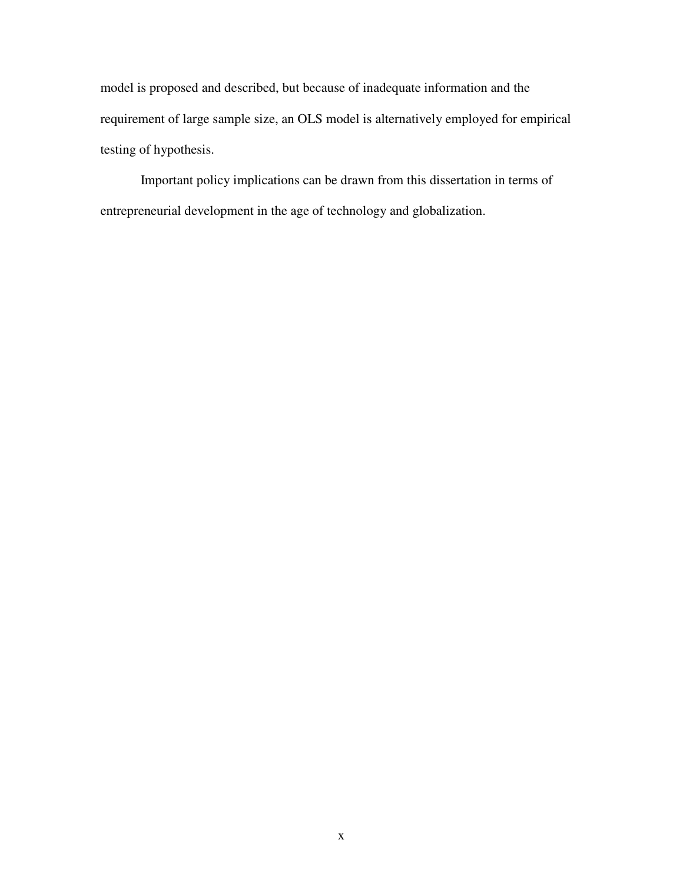model is proposed and described, but because of inadequate information and the requirement of large sample size, an OLS model is alternatively employed for empirical testing of hypothesis.

Important policy implications can be drawn from this dissertation in terms of entrepreneurial development in the age of technology and globalization.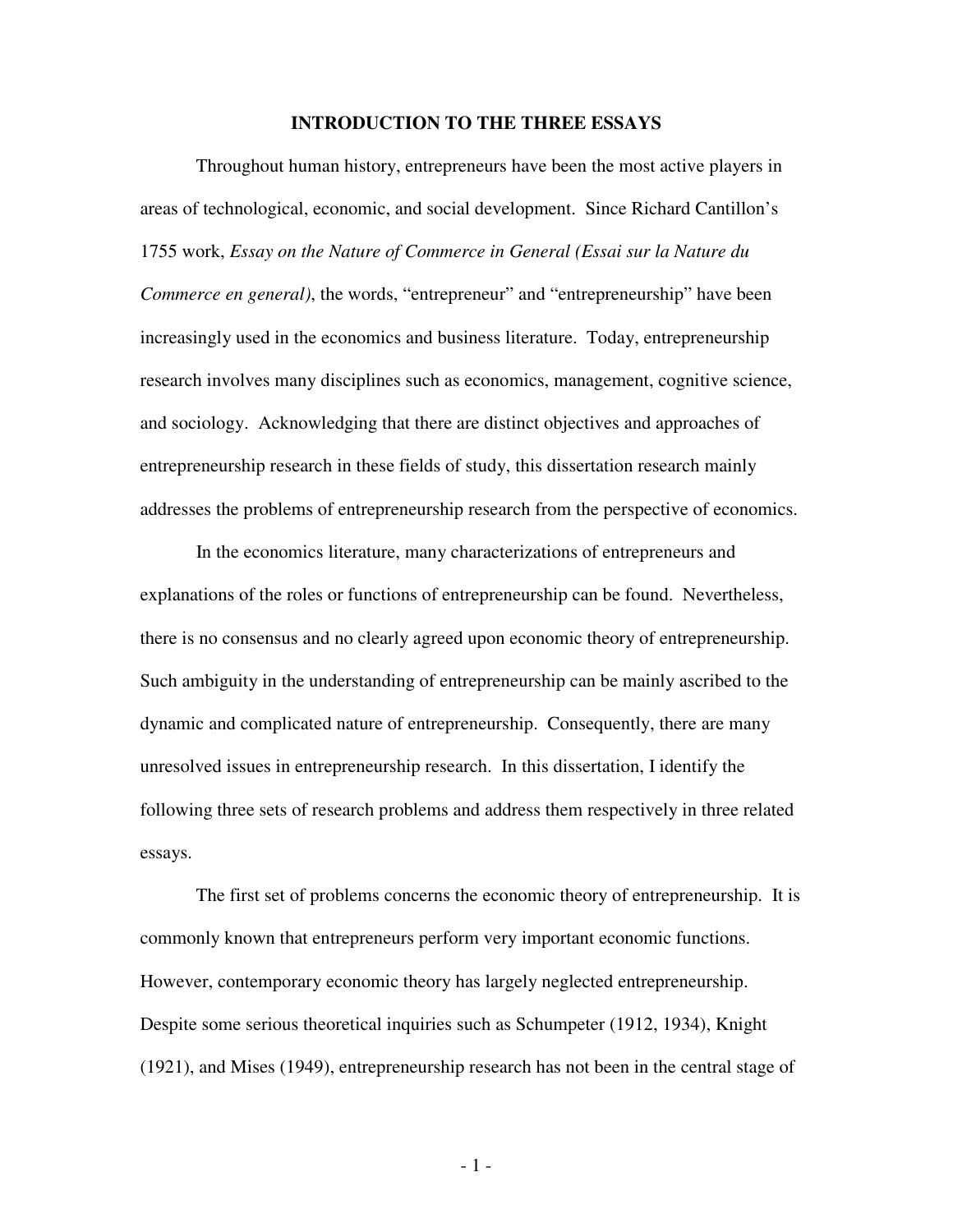# INTRODUCTION TO THE THREE ESSAYS

Throughout human history, entrepreneurs have been the most active players in areas of technological, economic, and social development. Since Richard Cantillon's 1755 work, *Essay on the Nature of Commerce in General (Essai sur la Nature du Commerce en general)*, the words, "entrepreneur" and "entrepreneurship" have been increasingly used in the economics and business literature. Today, entrepreneurship research involves many disciplines such as economics, management, cognitive science, and sociology. Acknowledging that there are distinct objectives and approaches of entrepreneurship research in these fields of study, this dissertation research mainly addresses the problems of entrepreneurship research from the perspective of economics.

In the economics literature, many characterizations of entrepreneurs and explanations of the roles or functions of entrepreneurship can be found. Nevertheless, there is no consensus and no clearly agreed upon economic theory of entrepreneurship. Such ambiguity in the understanding of entrepreneurship can be mainly ascribed to the dynamic and complicated nature of entrepreneurship. Consequently, there are many unresolved issues in entrepreneurship research. In this dissertation, I identify the following three sets of research problems and address them respectively in three related essays.

The first set of problems concerns the economic theory of entrepreneurship. It is commonly known that entrepreneurs perform very important economic functions. However, contemporary economic theory has largely neglected entrepreneurship. Despite some serious theoretical inquiries such as Schumpeter (1912, 1934), Knight (1921), and Mises (1949), entrepreneurship research has not been in the central stage of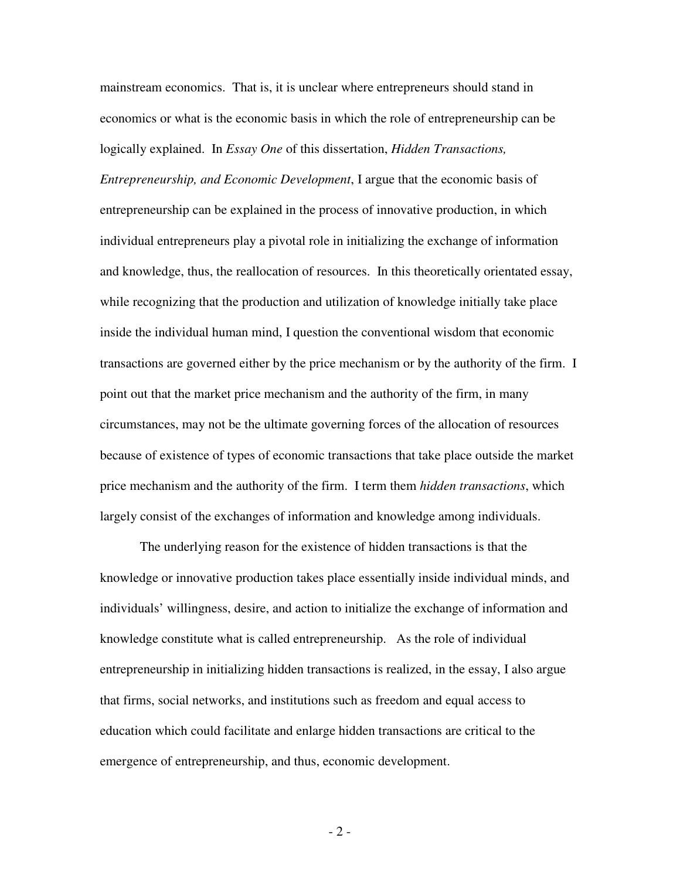mainstream economics. That is, it is unclear where entrepreneurs should stand in economics or what is the economic basis in which the role of entrepreneurship can be logically explained. In *Essay One* of this dissertation, *Hidden Transactions, Entrepreneurship, and Economic Development*, I argue that the economic basis of entrepreneurship can be explained in the process of innovative production, in which individual entrepreneurs play a pivotal role in initializing the exchange of information and knowledge, thus, the reallocation of resources. In this theoretically orientated essay, while recognizing that the production and utilization of knowledge initially take place inside the individual human mind, I question the conventional wisdom that economic transactions are governed either by the price mechanism or by the authority of the firm. I point out that the market price mechanism and the authority of the firm, in many circumstances, may not be the ultimate governing forces of the allocation of resources because of existence of types of economic transactions that take place outside the market price mechanism and the authority of the firm. I term them *hidden transactions*, which largely consist of the exchanges of information and knowledge among individuals.

The underlying reason for the existence of hidden transactions is that the knowledge or innovative production takes place essentially inside individual minds, and individuals' willingness, desire, and action to initialize the exchange of information and knowledge constitute what is called entrepreneurship. As the role of individual entrepreneurship in initializing hidden transactions is realized, in the essay, I also argue that firms, social networks, and institutions such as freedom and equal access to education which could facilitate and enlarge hidden transactions are critical to the emergence of entrepreneurship, and thus, economic development.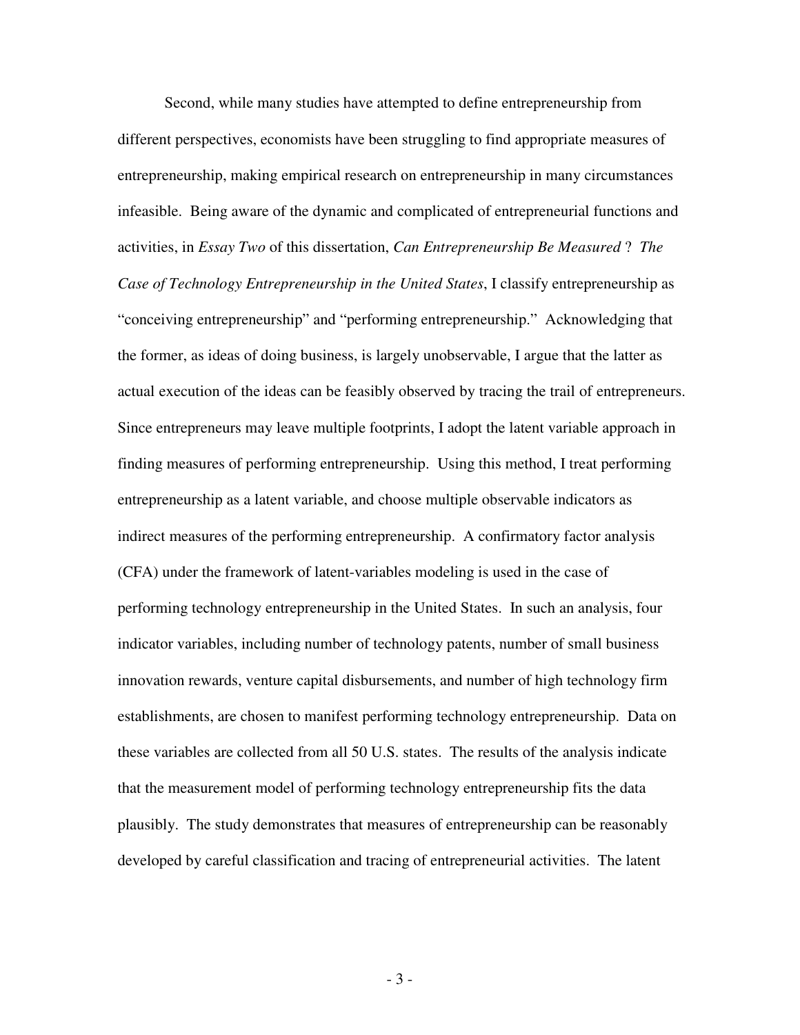Second, while many studies have attempted to define entrepreneurship from different perspectives, economists have been struggling to find appropriate measures of entrepreneurship, making empirical research on entrepreneurship in many circumstances infeasible. Being aware of the dynamic and complicated of entrepreneurial functions and activities, in *Essay Two* of this dissertation, *Can Entrepreneurship Be Measured* ? *The Case of Technology Entrepreneurship in the United States*, I classify entrepreneurship as "conceiving entrepreneurship" and "performing entrepreneurship." Acknowledging that the former, as ideas of doing business, is largely unobservable, I argue that the latter as actual execution of the ideas can be feasibly observed by tracing the trail of entrepreneurs. Since entrepreneurs may leave multiple footprints, I adopt the latent variable approach in finding measures of performing entrepreneurship. Using this method, I treat performing entrepreneurship as a latent variable, and choose multiple observable indicators as indirect measures of the performing entrepreneurship. A confirmatory factor analysis (CFA) under the framework of latent-variables modeling is used in the case of performing technology entrepreneurship in the United States. In such an analysis, four indicator variables, including number of technology patents, number of small business innovation rewards, venture capital disbursements, and number of high technology firm establishments, are chosen to manifest performing technology entrepreneurship. Data on these variables are collected from all 50 U.S. states. The results of the analysis indicate that the measurement model of performing technology entrepreneurship fits the data plausibly. The study demonstrates that measures of entrepreneurship can be reasonably developed by careful classification and tracing of entrepreneurial activities. The latent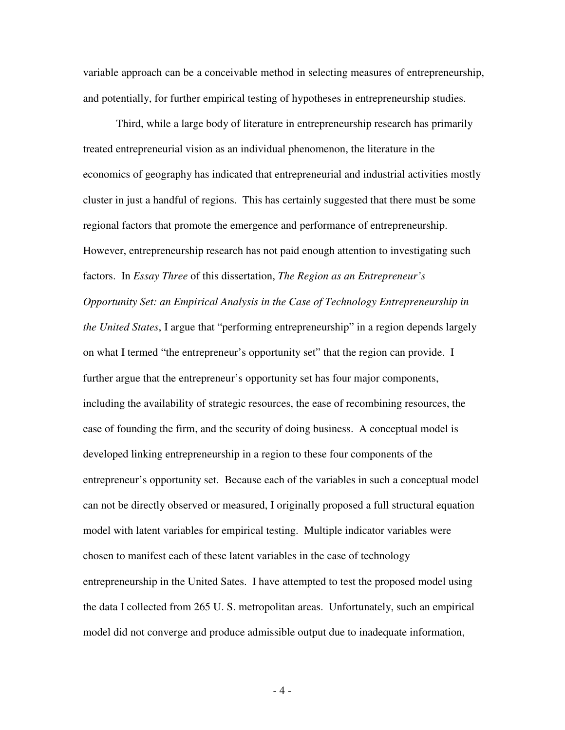variable approach can be a conceivable method in selecting measures of entrepreneurship, and potentially, for further empirical testing of hypotheses in entrepreneurship studies.

Third, while a large body of literature in entrepreneurship research has primarily treated entrepreneurial vision as an individual phenomenon, the literature in the economics of geography has indicated that entrepreneurial and industrial activities mostly cluster in just a handful of regions. This has certainly suggested that there must be some regional factors that promote the emergence and performance of entrepreneurship. However, entrepreneurship research has not paid enough attention to investigating such factors. In *Essay Three* of this dissertation, *The Region as an Entrepreneur's Opportunity Set: an Empirical Analysis in the Case of Technology Entrepreneurship in the United States*, I argue that "performing entrepreneurship" in a region depends largely on what I termed "the entrepreneur's opportunity set" that the region can provide. I further argue that the entrepreneur's opportunity set has four major components, including the availability of strategic resources, the ease of recombining resources, the ease of founding the firm, and the security of doing business. A conceptual model is developed linking entrepreneurship in a region to these four components of the entrepreneur's opportunity set. Because each of the variables in such a conceptual model can not be directly observed or measured, I originally proposed a full structural equation model with latent variables for empirical testing. Multiple indicator variables were chosen to manifest each of these latent variables in the case of technology entrepreneurship in the United Sates. I have attempted to test the proposed model using the data I collected from 265 U. S. metropolitan areas. Unfortunately, such an empirical model did not converge and produce admissible output due to inadequate information,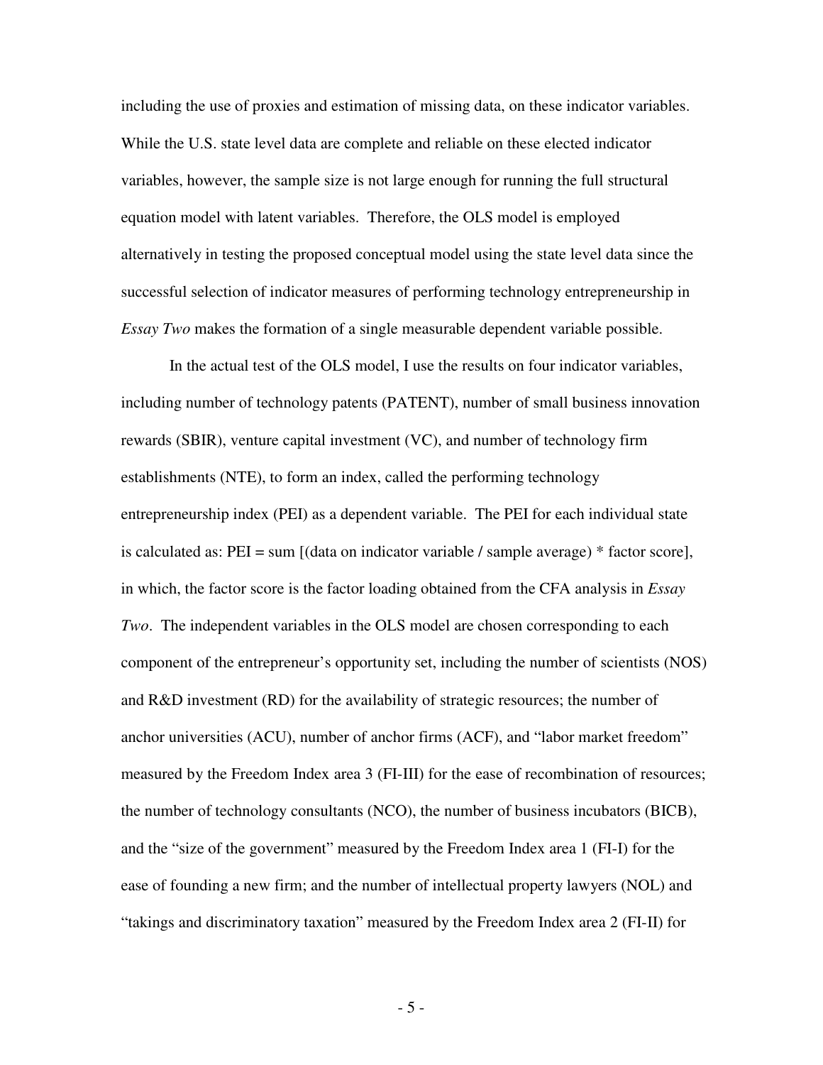including the use of proxies and estimation of missing data, on these indicator variables. While the U.S. state level data are complete and reliable on these elected indicator variables, however, the sample size is not large enough for running the full structural equation model with latent variables. Therefore, the OLS model is employed alternatively in testing the proposed conceptual model using the state level data since the successful selection of indicator measures of performing technology entrepreneurship in *Essay Two* makes the formation of a single measurable dependent variable possible.

In the actual test of the OLS model, I use the results on four indicator variables, including number of technology patents (PATENT), number of small business innovation rewards (SBIR), venture capital investment (VC), and number of technology firm establishments (NTE), to form an index, called the performing technology entrepreneurship index (PEI) as a dependent variable. The PEI for each individual state is calculated as: PEI = sum [(data on indicator variable / sample average) * factor score], in which, the factor score is the factor loading obtained from the CFA analysis in *Essay Two*. The independent variables in the OLS model are chosen corresponding to each component of the entrepreneur's opportunity set, including the number of scientists (NOS) and R&D investment (RD) for the availability of strategic resources; the number of anchor universities (ACU), number of anchor firms (ACF), and "labor market freedom" measured by the Freedom Index area 3 (FI-III) for the ease of recombination of resources; the number of technology consultants (NCO), the number of business incubators (BICB), and the "size of the government" measured by the Freedom Index area 1 (FI-I) for the ease of founding a new firm; and the number of intellectual property lawyers (NOL) and "takings and discriminatory taxation" measured by the Freedom Index area 2 (FI-II) for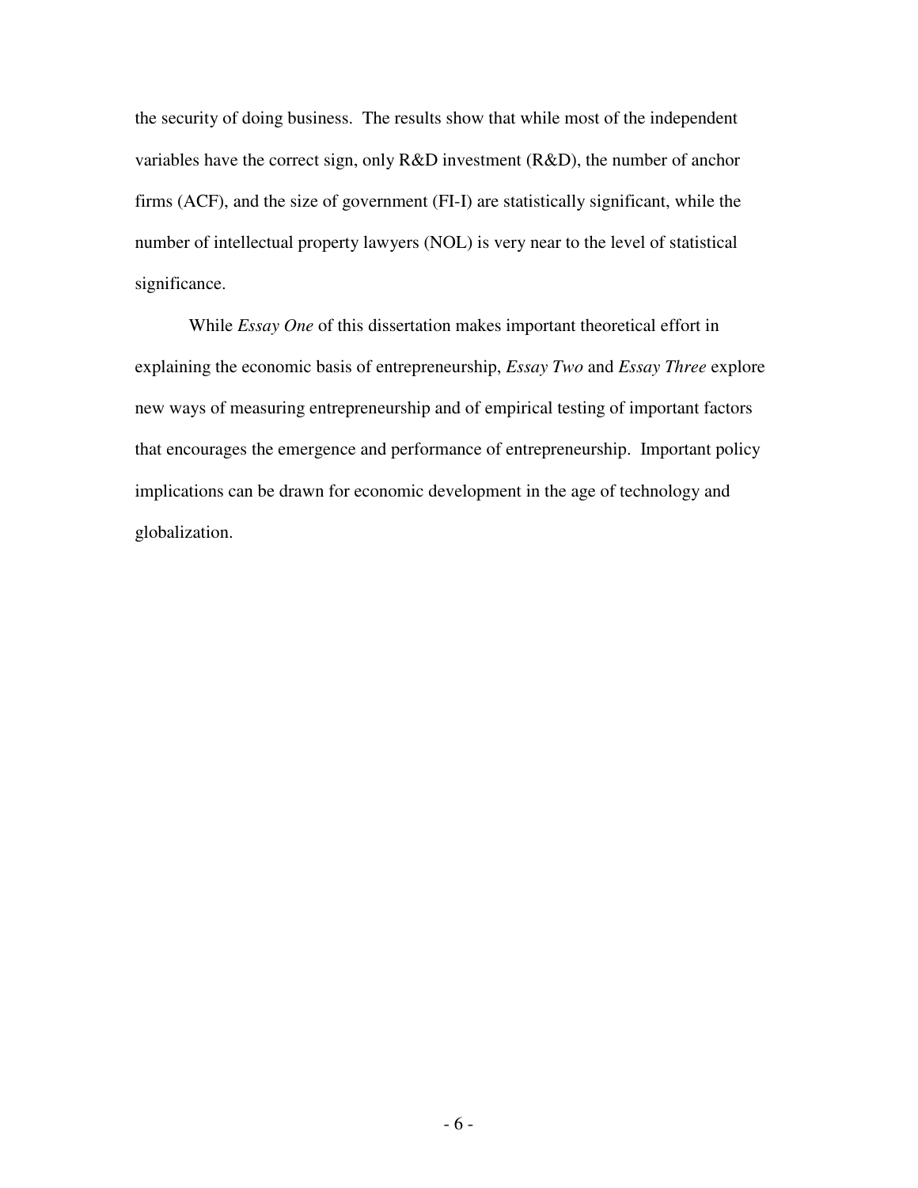the security of doing business. The results show that while most of the independent variables have the correct sign, only R&D investment (R&D), the number of anchor firms (ACF), and the size of government (FI-I) are statistically significant, while the number of intellectual property lawyers (NOL) is very near to the level of statistical significance.

While *Essay One* of this dissertation makes important theoretical effort in explaining the economic basis of entrepreneurship, *Essay Two* and *Essay Three* explore new ways of measuring entrepreneurship and of empirical testing of important factors that encourages the emergence and performance of entrepreneurship. Important policy implications can be drawn for economic development in the age of technology and globalization.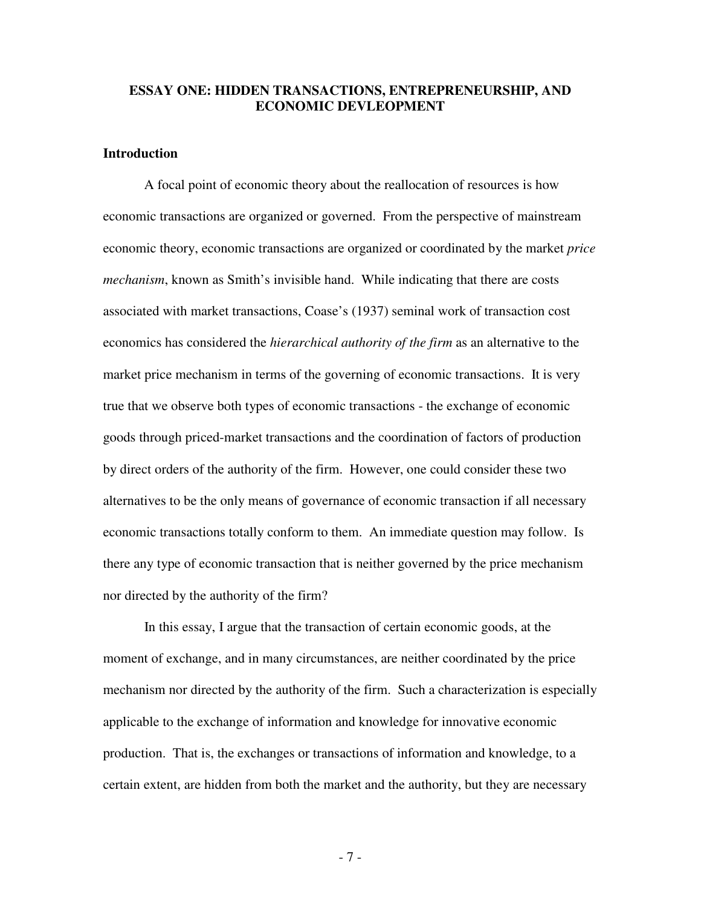## ESSAY ONE: HIDDEN TRANSACTIONS, ENTREPRENEURSHIP, AND ECONOMIC DEVLEOPMENT

### Introduction

A focal point of economic theory about the reallocation of resources is how economic transactions are organized or governed. From the perspective of mainstream economic theory, economic transactions are organized or coordinated by the market *price mechanism*, known as Smith's invisible hand. While indicating that there are costs associated with market transactions, Coase's (1937) seminal work of transaction cost economics has considered the *hierarchical authority of the firm* as an alternative to the market price mechanism in terms of the governing of economic transactions. It is very true that we observe both types of economic transactions - the exchange of economic goods through priced-market transactions and the coordination of factors of production by direct orders of the authority of the firm. However, one could consider these two alternatives to be the only means of governance of economic transaction if all necessary economic transactions totally conform to them. An immediate question may follow. Is there any type of economic transaction that is neither governed by the price mechanism nor directed by the authority of the firm?

In this essay, I argue that the transaction of certain economic goods, at the moment of exchange, and in many circumstances, are neither coordinated by the price mechanism nor directed by the authority of the firm. Such a characterization is especially applicable to the exchange of information and knowledge for innovative economic production. That is, the exchanges or transactions of information and knowledge, to a certain extent, are hidden from both the market and the authority, but they are necessary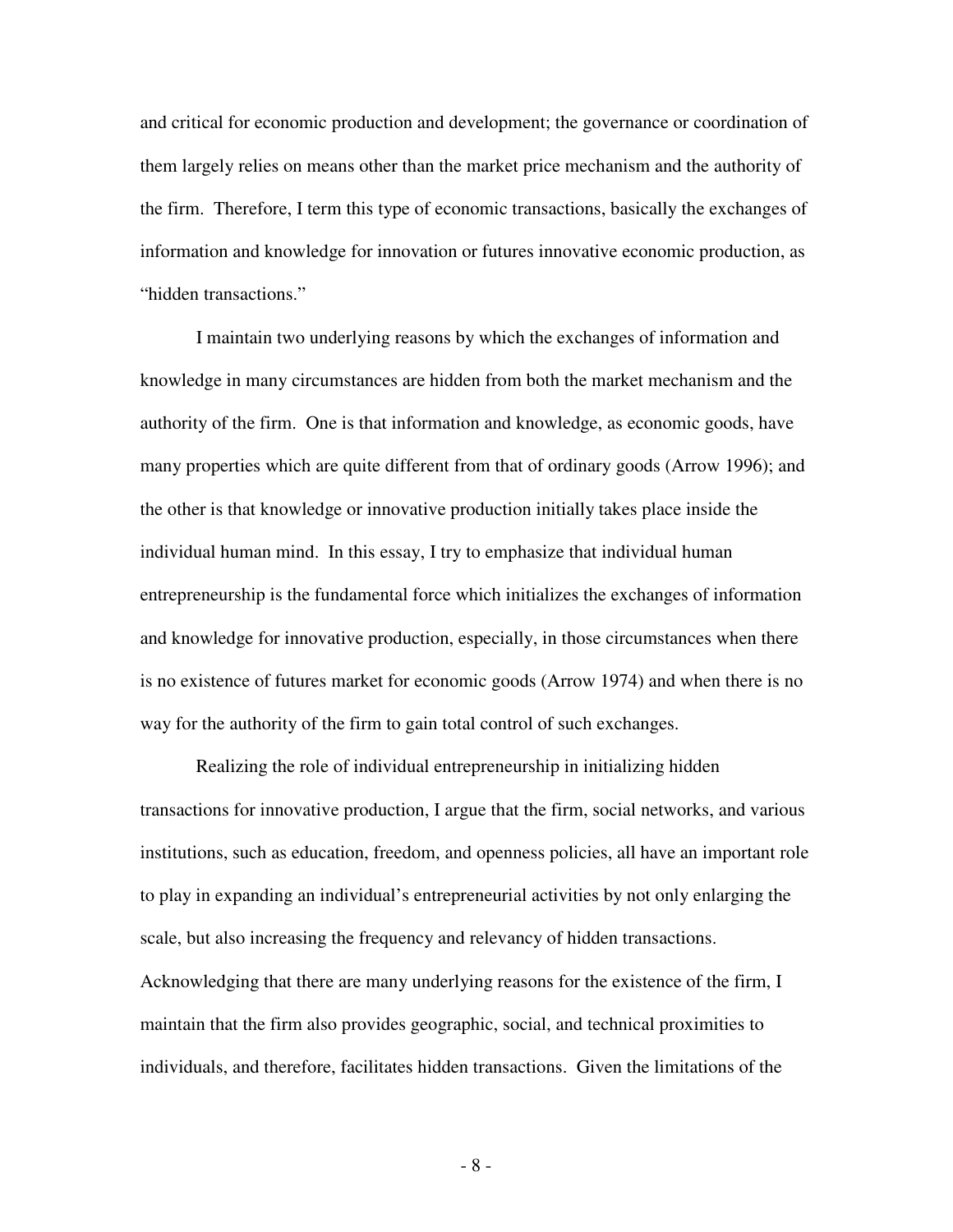and critical for economic production and development; the governance or coordination of them largely relies on means other than the market price mechanism and the authority of the firm. Therefore, I term this type of economic transactions, basically the exchanges of information and knowledge for innovation or futures innovative economic production, as "hidden transactions."

I maintain two underlying reasons by which the exchanges of information and knowledge in many circumstances are hidden from both the market mechanism and the authority of the firm. One is that information and knowledge, as economic goods, have many properties which are quite different from that of ordinary goods (Arrow 1996); and the other is that knowledge or innovative production initially takes place inside the individual human mind. In this essay, I try to emphasize that individual human entrepreneurship is the fundamental force which initializes the exchanges of information and knowledge for innovative production, especially, in those circumstances when there is no existence of futures market for economic goods (Arrow 1974) and when there is no way for the authority of the firm to gain total control of such exchanges.

Realizing the role of individual entrepreneurship in initializing hidden transactions for innovative production, I argue that the firm, social networks, and various institutions, such as education, freedom, and openness policies, all have an important role to play in expanding an individual's entrepreneurial activities by not only enlarging the scale, but also increasing the frequency and relevancy of hidden transactions. Acknowledging that there are many underlying reasons for the existence of the firm, I maintain that the firm also provides geographic, social, and technical proximities to individuals, and therefore, facilitates hidden transactions. Given the limitations of the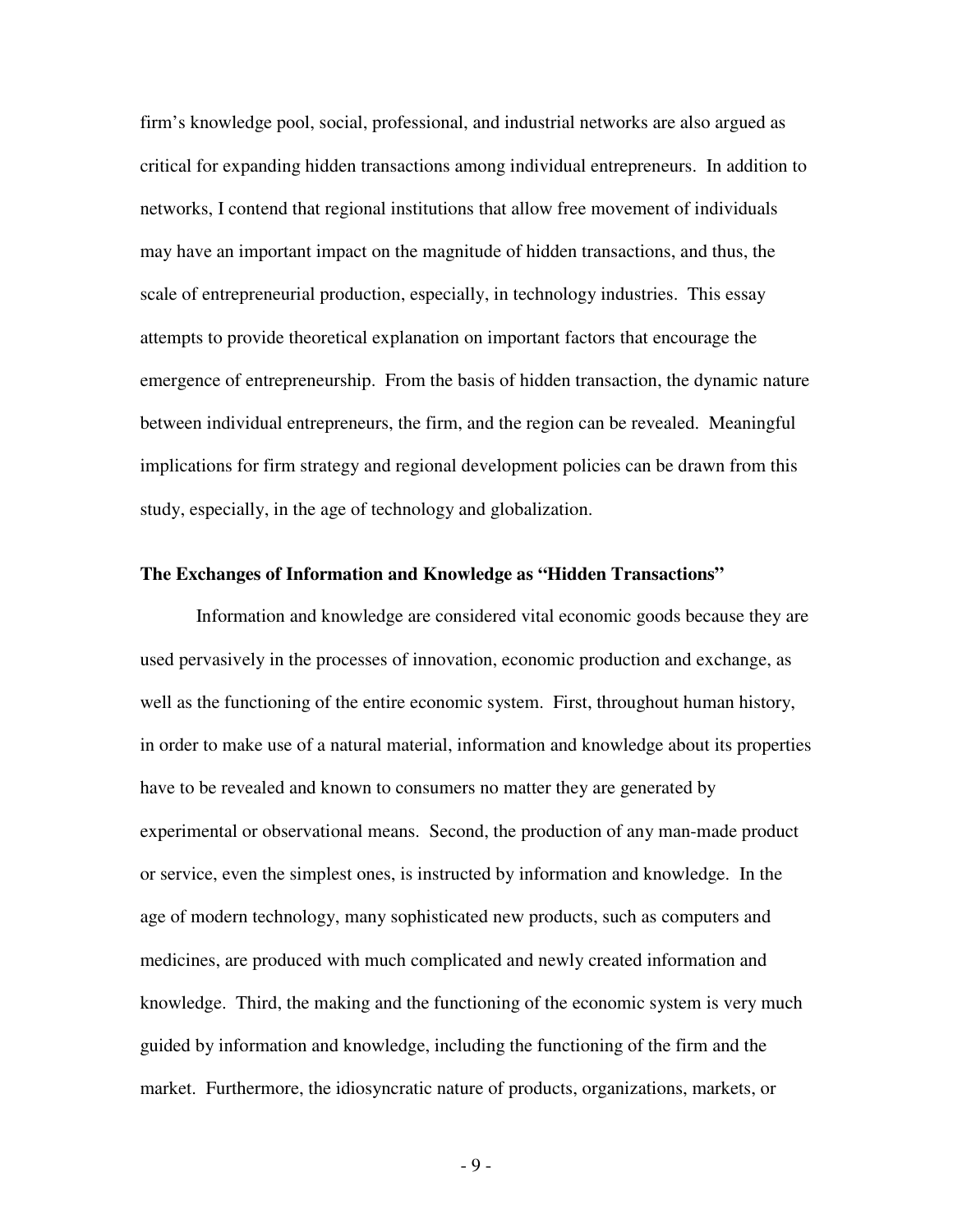firm's knowledge pool, social, professional, and industrial networks are also argued as critical for expanding hidden transactions among individual entrepreneurs. In addition to networks, I contend that regional institutions that allow free movement of individuals may have an important impact on the magnitude of hidden transactions, and thus, the scale of entrepreneurial production, especially, in technology industries. This essay attempts to provide theoretical explanation on important factors that encourage the emergence of entrepreneurship. From the basis of hidden transaction, the dynamic nature between individual entrepreneurs, the firm, and the region can be revealed. Meaningful implications for firm strategy and regional development policies can be drawn from this study, especially, in the age of technology and globalization.

**The Exchanges of Information and Knowledge as "Hidden Transactions"**

Information and knowledge are considered vital economic goods because they are used pervasively in the processes of innovation, economic production and exchange, as well as the functioning of the entire economic system. First, throughout human history, in order to make use of a natural material, information and knowledge about its properties have to be revealed and known to consumers no matter they are generated by experimental or observational means. Second, the production of any man-made product or service, even the simplest ones, is instructed by information and knowledge. In the age of modern technology, many sophisticated new products, such as computers and medicines, are produced with much complicated and newly created information and knowledge. Third, the making and the functioning of the economic system is very much guided by information and knowledge, including the functioning of the firm and the market. Furthermore, the idiosyncratic nature of products, organizations, markets, or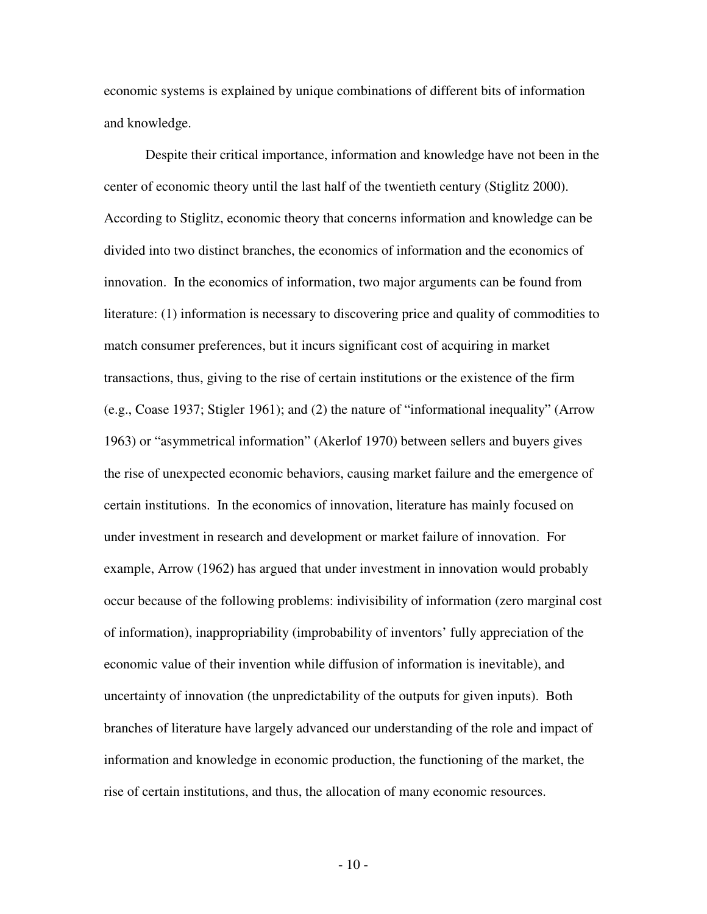economic systems is explained by unique combinations of different bits of information and knowledge.

Despite their critical importance, information and knowledge have not been in the center of economic theory until the last half of the twentieth century (Stiglitz 2000). According to Stiglitz, economic theory that concerns information and knowledge can be divided into two distinct branches, the economics of information and the economics of innovation. In the economics of information, two major arguments can be found from literature: (1) information is necessary to discovering price and quality of commodities to match consumer preferences, but it incurs significant cost of acquiring in market transactions, thus, giving to the rise of certain institutions or the existence of the firm (e.g., Coase 1937; Stigler 1961); and (2) the nature of "informational inequality" (Arrow 1963) or "asymmetrical information" (Akerlof 1970) between sellers and buyers gives the rise of unexpected economic behaviors, causing market failure and the emergence of certain institutions. In the economics of innovation, literature has mainly focused on under investment in research and development or market failure of innovation. For example, Arrow (1962) has argued that under investment in innovation would probably occur because of the following problems: indivisibility of information (zero marginal cost of information), inappropriability (improbability of inventors' fully appreciation of the economic value of their invention while diffusion of information is inevitable), and uncertainty of innovation (the unpredictability of the outputs for given inputs). Both branches of literature have largely advanced our understanding of the role and impact of information and knowledge in economic production, the functioning of the market, the rise of certain institutions, and thus, the allocation of many economic resources.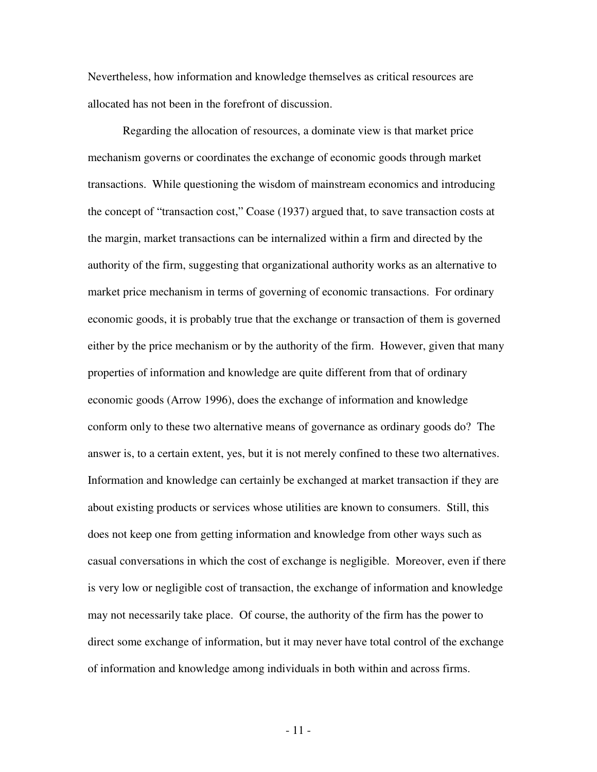Nevertheless, how information and knowledge themselves as critical resources are allocated has not been in the forefront of discussion.

Regarding the allocation of resources, a dominate view is that market price mechanism governs or coordinates the exchange of economic goods through market transactions. While questioning the wisdom of mainstream economics and introducing the concept of "transaction cost," Coase (1937) argued that, to save transaction costs at the margin, market transactions can be internalized within a firm and directed by the authority of the firm, suggesting that organizational authority works as an alternative to market price mechanism in terms of governing of economic transactions. For ordinary economic goods, it is probably true that the exchange or transaction of them is governed either by the price mechanism or by the authority of the firm. However, given that many properties of information and knowledge are quite different from that of ordinary economic goods (Arrow 1996), does the exchange of information and knowledge conform only to these two alternative means of governance as ordinary goods do? The answer is, to a certain extent, yes, but it is not merely confined to these two alternatives. Information and knowledge can certainly be exchanged at market transaction if they are about existing products or services whose utilities are known to consumers. Still, this does not keep one from getting information and knowledge from other ways such as casual conversations in which the cost of exchange is negligible. Moreover, even if there is very low or negligible cost of transaction, the exchange of information and knowledge may not necessarily take place. Of course, the authority of the firm has the power to direct some exchange of information, but it may never have total control of the exchange of information and knowledge among individuals in both within and across firms.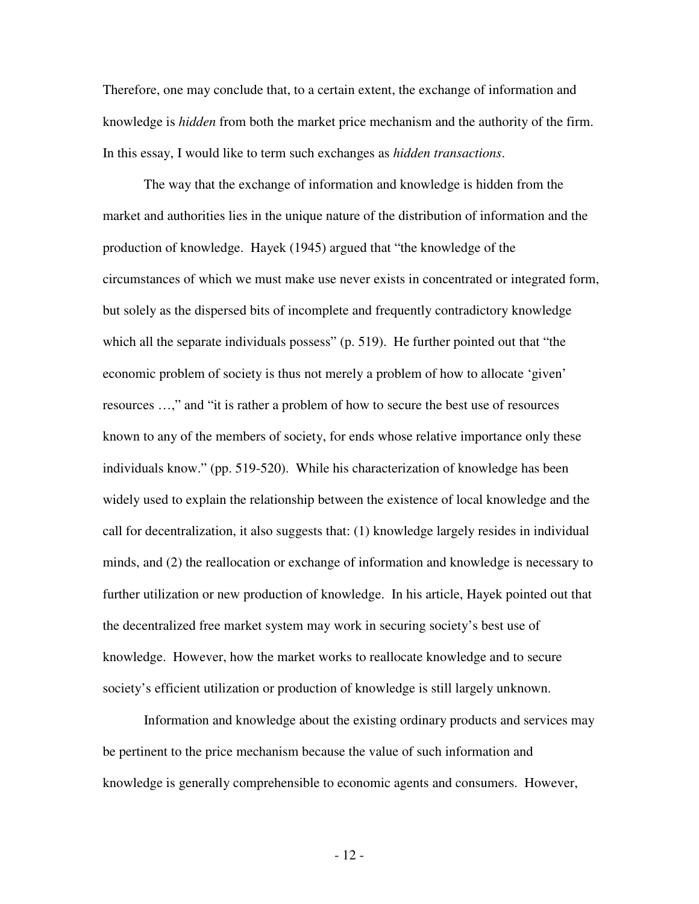Therefore, one may conclude that, to a certain extent, the exchange of information and knowledge is *hidden* from both the market price mechanism and the authority of the firm. In this essay, I would like to term such exchanges as *hidden transactions*.

The way that the exchange of information and knowledge is hidden from the market and authorities lies in the unique nature of the distribution of information and the production of knowledge. Hayek (1945) argued that "the knowledge of the circumstances of which we must make use never exists in concentrated or integrated form, but solely as the dispersed bits of incomplete and frequently contradictory knowledge which all the separate individuals possess" (p. 519). He further pointed out that "the economic problem of society is thus not merely a problem of how to allocate 'given' resources …," and "it is rather a problem of how to secure the best use of resources known to any of the members of society, for ends whose relative importance only these individuals know." (pp. 519-520). While his characterization of knowledge has been widely used to explain the relationship between the existence of local knowledge and the call for decentralization, it also suggests that: (1) knowledge largely resides in individual minds, and (2) the reallocation or exchange of information and knowledge is necessary to further utilization or new production of knowledge. In his article, Hayek pointed out that the decentralized free market system may work in securing society's best use of knowledge. However, how the market works to reallocate knowledge and to secure society's efficient utilization or production of knowledge is still largely unknown.

Information and knowledge about the existing ordinary products and services may be pertinent to the price mechanism because the value of such information and knowledge is generally comprehensible to economic agents and consumers. However,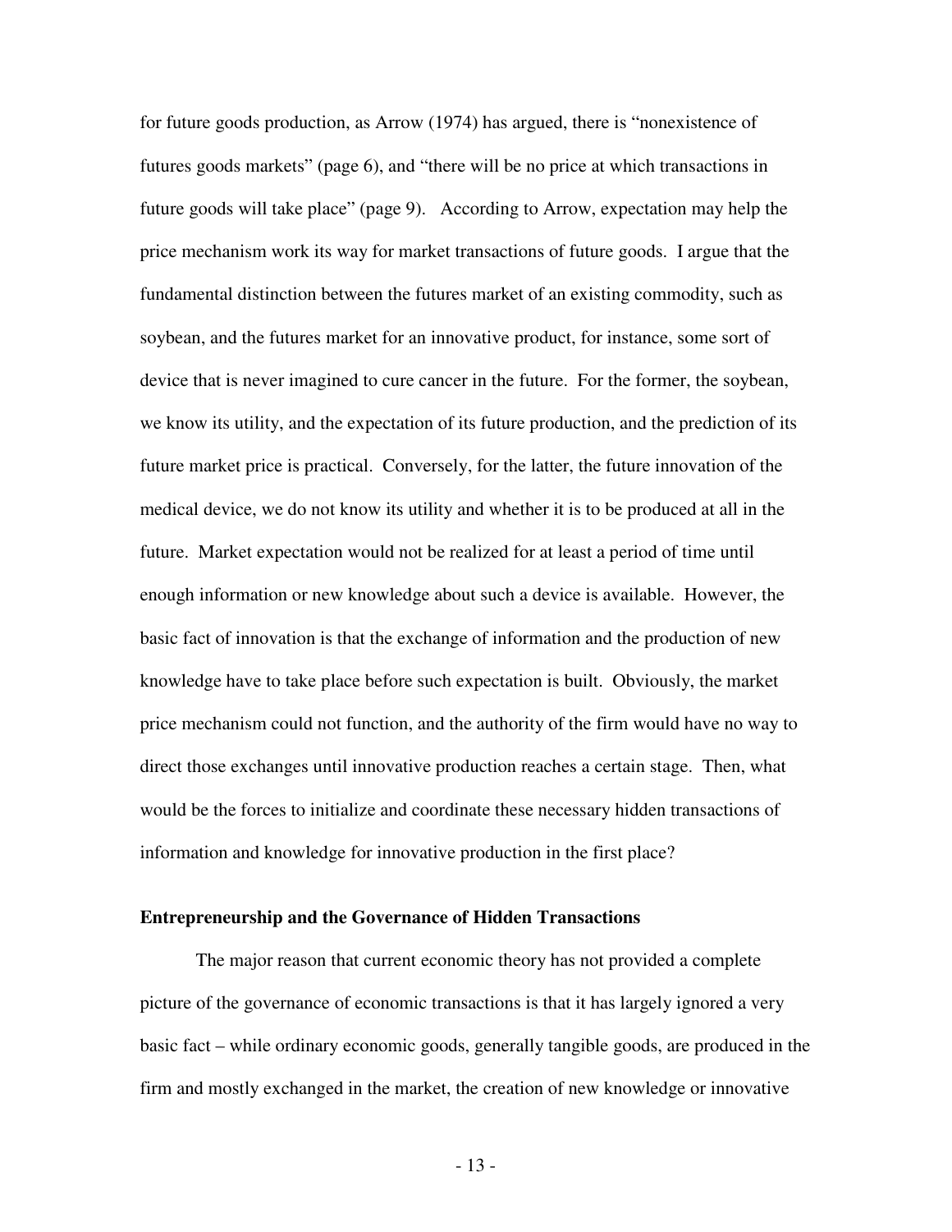for future goods production, as Arrow (1974) has argued, there is "nonexistence of futures goods markets" (page 6), and "there will be no price at which transactions in future goods will take place" (page 9). According to Arrow, expectation may help the price mechanism work its way for market transactions of future goods. I argue that the fundamental distinction between the futures market of an existing commodity, such as soybean, and the futures market for an innovative product, for instance, some sort of device that is never imagined to cure cancer in the future. For the former, the soybean, we know its utility, and the expectation of its future production, and the prediction of its future market price is practical. Conversely, for the latter, the future innovation of the medical device, we do not know its utility and whether it is to be produced at all in the future. Market expectation would not be realized for at least a period of time until enough information or new knowledge about such a device is available. However, the basic fact of innovation is that the exchange of information and the production of new knowledge have to take place before such expectation is built. Obviously, the market price mechanism could not function, and the authority of the firm would have no way to direct those exchanges until innovative production reaches a certain stage. Then, what would be the forces to initialize and coordinate these necessary hidden transactions of information and knowledge for innovative production in the first place?

**Entrepreneurship and the Governance of Hidden Transactions**

The major reason that current economic theory has not provided a complete picture of the governance of economic transactions is that it has largely ignored a very basic fact – while ordinary economic goods, generally tangible goods, are produced in the firm and mostly exchanged in the market, the creation of new knowledge or innovative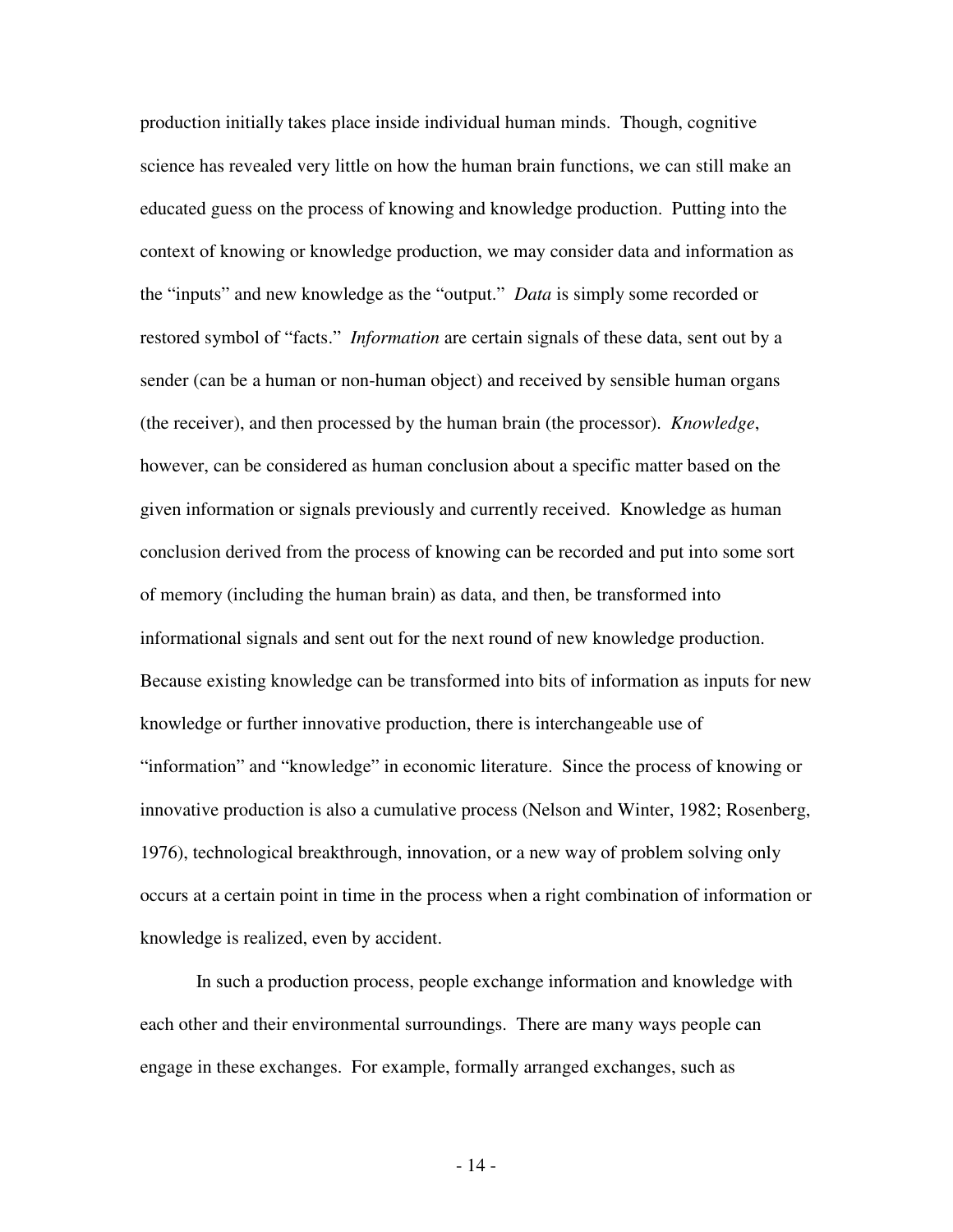production initially takes place inside individual human minds. Though, cognitive science has revealed very little on how the human brain functions, we can still make an educated guess on the process of knowing and knowledge production. Putting into the context of knowing or knowledge production, we may consider data and information as the "inputs" and new knowledge as the "output." *Data* is simply some recorded or restored symbol of "facts." *Information* are certain signals of these data, sent out by a sender (can be a human or non-human object) and received by sensible human organs (the receiver), and then processed by the human brain (the processor). *Knowledge*, however, can be considered as human conclusion about a specific matter based on the given information or signals previously and currently received. Knowledge as human conclusion derived from the process of knowing can be recorded and put into some sort of memory (including the human brain) as data, and then, be transformed into informational signals and sent out for the next round of new knowledge production. Because existing knowledge can be transformed into bits of information as inputs for new knowledge or further innovative production, there is interchangeable use of "information" and "knowledge" in economic literature. Since the process of knowing or innovative production is also a cumulative process (Nelson and Winter, 1982; Rosenberg, 1976), technological breakthrough, innovation, or a new way of problem solving only occurs at a certain point in time in the process when a right combination of information or knowledge is realized, even by accident.

In such a production process, people exchange information and knowledge with each other and their environmental surroundings. There are many ways people can engage in these exchanges. For example, formally arranged exchanges, such as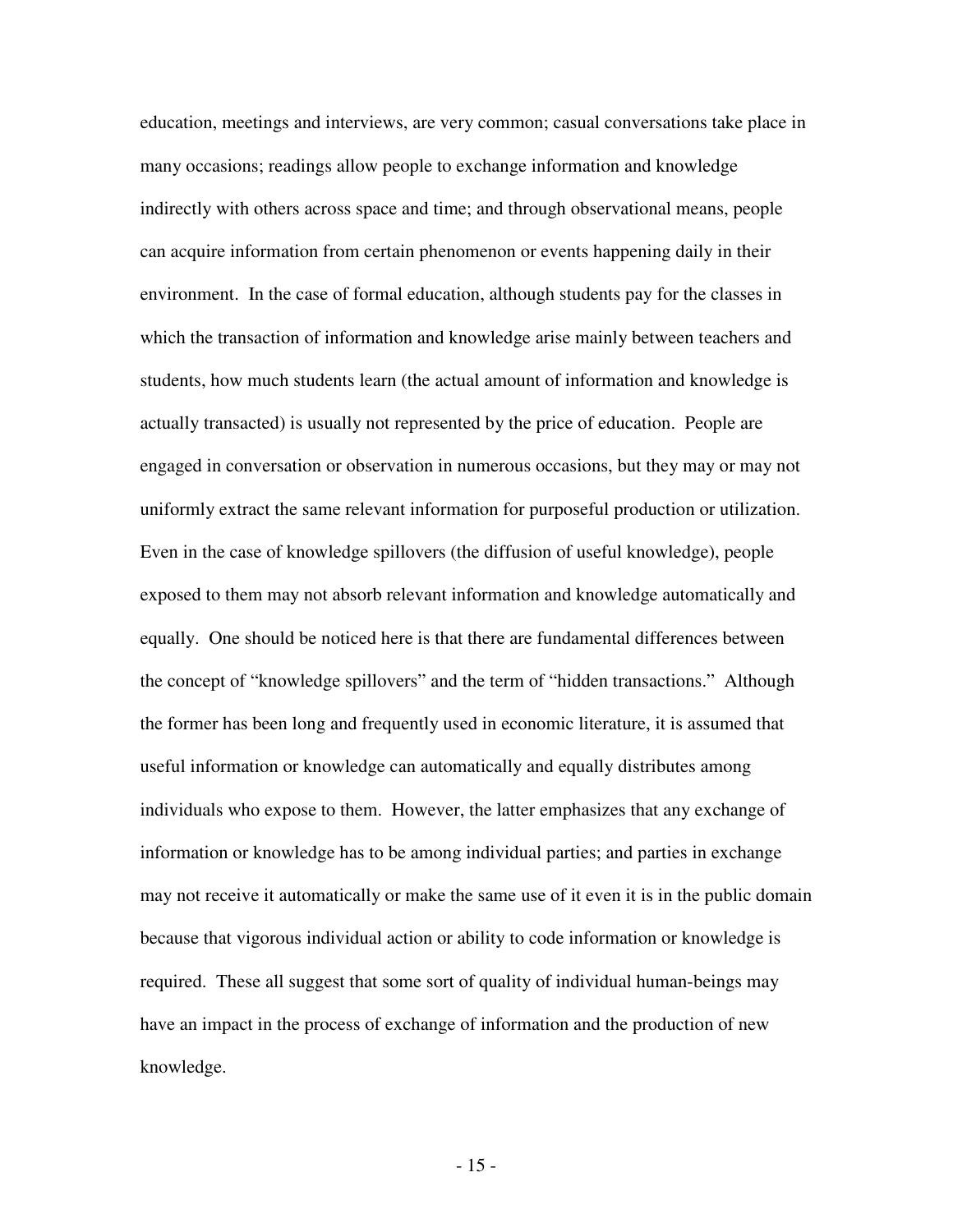education, meetings and interviews, are very common; casual conversations take place in many occasions; readings allow people to exchange information and knowledge indirectly with others across space and time; and through observational means, people can acquire information from certain phenomenon or events happening daily in their environment. In the case of formal education, although students pay for the classes in which the transaction of information and knowledge arise mainly between teachers and students, how much students learn (the actual amount of information and knowledge is actually transacted) is usually not represented by the price of education. People are engaged in conversation or observation in numerous occasions, but they may or may not uniformly extract the same relevant information for purposeful production or utilization. Even in the case of knowledge spillovers (the diffusion of useful knowledge), people exposed to them may not absorb relevant information and knowledge automatically and equally. One should be noticed here is that there are fundamental differences between the concept of "knowledge spillovers" and the term of "hidden transactions." Although the former has been long and frequently used in economic literature, it is assumed that useful information or knowledge can automatically and equally distributes among individuals who expose to them. However, the latter emphasizes that any exchange of information or knowledge has to be among individual parties; and parties in exchange may not receive it automatically or make the same use of it even it is in the public domain because that vigorous individual action or ability to code information or knowledge is required. These all suggest that some sort of quality of individual human-beings may have an impact in the process of exchange of information and the production of new knowledge.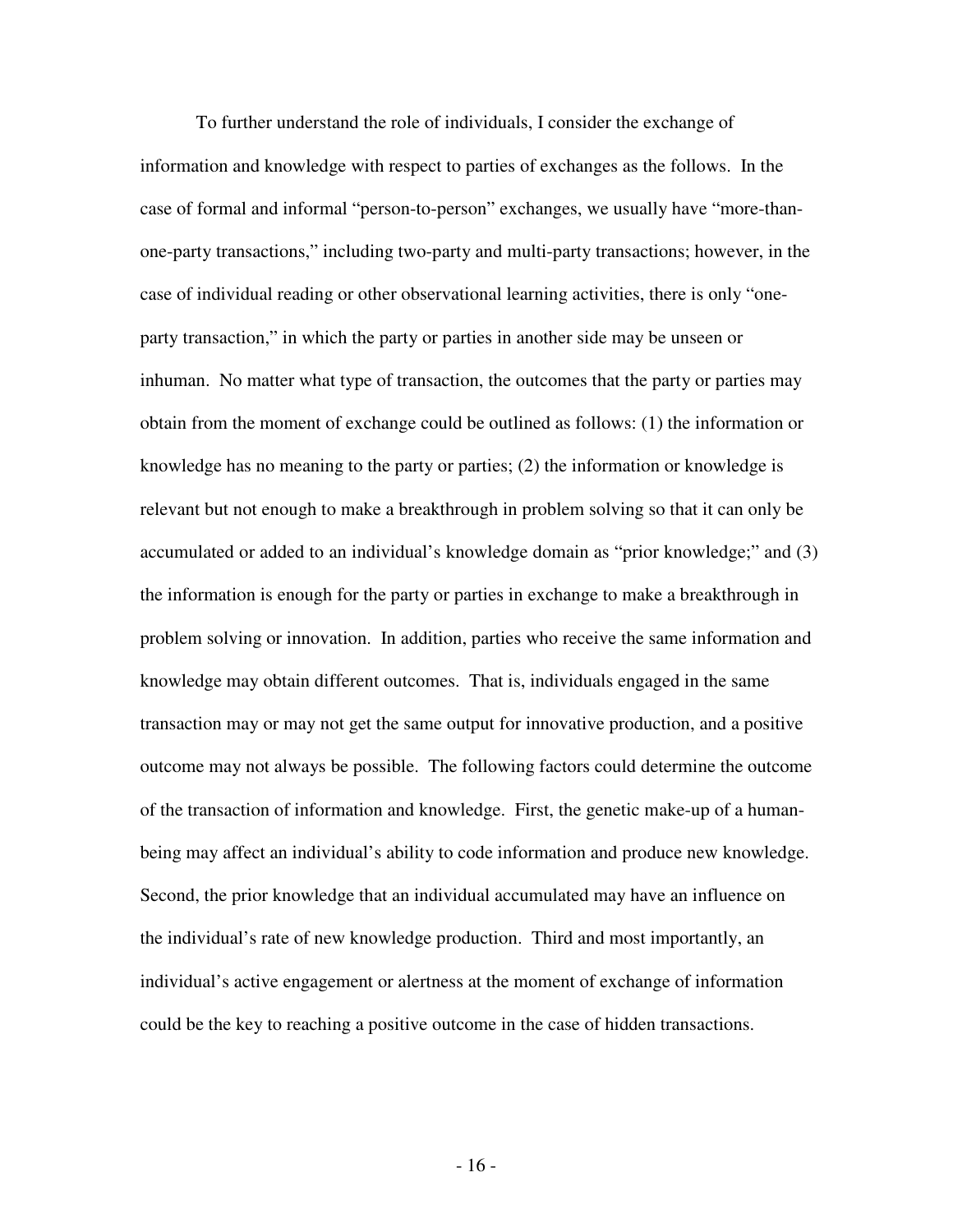To further understand the role of individuals, I consider the exchange of information and knowledge with respect to parties of exchanges as the follows. In the case of formal and informal "person-to-person" exchanges, we usually have "more-than-one-party transactions," including two-party and multi-party transactions; however, in the case of individual reading or other observational learning activities, there is only "one-party transaction," in which the party or parties in another side may be unseen or inhuman. No matter what type of transaction, the outcomes that the party or parties may obtain from the moment of exchange could be outlined as follows: (1) the information or knowledge has no meaning to the party or parties; (2) the information or knowledge is relevant but not enough to make a breakthrough in problem solving so that it can only be accumulated or added to an individual's knowledge domain as "prior knowledge;" and (3) the information is enough for the party or parties in exchange to make a breakthrough in problem solving or innovation. In addition, parties who receive the same information and knowledge may obtain different outcomes. That is, individuals engaged in the same transaction may or may not get the same output for innovative production, and a positive outcome may not always be possible. The following factors could determine the outcome of the transaction of information and knowledge. First, the genetic make-up of a human-being may affect an individual's ability to code information and produce new knowledge. Second, the prior knowledge that an individual accumulated may have an influence on the individual's rate of new knowledge production. Third and most importantly, an individual's active engagement or alertness at the moment of exchange of information could be the key to reaching a positive outcome in the case of hidden transactions.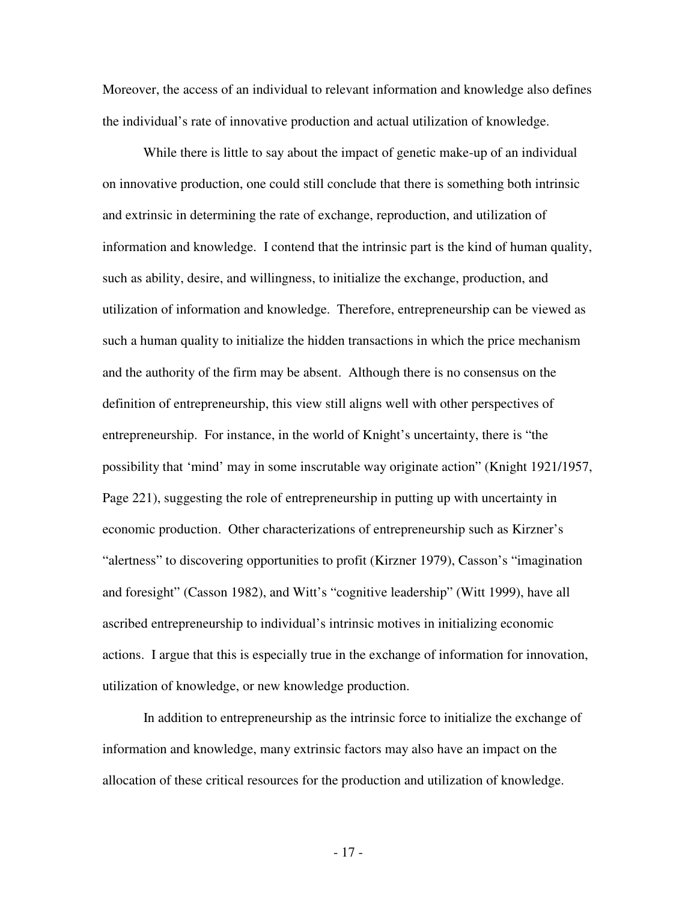Moreover, the access of an individual to relevant information and knowledge also defines the individual's rate of innovative production and actual utilization of knowledge.

While there is little to say about the impact of genetic make-up of an individual on innovative production, one could still conclude that there is something both intrinsic and extrinsic in determining the rate of exchange, reproduction, and utilization of information and knowledge. I contend that the intrinsic part is the kind of human quality, such as ability, desire, and willingness, to initialize the exchange, production, and utilization of information and knowledge. Therefore, entrepreneurship can be viewed as such a human quality to initialize the hidden transactions in which the price mechanism and the authority of the firm may be absent. Although there is no consensus on the definition of entrepreneurship, this view still aligns well with other perspectives of entrepreneurship. For instance, in the world of Knight's uncertainty, there is "the possibility that 'mind' may in some inscrutable way originate action" (Knight 1921/1957, Page 221), suggesting the role of entrepreneurship in putting up with uncertainty in economic production. Other characterizations of entrepreneurship such as Kirzner's "alertness" to discovering opportunities to profit (Kirzner 1979), Casson's "imagination and foresight" (Casson 1982), and Witt's "cognitive leadership" (Witt 1999), have all ascribed entrepreneurship to individual's intrinsic motives in initializing economic actions. I argue that this is especially true in the exchange of information for innovation, utilization of knowledge, or new knowledge production.

In addition to entrepreneurship as the intrinsic force to initialize the exchange of information and knowledge, many extrinsic factors may also have an impact on the allocation of these critical resources for the production and utilization of knowledge.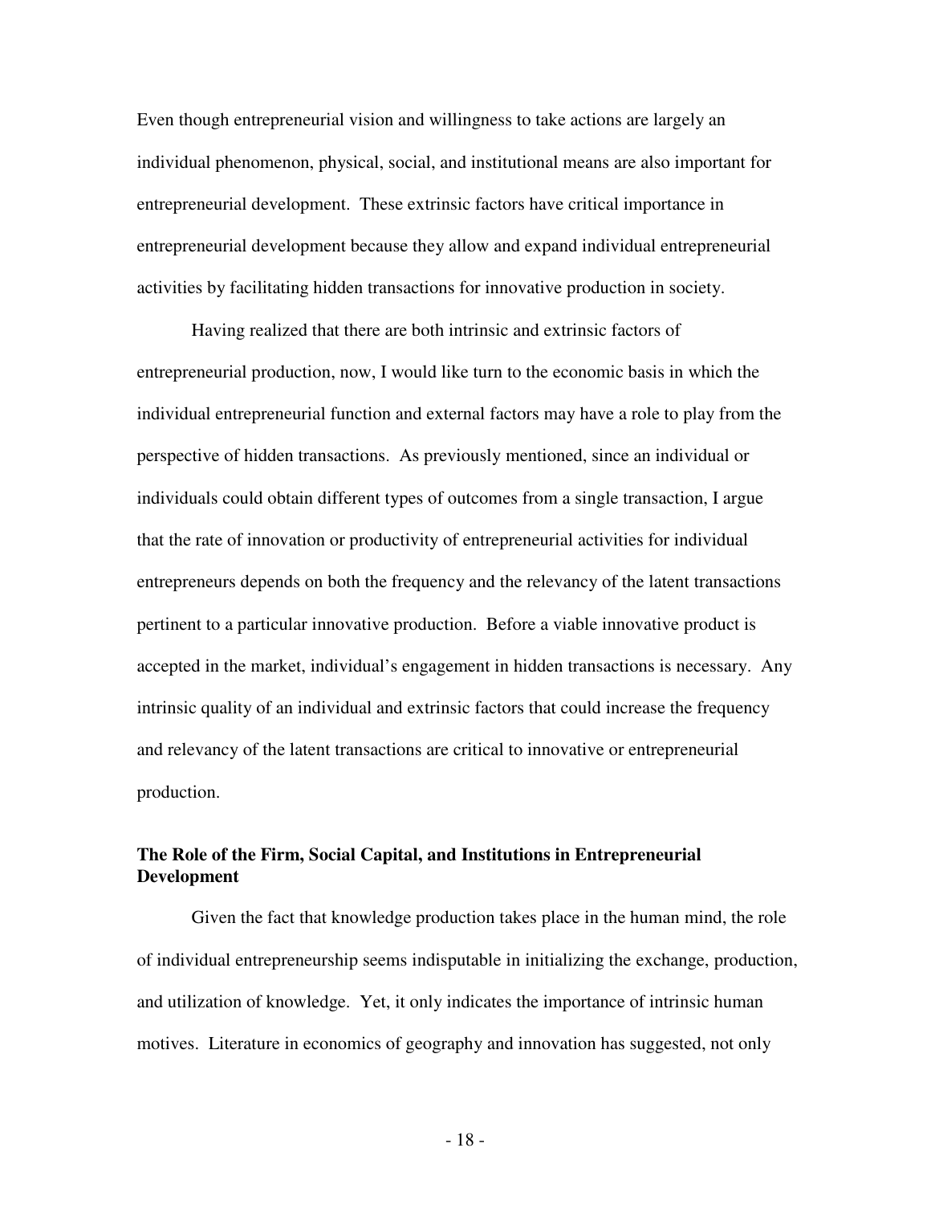Even though entrepreneurial vision and willingness to take actions are largely an individual phenomenon, physical, social, and institutional means are also important for entrepreneurial development. These extrinsic factors have critical importance in entrepreneurial development because they allow and expand individual entrepreneurial activities by facilitating hidden transactions for innovative production in society.

Having realized that there are both intrinsic and extrinsic factors of entrepreneurial production, now, I would like turn to the economic basis in which the individual entrepreneurial function and external factors may have a role to play from the perspective of hidden transactions. As previously mentioned, since an individual or individuals could obtain different types of outcomes from a single transaction, I argue that the rate of innovation or productivity of entrepreneurial activities for individual entrepreneurs depends on both the frequency and the relevancy of the latent transactions pertinent to a particular innovative production. Before a viable innovative product is accepted in the market, individual's engagement in hidden transactions is necessary. Any intrinsic quality of an individual and extrinsic factors that could increase the frequency and relevancy of the latent transactions are critical to innovative or entrepreneurial production.

**The Role of the Firm, Social Capital, and Institutions in Entrepreneurial Development**

Given the fact that knowledge production takes place in the human mind, the role of individual entrepreneurship seems indisputable in initializing the exchange, production, and utilization of knowledge. Yet, it only indicates the importance of intrinsic human motives. Literature in economics of geography and innovation has suggested, not only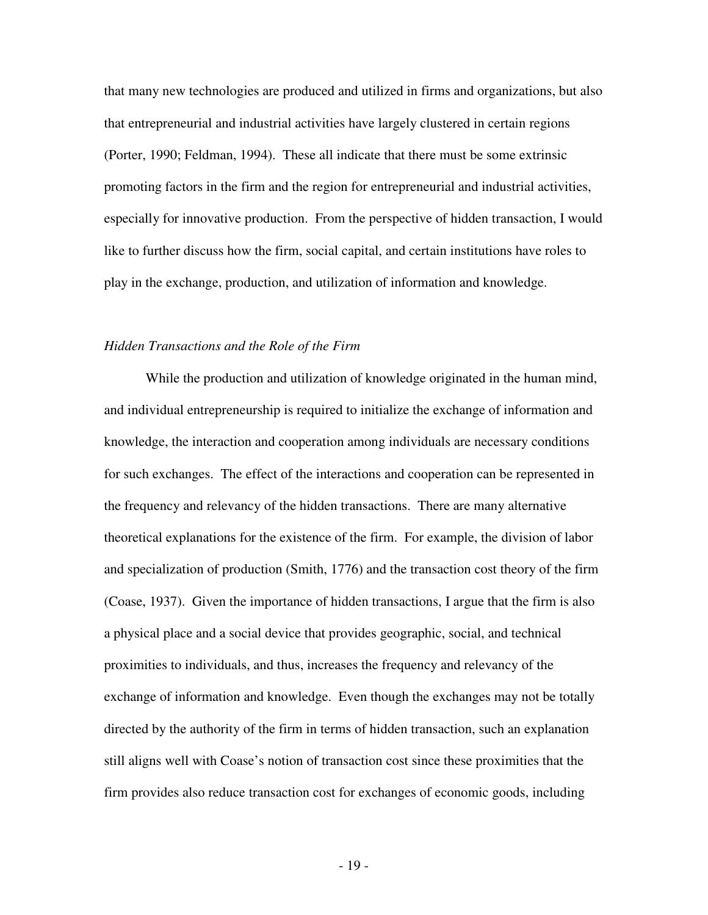that many new technologies are produced and utilized in firms and organizations, but also that entrepreneurial and industrial activities have largely clustered in certain regions (Porter, 1990; Feldman, 1994). These all indicate that there must be some extrinsic promoting factors in the firm and the region for entrepreneurial and industrial activities, especially for innovative production. From the perspective of hidden transaction, I would like to further discuss how the firm, social capital, and certain institutions have roles to play in the exchange, production, and utilization of information and knowledge.

*Hidden Transactions and the Role of the Firm*

While the production and utilization of knowledge originated in the human mind, and individual entrepreneurship is required to initialize the exchange of information and knowledge, the interaction and cooperation among individuals are necessary conditions for such exchanges. The effect of the interactions and cooperation can be represented in the frequency and relevancy of the hidden transactions. There are many alternative theoretical explanations for the existence of the firm. For example, the division of labor and specialization of production (Smith, 1776) and the transaction cost theory of the firm (Coase, 1937). Given the importance of hidden transactions, I argue that the firm is also a physical place and a social device that provides geographic, social, and technical proximities to individuals, and thus, increases the frequency and relevancy of the exchange of information and knowledge. Even though the exchanges may not be totally directed by the authority of the firm in terms of hidden transaction, such an explanation still aligns well with Coase's notion of transaction cost since these proximities that the firm provides also reduce transaction cost for exchanges of economic goods, including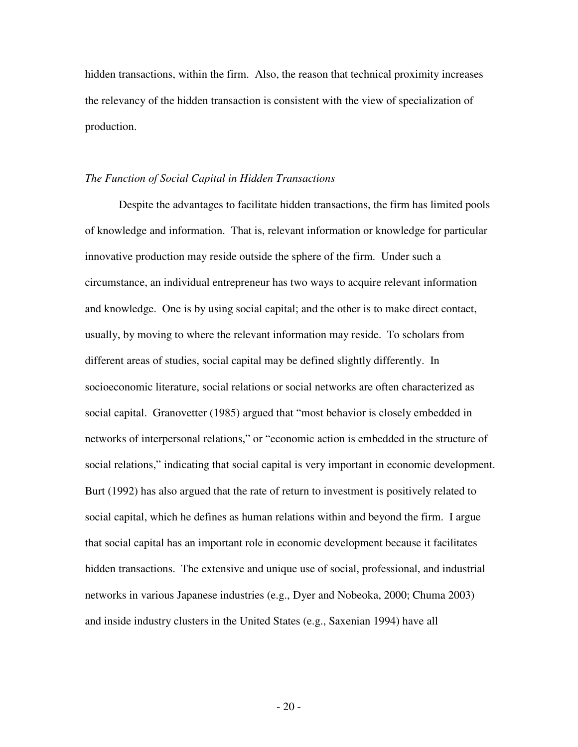hidden transactions, within the firm. Also, the reason that technical proximity increases the relevancy of the hidden transaction is consistent with the view of specialization of production.

### *The Function of Social Capital in Hidden Transactions*

Despite the advantages to facilitate hidden transactions, the firm has limited pools of knowledge and information. That is, relevant information or knowledge for particular innovative production may reside outside the sphere of the firm. Under such a circumstance, an individual entrepreneur has two ways to acquire relevant information and knowledge. One is by using social capital; and the other is to make direct contact, usually, by moving to where the relevant information may reside. To scholars from different areas of studies, social capital may be defined slightly differently. In socioeconomic literature, social relations or social networks are often characterized as social capital. Granovetter (1985) argued that "most behavior is closely embedded in networks of interpersonal relations," or "economic action is embedded in the structure of social relations," indicating that social capital is very important in economic development. Burt (1992) has also argued that the rate of return to investment is positively related to social capital, which he defines as human relations within and beyond the firm. I argue that social capital has an important role in economic development because it facilitates hidden transactions. The extensive and unique use of social, professional, and industrial networks in various Japanese industries (e.g., Dyer and Nobeoka, 2000; Chuma 2003) and inside industry clusters in the United States (e.g., Saxenian 1994) have all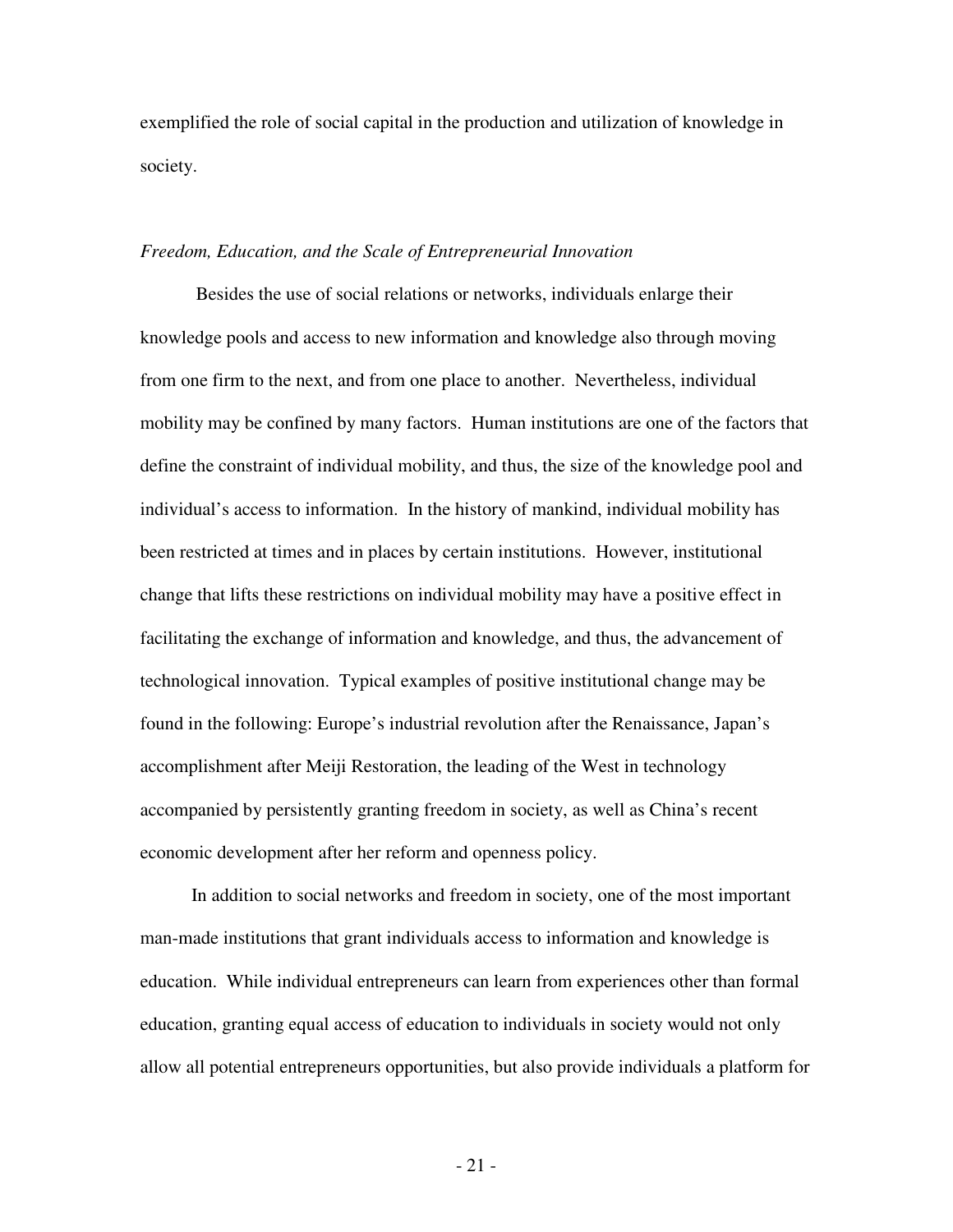exemplified the role of social capital in the production and utilization of knowledge in society.

### *Freedom, Education, and the Scale of Entrepreneurial Innovation*

Besides the use of social relations or networks, individuals enlarge their knowledge pools and access to new information and knowledge also through moving from one firm to the next, and from one place to another. Nevertheless, individual mobility may be confined by many factors. Human institutions are one of the factors that define the constraint of individual mobility, and thus, the size of the knowledge pool and individual's access to information. In the history of mankind, individual mobility has been restricted at times and in places by certain institutions. However, institutional change that lifts these restrictions on individual mobility may have a positive effect in facilitating the exchange of information and knowledge, and thus, the advancement of technological innovation. Typical examples of positive institutional change may be found in the following: Europe's industrial revolution after the Renaissance, Japan's accomplishment after Meiji Restoration, the leading of the West in technology accompanied by persistently granting freedom in society, as well as China's recent economic development after her reform and openness policy.

In addition to social networks and freedom in society, one of the most important man-made institutions that grant individuals access to information and knowledge is education. While individual entrepreneurs can learn from experiences other than formal education, granting equal access of education to individuals in society would not only allow all potential entrepreneurs opportunities, but also provide individuals a platform for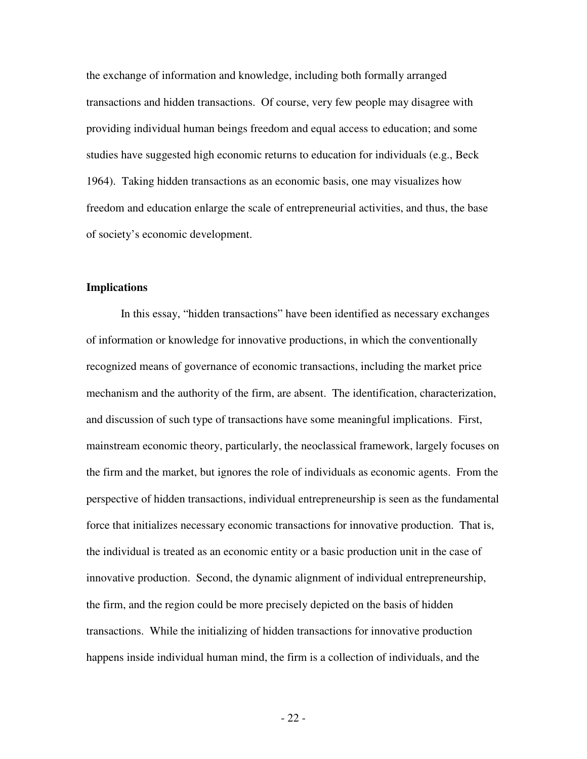the exchange of information and knowledge, including both formally arranged transactions and hidden transactions. Of course, very few people may disagree with providing individual human beings freedom and equal access to education; and some studies have suggested high economic returns to education for individuals (e.g., Beck 1964). Taking hidden transactions as an economic basis, one may visualizes how freedom and education enlarge the scale of entrepreneurial activities, and thus, the base of society's economic development.

## Implications

In this essay, "hidden transactions" have been identified as necessary exchanges of information or knowledge for innovative productions, in which the conventionally recognized means of governance of economic transactions, including the market price mechanism and the authority of the firm, are absent. The identification, characterization, and discussion of such type of transactions have some meaningful implications. First, mainstream economic theory, particularly, the neoclassical framework, largely focuses on the firm and the market, but ignores the role of individuals as economic agents. From the perspective of hidden transactions, individual entrepreneurship is seen as the fundamental force that initializes necessary economic transactions for innovative production. That is, the individual is treated as an economic entity or a basic production unit in the case of innovative production. Second, the dynamic alignment of individual entrepreneurship, the firm, and the region could be more precisely depicted on the basis of hidden transactions. While the initializing of hidden transactions for innovative production happens inside individual human mind, the firm is a collection of individuals, and the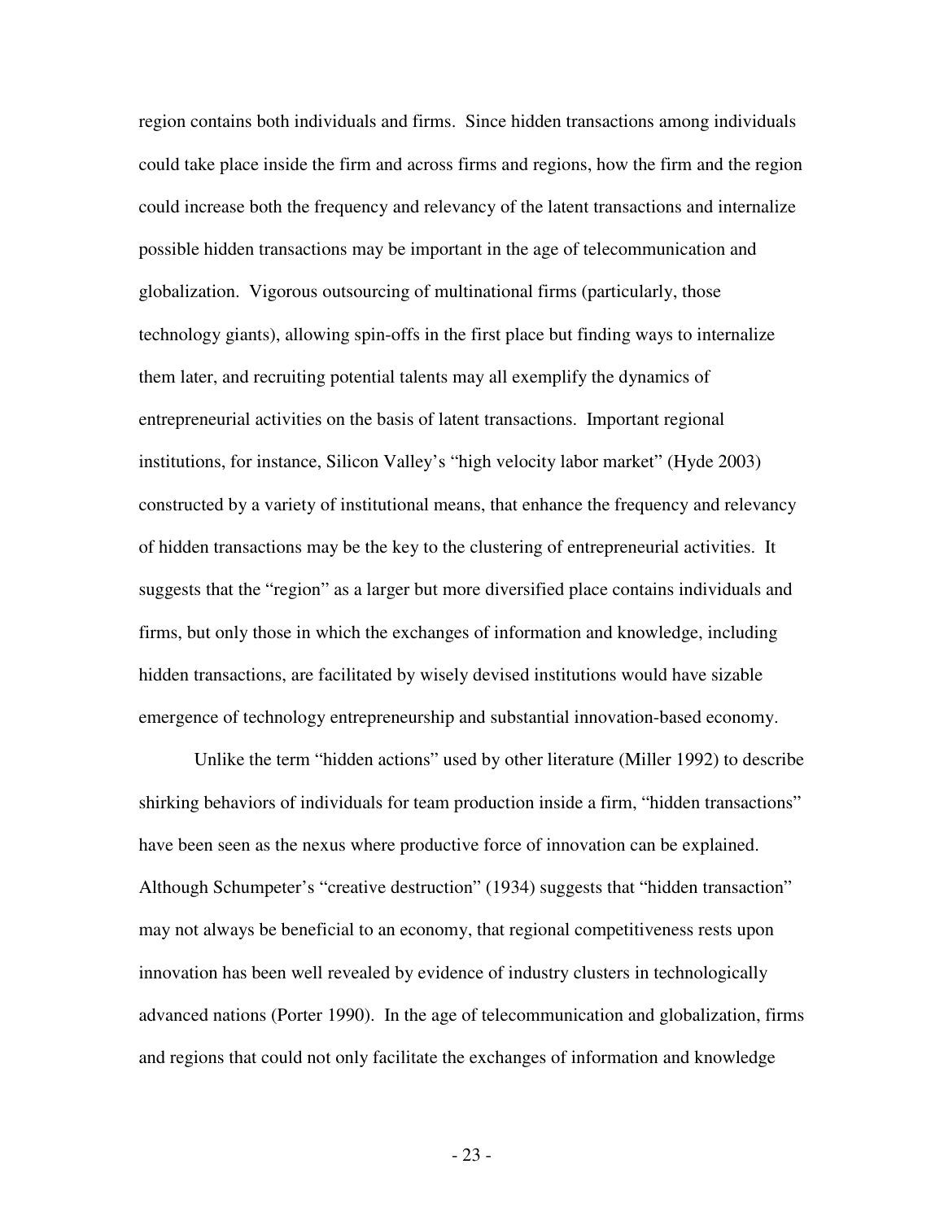region contains both individuals and firms. Since hidden transactions among individuals could take place inside the firm and across firms and regions, how the firm and the region could increase both the frequency and relevancy of the latent transactions and internalize possible hidden transactions may be important in the age of telecommunication and globalization. Vigorous outsourcing of multinational firms (particularly, those technology giants), allowing spin-offs in the first place but finding ways to internalize them later, and recruiting potential talents may all exemplify the dynamics of entrepreneurial activities on the basis of latent transactions. Important regional institutions, for instance, Silicon Valley's "high velocity labor market" (Hyde 2003) constructed by a variety of institutional means, that enhance the frequency and relevancy of hidden transactions may be the key to the clustering of entrepreneurial activities. It suggests that the "region" as a larger but more diversified place contains individuals and firms, but only those in which the exchanges of information and knowledge, including hidden transactions, are facilitated by wisely devised institutions would have sizable emergence of technology entrepreneurship and substantial innovation-based economy.

Unlike the term "hidden actions" used by other literature (Miller 1992) to describe shirking behaviors of individuals for team production inside a firm, "hidden transactions" have been seen as the nexus where productive force of innovation can be explained. Although Schumpeter's "creative destruction" (1934) suggests that "hidden transaction" may not always be beneficial to an economy, that regional competitiveness rests upon innovation has been well revealed by evidence of industry clusters in technologically advanced nations (Porter 1990). In the age of telecommunication and globalization, firms and regions that could not only facilitate the exchanges of information and knowledge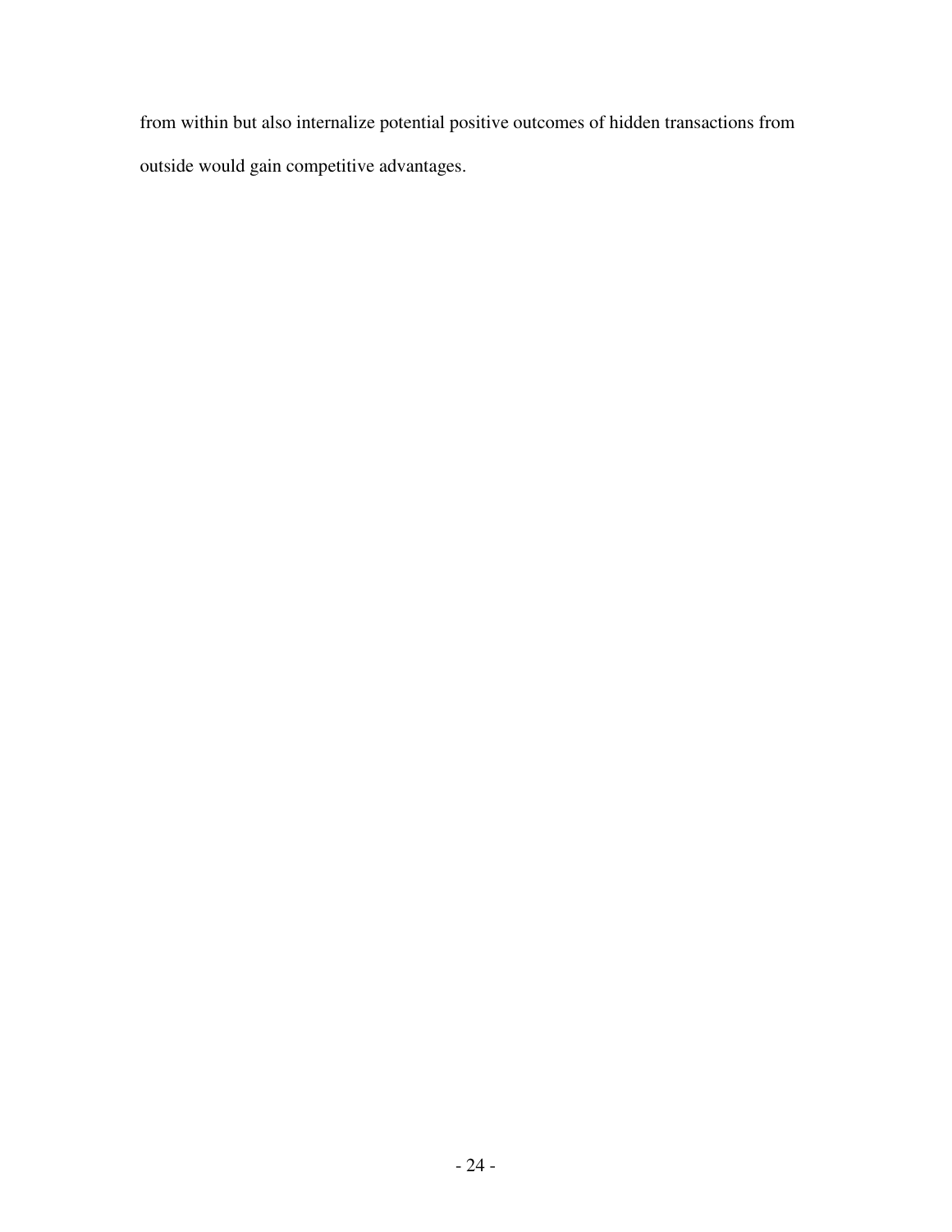from within but also internalize potential positive outcomes of hidden transactions from outside would gain competitive advantages.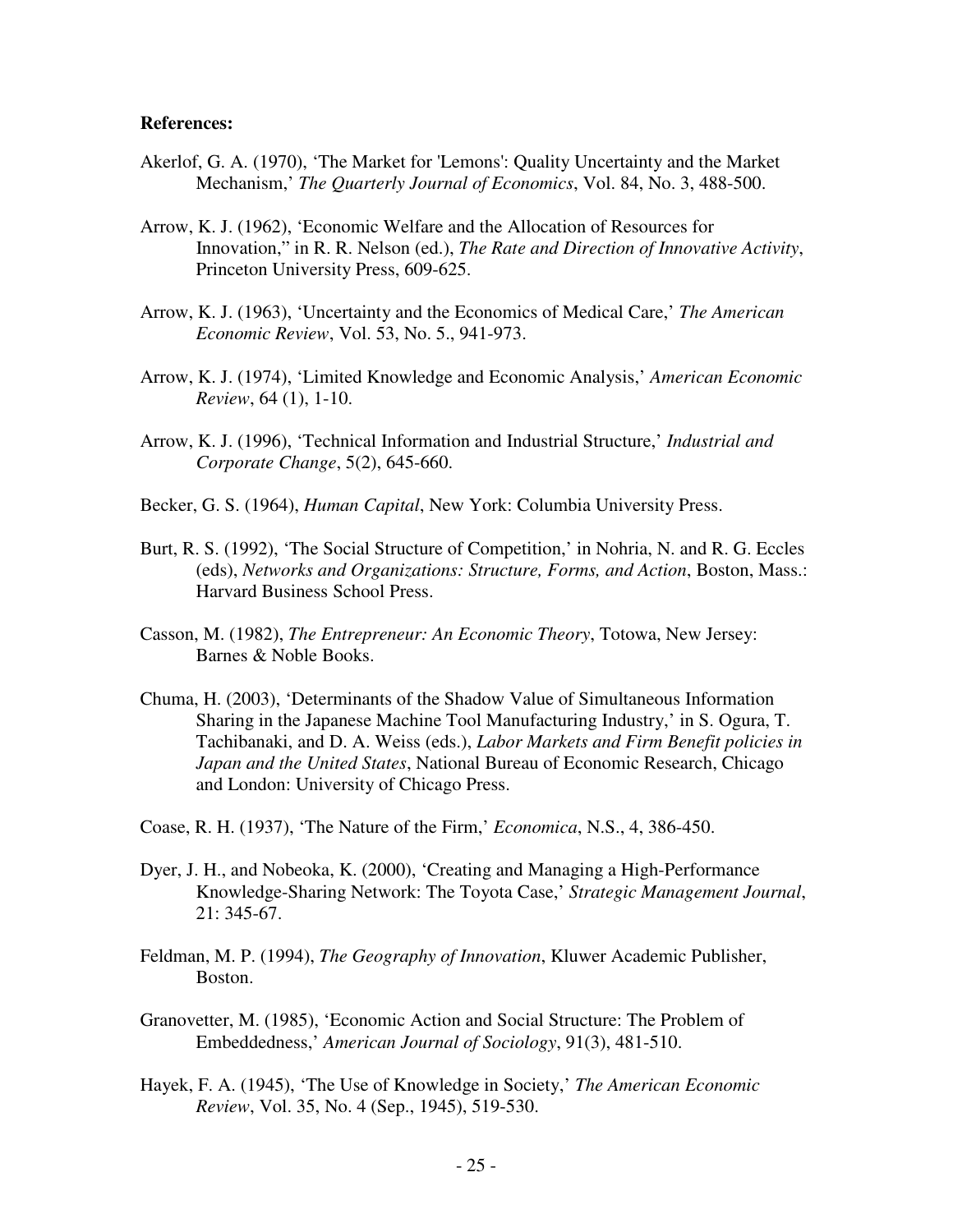**References:**

Akerlof, G. A. (1970), 'The Market for 'Lemons': Quality Uncertainty and the Market Mechanism,' *The Quarterly Journal of Economics*, Vol. 84, No. 3, 488-500.

Arrow, K. J. (1962), 'Economic Welfare and the Allocation of Resources for Innovation," in R. R. Nelson (ed.), *The Rate and Direction of Innovative Activity*, Princeton University Press, 609-625.

Arrow, K. J. (1963), 'Uncertainty and the Economics of Medical Care,' *The American Economic Review*, Vol. 53, No. 5., 941-973.

Arrow, K. J. (1974), 'Limited Knowledge and Economic Analysis,' *American Economic Review*, 64 (1), 1-10.

Arrow, K. J. (1996), 'Technical Information and Industrial Structure,' *Industrial and Corporate Change*, 5(2), 645-660.

Becker, G. S. (1964), *Human Capital*, New York: Columbia University Press.

Burt, R. S. (1992), 'The Social Structure of Competition,' in Nohria, N. and R. G. Eccles (eds), *Networks and Organizations: Structure, Forms, and Action*, Boston, Mass.: Harvard Business School Press.

Casson, M. (1982), *The Entrepreneur: An Economic Theory*, Totowa, New Jersey: Barnes & Noble Books.

Chuma, H. (2003), 'Determinants of the Shadow Value of Simultaneous Information Sharing in the Japanese Machine Tool Manufacturing Industry,' in S. Ogura, T. Tachibanaki, and D. A. Weiss (eds.), *Labor Markets and Firm Benefit policies in Japan and the United States*, National Bureau of Economic Research, Chicago and London: University of Chicago Press.

Coase, R. H. (1937), 'The Nature of the Firm,' *Economica*, N.S., 4, 386-450.

Dyer, J. H., and Nobeoka, K. (2000), 'Creating and Managing a High-Performance Knowledge-Sharing Network: The Toyota Case,' *Strategic Management Journal*, 21: 345-67.

Feldman, M. P. (1994), *The Geography of Innovation*, Kluwer Academic Publisher, Boston.

Granovetter, M. (1985), 'Economic Action and Social Structure: The Problem of Embeddedness,' *American Journal of Sociology*, 91(3), 481-510.

Hayek, F. A. (1945), 'The Use of Knowledge in Society,' *The American Economic Review*, Vol. 35, No. 4 (Sep., 1945), 519-530.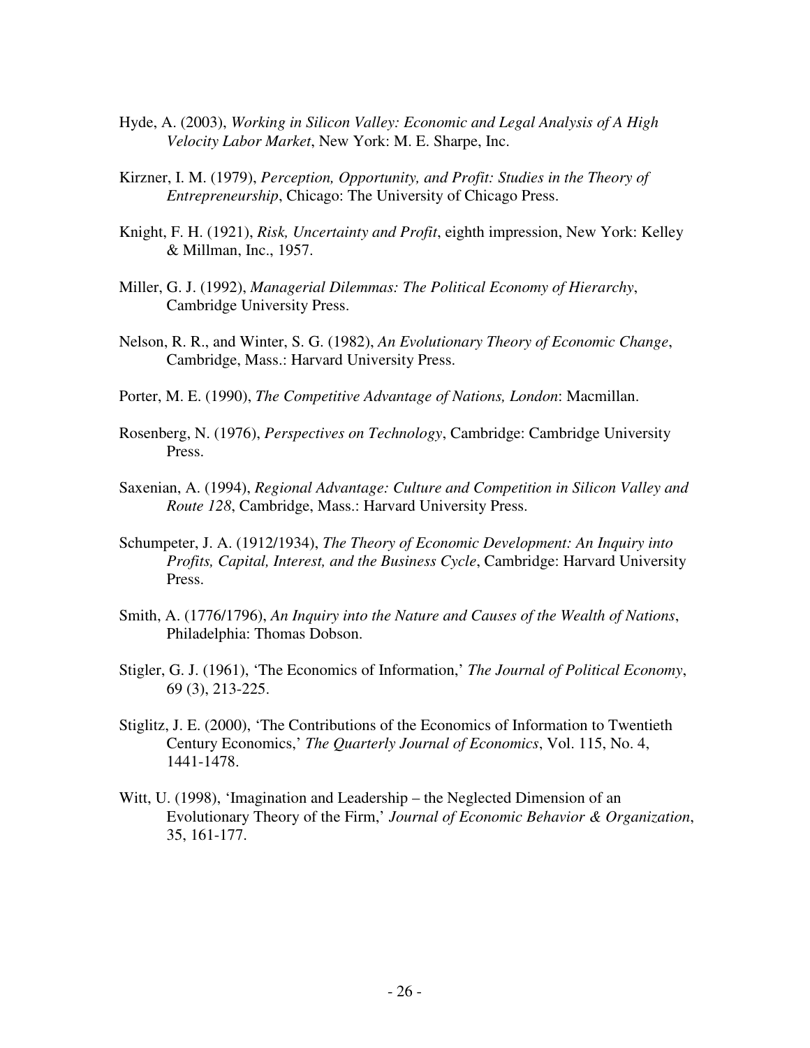Hyde, A. (2003), *Working in Silicon Valley: Economic and Legal Analysis of A High Velocity Labor Market*, New York: M. E. Sharpe, Inc.

Kirzner, I. M. (1979), *Perception, Opportunity, and Profit: Studies in the Theory of Entrepreneurship*, Chicago: The University of Chicago Press.

Knight, F. H. (1921), *Risk, Uncertainty and Profit*, eighth impression, New York: Kelley & Millman, Inc., 1957.

Miller, G. J. (1992), *Managerial Dilemmas: The Political Economy of Hierarchy*, Cambridge University Press.

Nelson, R. R., and Winter, S. G. (1982), *An Evolutionary Theory of Economic Change*, Cambridge, Mass.: Harvard University Press.

Porter, M. E. (1990), *The Competitive Advantage of Nations, London*: Macmillan.

Rosenberg, N. (1976), *Perspectives on Technology*, Cambridge: Cambridge University Press.

Saxenian, A. (1994), *Regional Advantage: Culture and Competition in Silicon Valley and Route 128*, Cambridge, Mass.: Harvard University Press.

Schumpeter, J. A. (1912/1934), *The Theory of Economic Development: An Inquiry into Profits, Capital, Interest, and the Business Cycle*, Cambridge: Harvard University Press.

Smith, A. (1776/1796), *An Inquiry into the Nature and Causes of the Wealth of Nations*, Philadelphia: Thomas Dobson.

Stigler, G. J. (1961), 'The Economics of Information,' *The Journal of Political Economy*, 69 (3), 213-225.

Stiglitz, J. E. (2000), 'The Contributions of the Economics of Information to Twentieth Century Economics,' *The Quarterly Journal of Economics*, Vol. 115, No. 4, 1441-1478.

Witt, U. (1998), 'Imagination and Leadership – the Neglected Dimension of an Evolutionary Theory of the Firm,' *Journal of Economic Behavior & Organization*, 35, 161-177.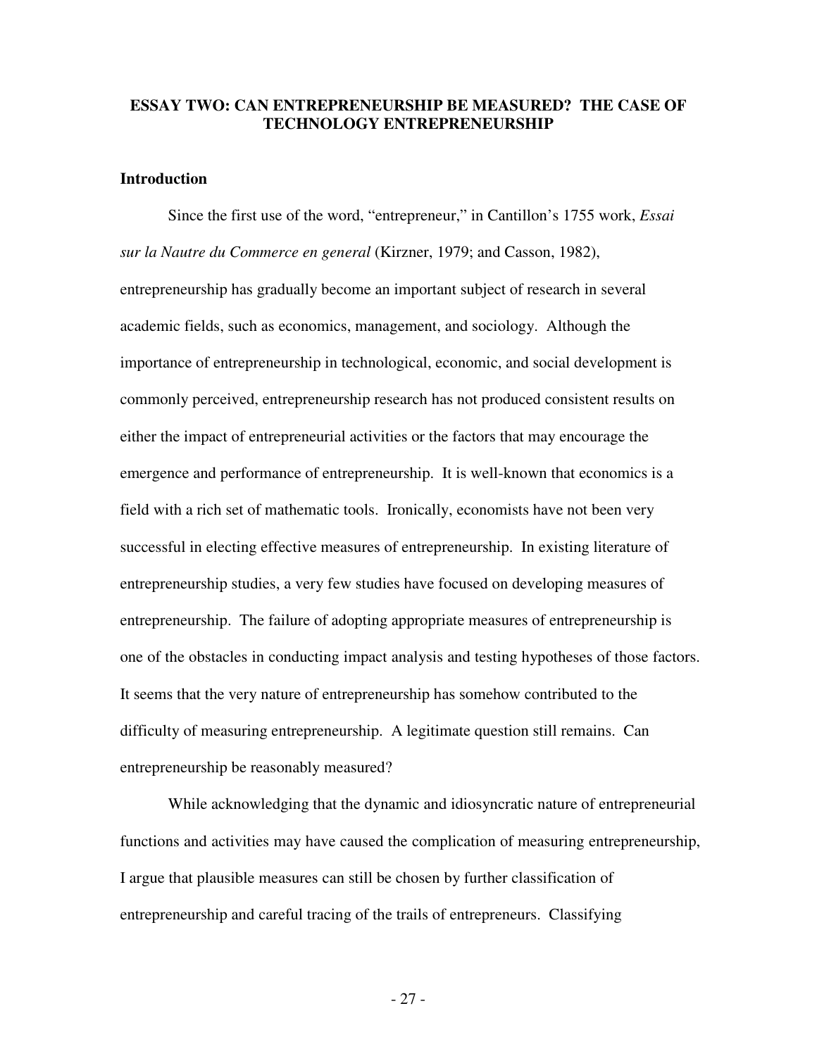## ESSAY TWO: CAN ENTREPRENEURSHIP BE MEASURED? THE CASE OF TECHNOLOGY ENTREPRENEURSHIP

### Introduction

Since the first use of the word, "entrepreneur," in Cantillon's 1755 work, *Essai sur la Nautre du Commerce en general* (Kirzner, 1979; and Casson, 1982), entrepreneurship has gradually become an important subject of research in several academic fields, such as economics, management, and sociology. Although the importance of entrepreneurship in technological, economic, and social development is commonly perceived, entrepreneurship research has not produced consistent results on either the impact of entrepreneurial activities or the factors that may encourage the emergence and performance of entrepreneurship. It is well-known that economics is a field with a rich set of mathematic tools. Ironically, economists have not been very successful in electing effective measures of entrepreneurship. In existing literature of entrepreneurship studies, a very few studies have focused on developing measures of entrepreneurship. The failure of adopting appropriate measures of entrepreneurship is one of the obstacles in conducting impact analysis and testing hypotheses of those factors. It seems that the very nature of entrepreneurship has somehow contributed to the difficulty of measuring entrepreneurship. A legitimate question still remains. Can entrepreneurship be reasonably measured?

While acknowledging that the dynamic and idiosyncratic nature of entrepreneurial functions and activities may have caused the complication of measuring entrepreneurship, I argue that plausible measures can still be chosen by further classification of entrepreneurship and careful tracing of the trails of entrepreneurs. Classifying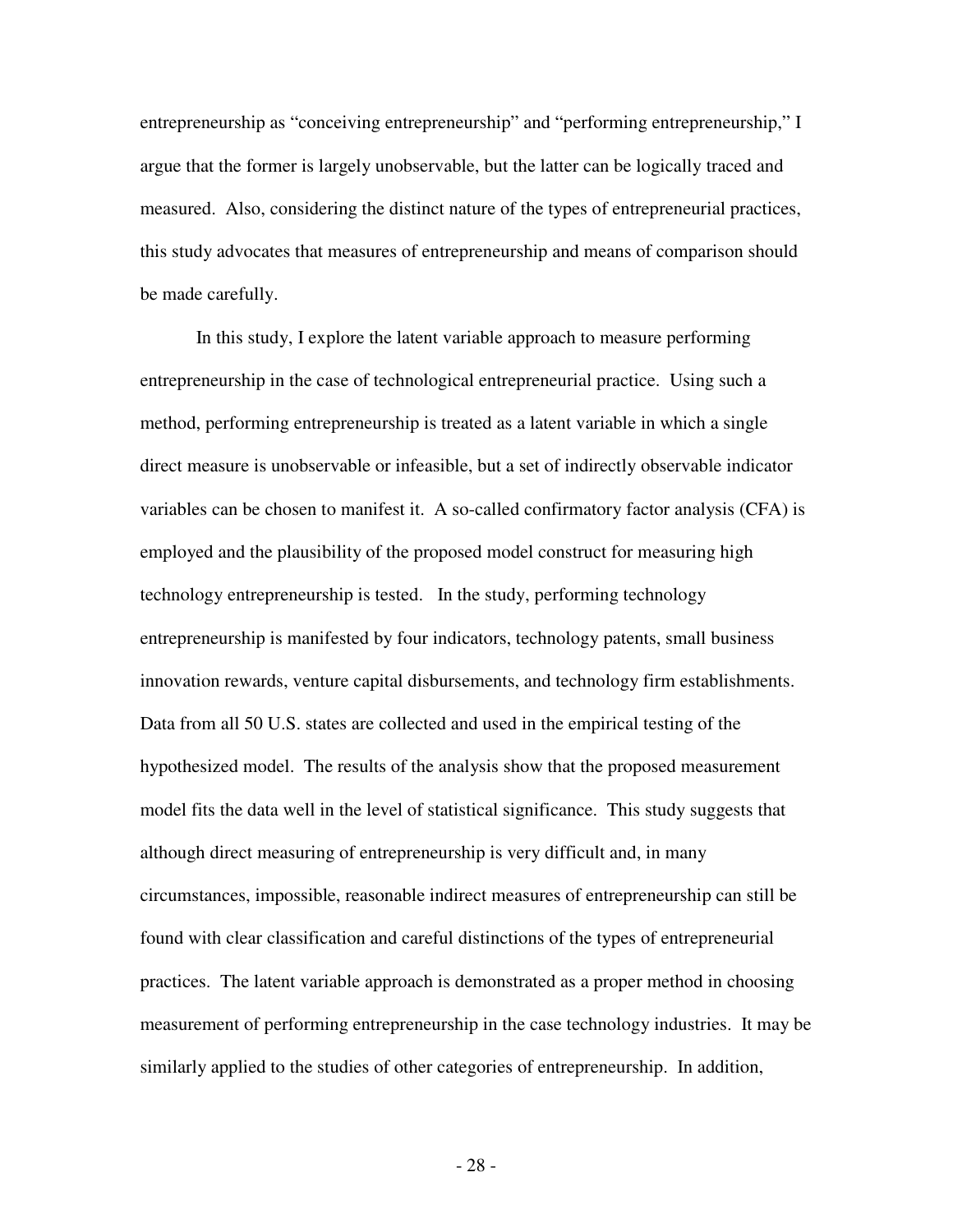entrepreneurship as "conceiving entrepreneurship" and "performing entrepreneurship," I argue that the former is largely unobservable, but the latter can be logically traced and measured. Also, considering the distinct nature of the types of entrepreneurial practices, this study advocates that measures of entrepreneurship and means of comparison should be made carefully.

In this study, I explore the latent variable approach to measure performing entrepreneurship in the case of technological entrepreneurial practice. Using such a method, performing entrepreneurship is treated as a latent variable in which a single direct measure is unobservable or infeasible, but a set of indirectly observable indicator variables can be chosen to manifest it. A so-called confirmatory factor analysis (CFA) is employed and the plausibility of the proposed model construct for measuring high technology entrepreneurship is tested. In the study, performing technology entrepreneurship is manifested by four indicators, technology patents, small business innovation rewards, venture capital disbursements, and technology firm establishments. Data from all 50 U.S. states are collected and used in the empirical testing of the hypothesized model. The results of the analysis show that the proposed measurement model fits the data well in the level of statistical significance. This study suggests that although direct measuring of entrepreneurship is very difficult and, in many circumstances, impossible, reasonable indirect measures of entrepreneurship can still be found with clear classification and careful distinctions of the types of entrepreneurial practices. The latent variable approach is demonstrated as a proper method in choosing measurement of performing entrepreneurship in the case technology industries. It may be similarly applied to the studies of other categories of entrepreneurship. In addition,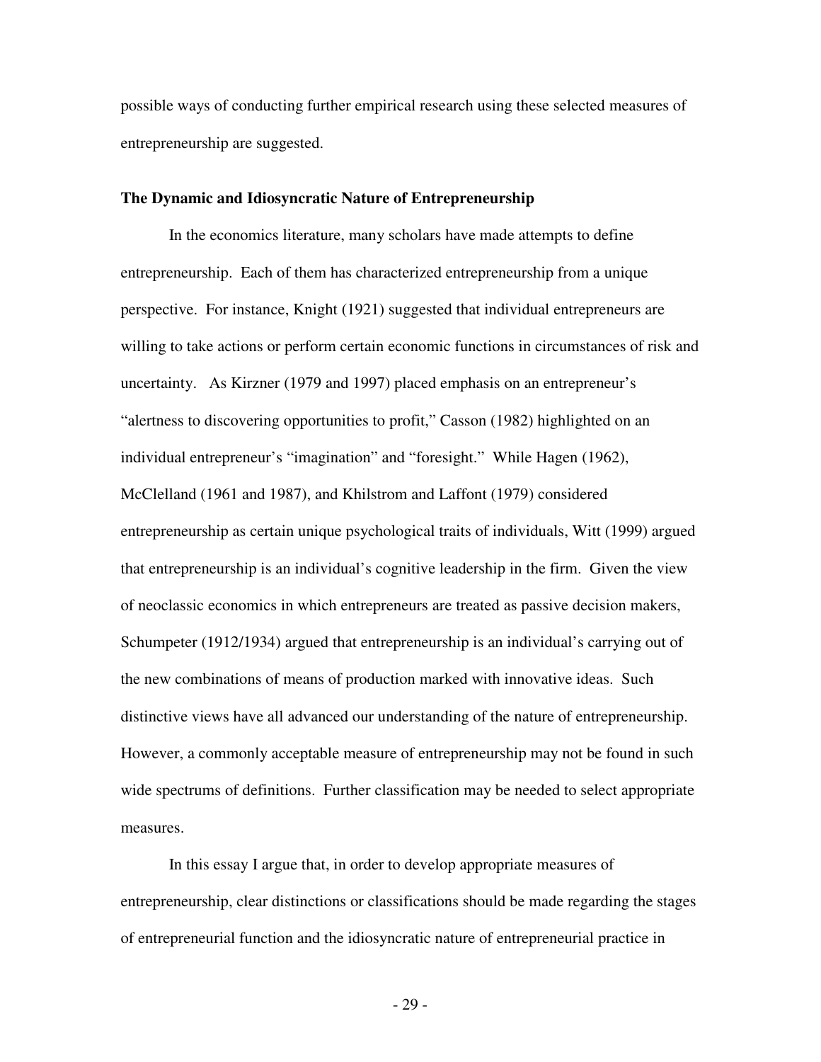possible ways of conducting further empirical research using these selected measures of entrepreneurship are suggested.

**The Dynamic and Idiosyncratic Nature of Entrepreneurship**

In the economics literature, many scholars have made attempts to define entrepreneurship. Each of them has characterized entrepreneurship from a unique perspective. For instance, Knight (1921) suggested that individual entrepreneurs are willing to take actions or perform certain economic functions in circumstances of risk and uncertainty. As Kirzner (1979 and 1997) placed emphasis on an entrepreneur's "alertness to discovering opportunities to profit," Casson (1982) highlighted on an individual entrepreneur's "imagination" and "foresight." While Hagen (1962), McClelland (1961 and 1987), and Khilstrom and Laffont (1979) considered entrepreneurship as certain unique psychological traits of individuals, Witt (1999) argued that entrepreneurship is an individual's cognitive leadership in the firm. Given the view of neoclassic economics in which entrepreneurs are treated as passive decision makers, Schumpeter (1912/1934) argued that entrepreneurship is an individual's carrying out of the new combinations of means of production marked with innovative ideas. Such distinctive views have all advanced our understanding of the nature of entrepreneurship. However, a commonly acceptable measure of entrepreneurship may not be found in such wide spectrums of definitions. Further classification may be needed to select appropriate measures.

In this essay I argue that, in order to develop appropriate measures of entrepreneurship, clear distinctions or classifications should be made regarding the stages of entrepreneurial function and the idiosyncratic nature of entrepreneurial practice in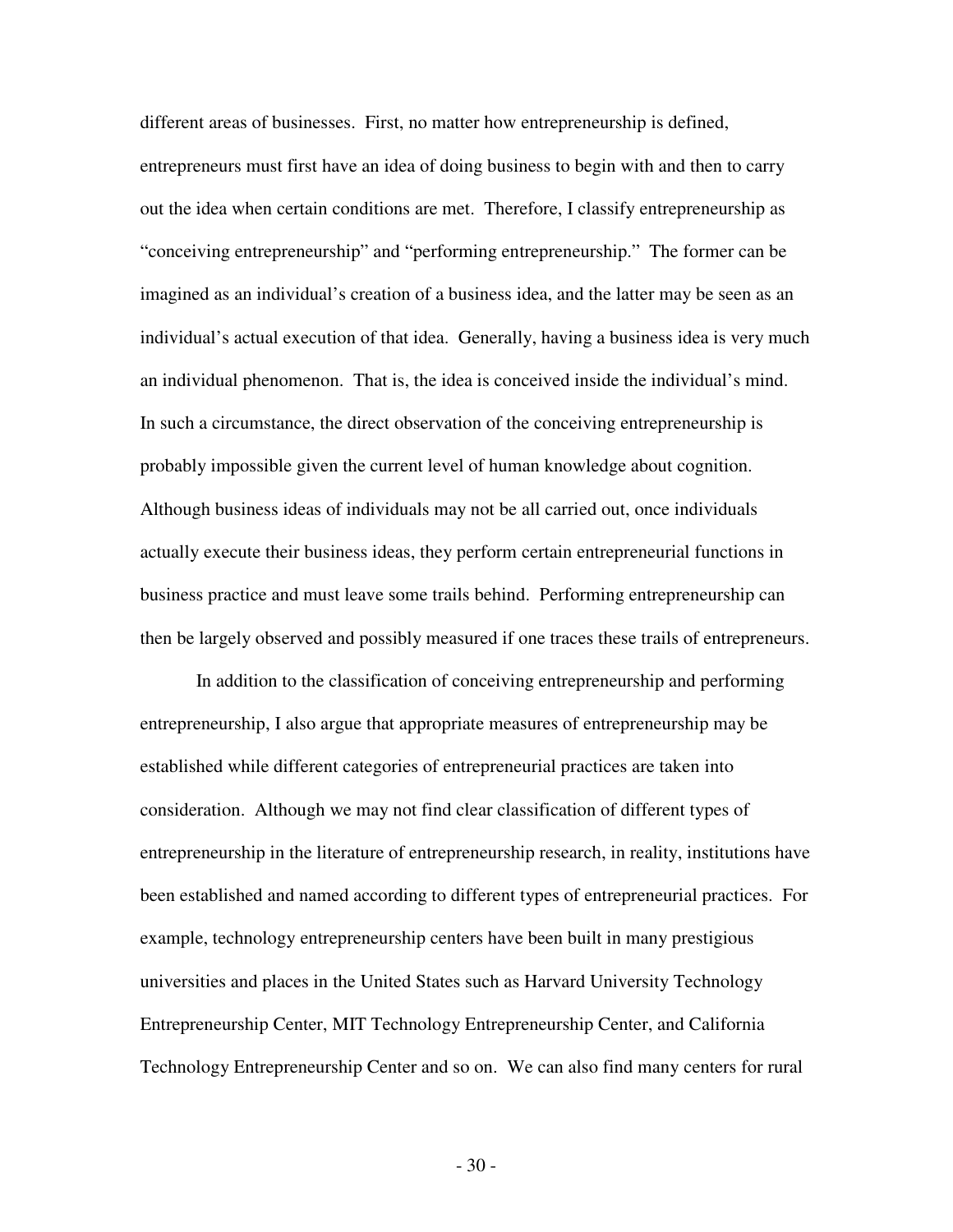different areas of businesses. First, no matter how entrepreneurship is defined, entrepreneurs must first have an idea of doing business to begin with and then to carry out the idea when certain conditions are met. Therefore, I classify entrepreneurship as "conceiving entrepreneurship" and "performing entrepreneurship." The former can be imagined as an individual's creation of a business idea, and the latter may be seen as an individual's actual execution of that idea. Generally, having a business idea is very much an individual phenomenon. That is, the idea is conceived inside the individual's mind. In such a circumstance, the direct observation of the conceiving entrepreneurship is probably impossible given the current level of human knowledge about cognition. Although business ideas of individuals may not be all carried out, once individuals actually execute their business ideas, they perform certain entrepreneurial functions in business practice and must leave some trails behind. Performing entrepreneurship can then be largely observed and possibly measured if one traces these trails of entrepreneurs.

In addition to the classification of conceiving entrepreneurship and performing entrepreneurship, I also argue that appropriate measures of entrepreneurship may be established while different categories of entrepreneurial practices are taken into consideration. Although we may not find clear classification of different types of entrepreneurship in the literature of entrepreneurship research, in reality, institutions have been established and named according to different types of entrepreneurial practices. For example, technology entrepreneurship centers have been built in many prestigious universities and places in the United States such as Harvard University Technology Entrepreneurship Center, MIT Technology Entrepreneurship Center, and California Technology Entrepreneurship Center and so on. We can also find many centers for rural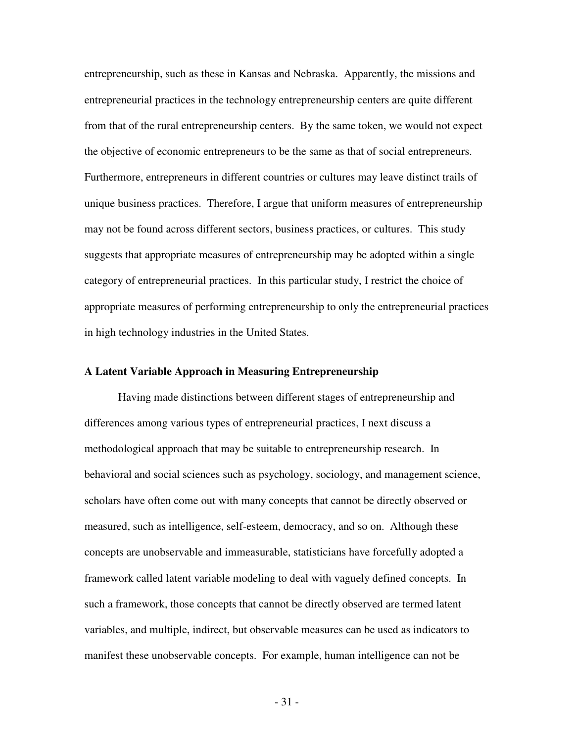entrepreneurship, such as these in Kansas and Nebraska. Apparently, the missions and entrepreneurial practices in the technology entrepreneurship centers are quite different from that of the rural entrepreneurship centers. By the same token, we would not expect the objective of economic entrepreneurs to be the same as that of social entrepreneurs. Furthermore, entrepreneurs in different countries or cultures may leave distinct trails of unique business practices. Therefore, I argue that uniform measures of entrepreneurship may not be found across different sectors, business practices, or cultures. This study suggests that appropriate measures of entrepreneurship may be adopted within a single category of entrepreneurial practices. In this particular study, I restrict the choice of appropriate measures of performing entrepreneurship to only the entrepreneurial practices in high technology industries in the United States.

**A Latent Variable Approach in Measuring Entrepreneurship**

Having made distinctions between different stages of entrepreneurship and differences among various types of entrepreneurial practices, I next discuss a methodological approach that may be suitable to entrepreneurship research. In behavioral and social sciences such as psychology, sociology, and management science, scholars have often come out with many concepts that cannot be directly observed or measured, such as intelligence, self-esteem, democracy, and so on. Although these concepts are unobservable and immeasurable, statisticians have forcefully adopted a framework called latent variable modeling to deal with vaguely defined concepts. In such a framework, those concepts that cannot be directly observed are termed latent variables, and multiple, indirect, but observable measures can be used as indicators to manifest these unobservable concepts. For example, human intelligence can not be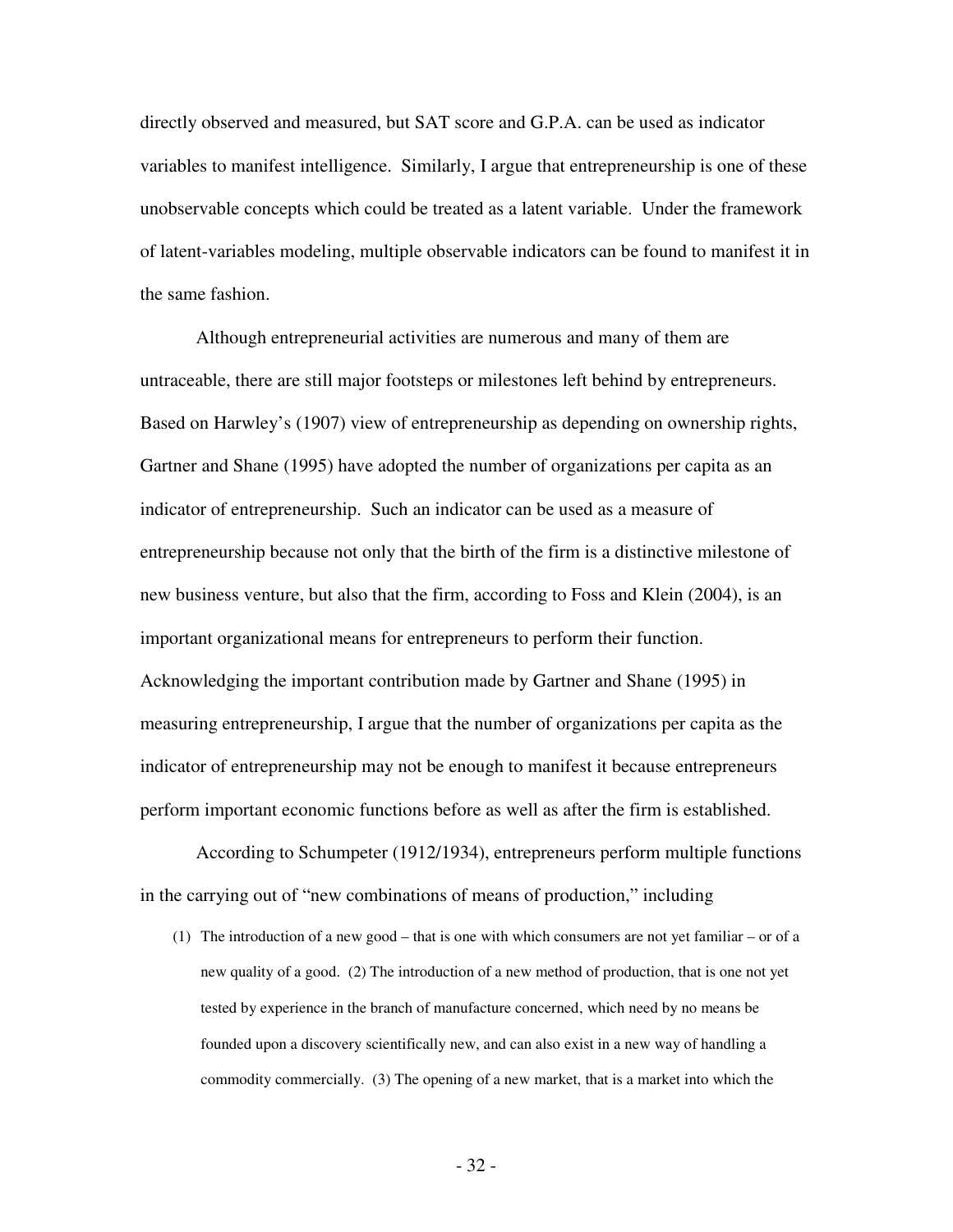directly observed and measured, but SAT score and G.P.A. can be used as indicator variables to manifest intelligence. Similarly, I argue that entrepreneurship is one of these unobservable concepts which could be treated as a latent variable. Under the framework of latent-variables modeling, multiple observable indicators can be found to manifest it in the same fashion.

Although entrepreneurial activities are numerous and many of them are untraceable, there are still major footsteps or milestones left behind by entrepreneurs. Based on Harwley's (1907) view of entrepreneurship as depending on ownership rights, Gartner and Shane (1995) have adopted the number of organizations per capita as an indicator of entrepreneurship. Such an indicator can be used as a measure of entrepreneurship because not only that the birth of the firm is a distinctive milestone of new business venture, but also that the firm, according to Foss and Klein (2004), is an important organizational means for entrepreneurs to perform their function. Acknowledging the important contribution made by Gartner and Shane (1995) in measuring entrepreneurship, I argue that the number of organizations per capita as the indicator of entrepreneurship may not be enough to manifest it because entrepreneurs perform important economic functions before as well as after the firm is established.

According to Schumpeter (1912/1934), entrepreneurs perform multiple functions in the carrying out of "new combinations of means of production," including

> (1) The introduction of a new good – that is one with which consumers are not yet familiar – or of a new quality of a good. (2) The introduction of a new method of production, that is one not yet tested by experience in the branch of manufacture concerned, which need by no means be founded upon a discovery scientifically new, and can also exist in a new way of handling a commodity commercially. (3) The opening of a new market, that is a market into which the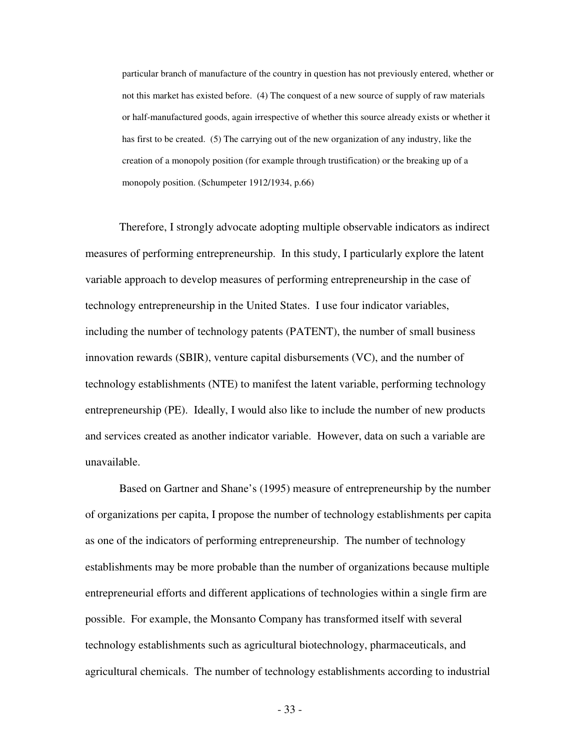> particular branch of manufacture of the country in question has not previously entered, whether or not this market has existed before. (4) The conquest of a new source of supply of raw materials or half-manufactured goods, again irrespective of whether this source already exists or whether it has first to be created. (5) The carrying out of the new organization of any industry, like the creation of a monopoly position (for example through trustification) or the breaking up of a monopoly position. (Schumpeter 1912/1934, p.66)

Therefore, I strongly advocate adopting multiple observable indicators as indirect measures of performing entrepreneurship. In this study, I particularly explore the latent variable approach to develop measures of performing entrepreneurship in the case of technology entrepreneurship in the United States. I use four indicator variables, including the number of technology patents (PATENT), the number of small business innovation rewards (SBIR), venture capital disbursements (VC), and the number of technology establishments (NTE) to manifest the latent variable, performing technology entrepreneurship (PE). Ideally, I would also like to include the number of new products and services created as another indicator variable. However, data on such a variable are unavailable.

Based on Gartner and Shane's (1995) measure of entrepreneurship by the number of organizations per capita, I propose the number of technology establishments per capita as one of the indicators of performing entrepreneurship. The number of technology establishments may be more probable than the number of organizations because multiple entrepreneurial efforts and different applications of technologies within a single firm are possible. For example, the Monsanto Company has transformed itself with several technology establishments such as agricultural biotechnology, pharmaceuticals, and agricultural chemicals. The number of technology establishments according to industrial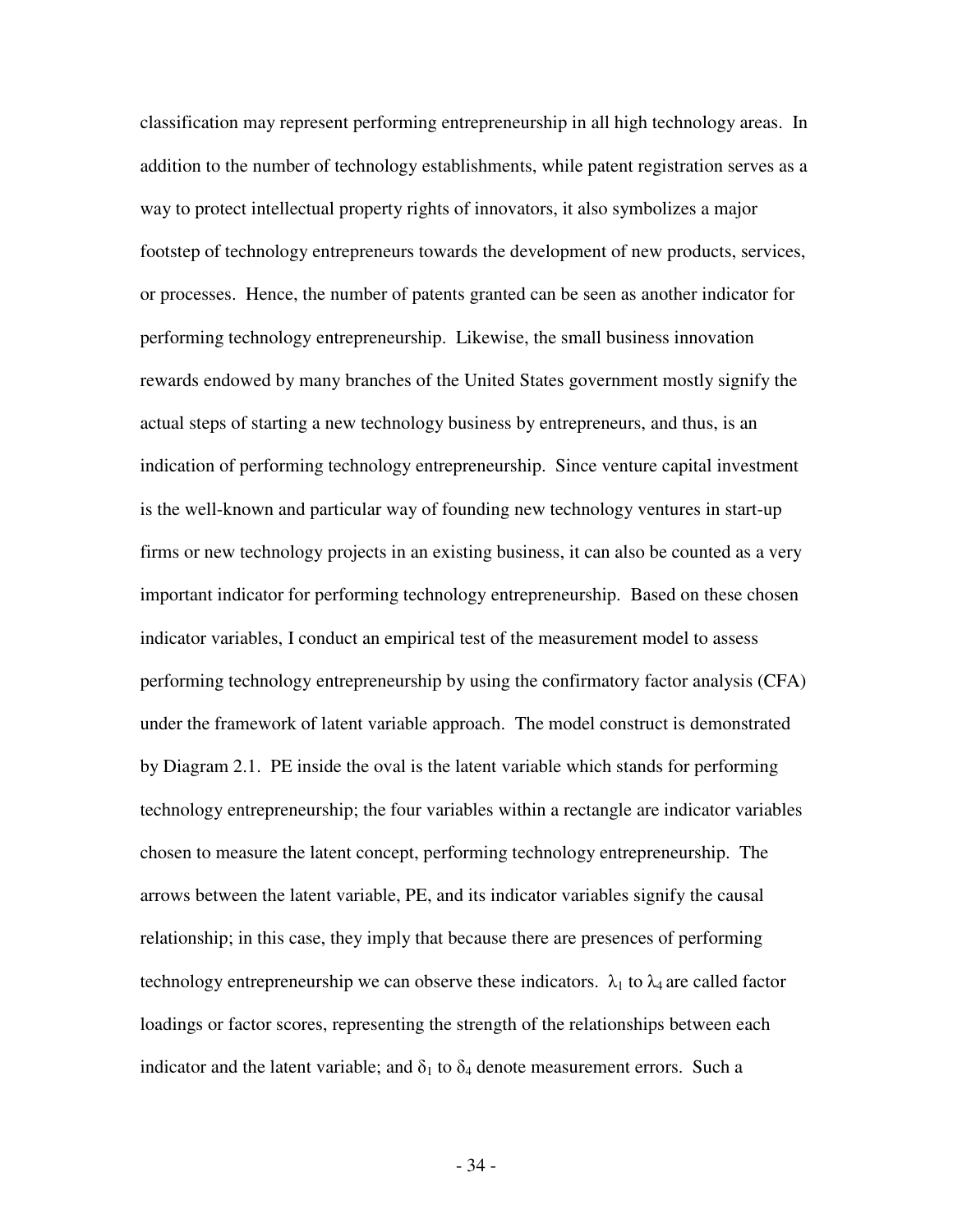classification may represent performing entrepreneurship in all high technology areas. In addition to the number of technology establishments, while patent registration serves as a way to protect intellectual property rights of innovators, it also symbolizes a major footstep of technology entrepreneurs towards the development of new products, services, or processes. Hence, the number of patents granted can be seen as another indicator for performing technology entrepreneurship. Likewise, the small business innovation rewards endowed by many branches of the United States government mostly signify the actual steps of starting a new technology business by entrepreneurs, and thus, is an indication of performing technology entrepreneurship. Since venture capital investment is the well-known and particular way of founding new technology ventures in start-up firms or new technology projects in an existing business, it can also be counted as a very important indicator for performing technology entrepreneurship. Based on these chosen indicator variables, I conduct an empirical test of the measurement model to assess performing technology entrepreneurship by using the confirmatory factor analysis (CFA) under the framework of latent variable approach. The model construct is demonstrated by Diagram 2.1. PE inside the oval is the latent variable which stands for performing technology entrepreneurship; the four variables within a rectangle are indicator variables chosen to measure the latent concept, performing technology entrepreneurship. The arrows between the latent variable, PE, and its indicator variables signify the causal relationship; in this case, they imply that because there are presences of performing technology entrepreneurship we can observe these indicators. $\lambda_1$ to $\lambda_4$ are called factor loadings or factor scores, representing the strength of the relationships between each indicator and the latent variable; and $\delta_1$ to $\delta_4$ denote measurement errors. Such a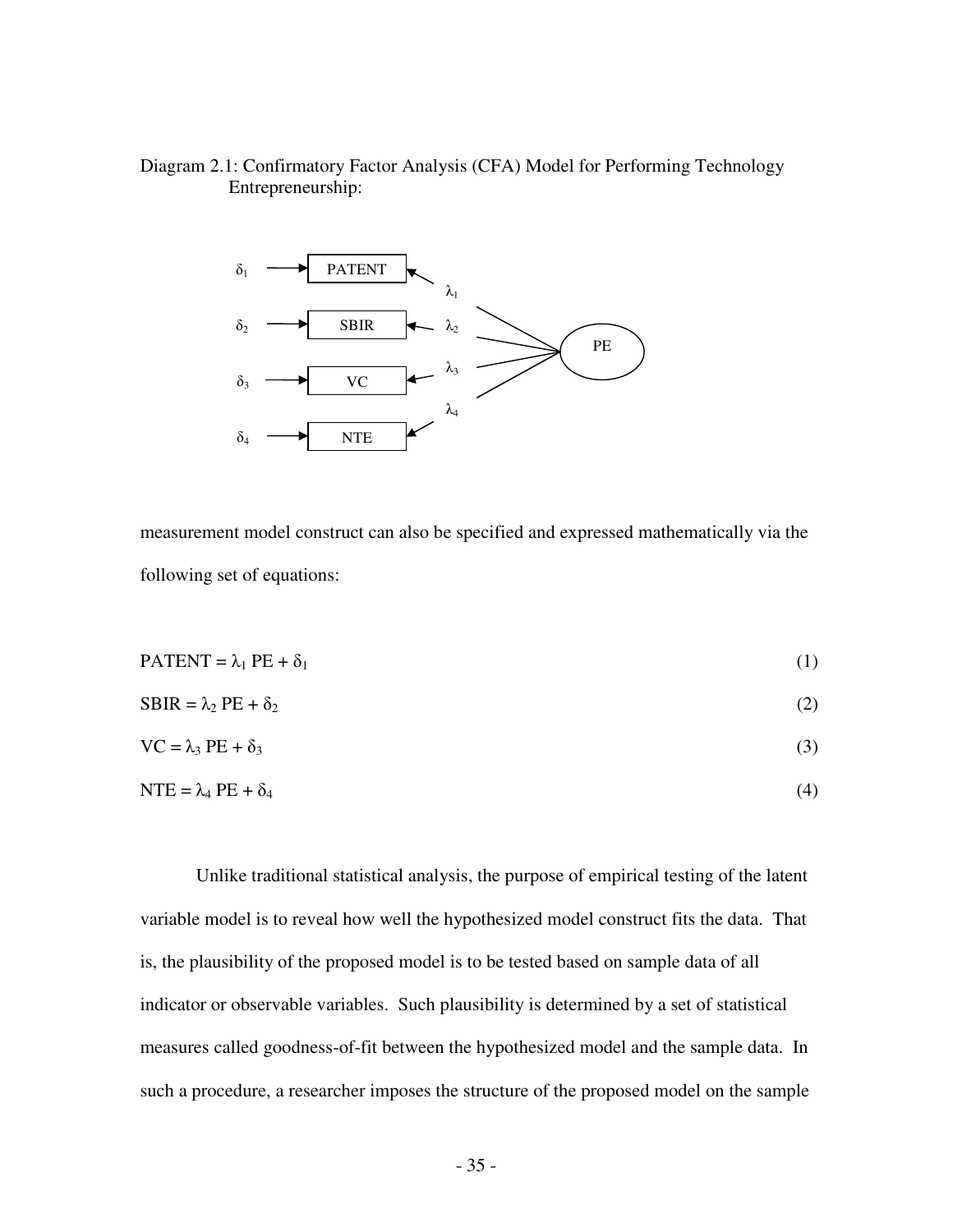Diagram 2.1: Confirmatory Factor Analysis (CFA) Model for Performing Technology Entrepreneurship:

measurement model construct can also be specified and expressed mathematically via the following set of equations:

$$PATENT = \lambda_1 PE + \delta_1 \quad (1)$$

$$SBIR = \lambda_2 PE + \delta_2 \quad (2)$$

$$VC = \lambda_3 PE + \delta_3 \quad (3)$$

$$NTE = \lambda_4 PE + \delta_4 \quad (4)$$

Unlike traditional statistical analysis, the purpose of empirical testing of the latent variable model is to reveal how well the hypothesized model construct fits the data. That is, the plausibility of the proposed model is to be tested based on sample data of all indicator or observable variables. Such plausibility is determined by a set of statistical measures called goodness-of-fit between the hypothesized model and the sample data. In such a procedure, a researcher imposes the structure of the proposed model on the sample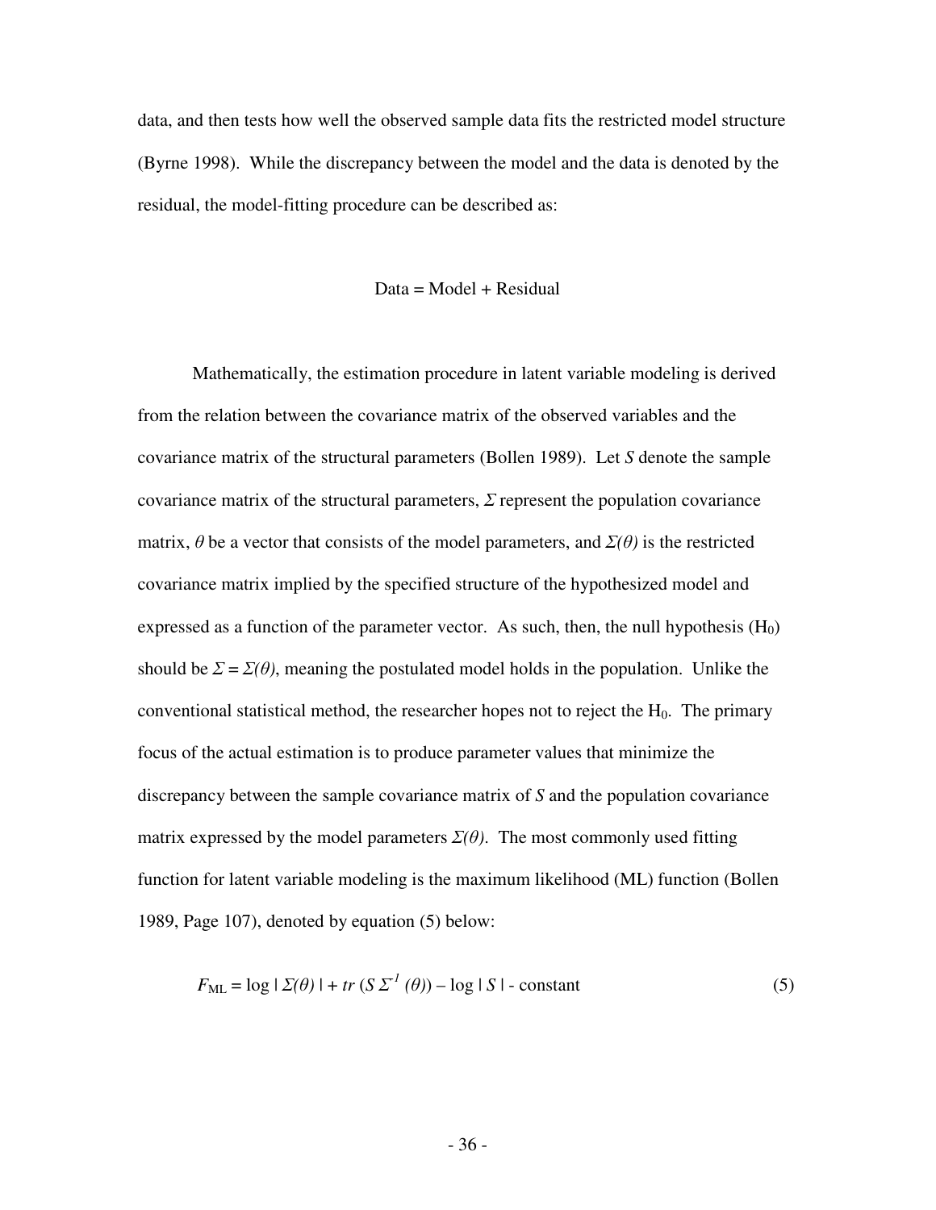data, and then tests how well the observed sample data fits the restricted model structure (Byrne 1998). While the discrepancy between the model and the data is denoted by the residual, the model-fitting procedure can be described as:

Data = Model + Residual

Mathematically, the estimation procedure in latent variable modeling is derived from the relation between the covariance matrix of the observed variables and the covariance matrix of the structural parameters (Bollen 1989). Let $S$ denote the sample covariance matrix of the structural parameters, $\Sigma$ represent the population covariance matrix, $\theta$ be a vector that consists of the model parameters, and $\Sigma(\theta)$ is the restricted covariance matrix implied by the specified structure of the hypothesized model and expressed as a function of the parameter vector. As such, then, the null hypothesis ($H_0$) should be $\Sigma = \Sigma(\theta)$, meaning the postulated model holds in the population. Unlike the conventional statistical method, the researcher hopes not to reject the $H_0$. The primary focus of the actual estimation is to produce parameter values that minimize the discrepancy between the sample covariance matrix of $S$ and the population covariance matrix expressed by the model parameters $\Sigma(\theta)$. The most commonly used fitting function for latent variable modeling is the maximum likelihood (ML) function (Bollen 1989, Page 107), denoted by equation (5) below:

$$F_{\mathrm{ML}} = \log | \Sigma(\theta) | + tr\,(S\,\Sigma^{-1}(\theta)) - \log | S | - \text{constant} \tag{5}$$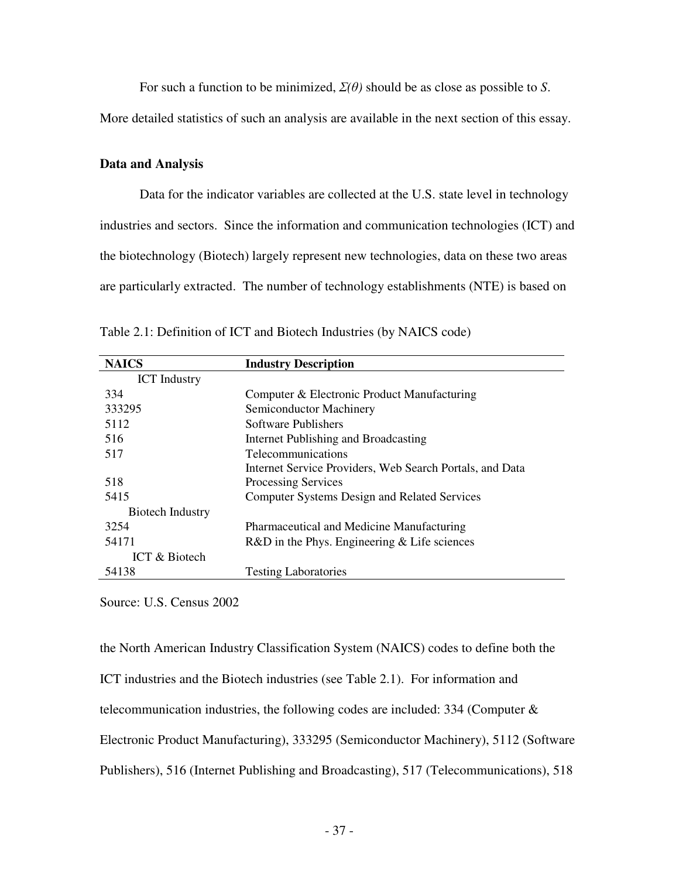For such a function to be minimized, $\Sigma(\theta)$ should be as close as possible to $S$. More detailed statistics of such an analysis are available in the next section of this essay.

**Data and Analysis**

Data for the indicator variables are collected at the U.S. state level in technology industries and sectors. Since the information and communication technologies (ICT) and the biotechnology (Biotech) largely represent new technologies, data on these two areas are particularly extracted. The number of technology establishments (NTE) is based on the North American Industry Classification System (NAICS) codes to define both the ICT industries and the Biotech industries (see Table 2.1). For information and telecommunication industries, the following codes are included: 334 (Computer & Electronic Product Manufacturing), 333295 (Semiconductor Machinery), 5112 (Software Publishers), 516 (Internet Publishing and Broadcasting), 517 (Telecommunications), 518

Table 2.1: Definition of ICT and Biotech Industries (by NAICS code)

| NAICS | Industry Description |
|---|---|
| ICT Industry | |
| 334 | Computer & Electronic Product Manufacturing |
| 333295 | Semiconductor Machinery |
| 5112 | Software Publishers |
| 516 | Internet Publishing and Broadcasting |
| 517 | Telecommunications |
| 518 | Internet Service Providers, Web Search Portals, and Data Processing Services |
| 5415 | Computer Systems Design and Related Services |
| Biotech Industry | |
| 3254 | Pharmaceutical and Medicine Manufacturing |
| 54171 | R&D in the Phys. Engineering & Life sciences |
| ICT & Biotech | |
| 54138 | Testing Laboratories |

Source: U.S. Census 2002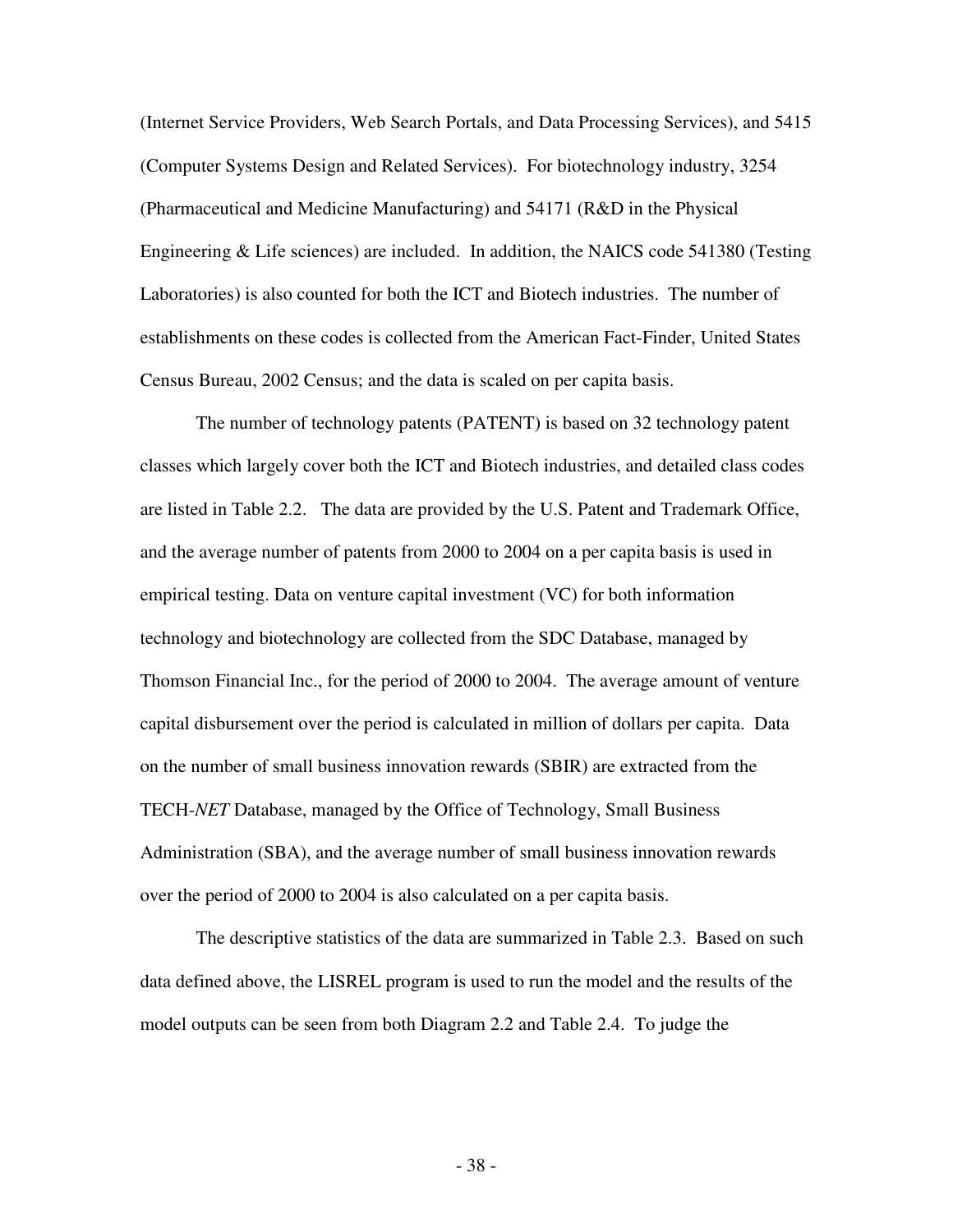(Internet Service Providers, Web Search Portals, and Data Processing Services), and 5415 (Computer Systems Design and Related Services). For biotechnology industry, 3254 (Pharmaceutical and Medicine Manufacturing) and 54171 (R&D in the Physical Engineering & Life sciences) are included. In addition, the NAICS code 541380 (Testing Laboratories) is also counted for both the ICT and Biotech industries. The number of establishments on these codes is collected from the American Fact-Finder, United States Census Bureau, 2002 Census; and the data is scaled on per capita basis.

The number of technology patents (PATENT) is based on 32 technology patent classes which largely cover both the ICT and Biotech industries, and detailed class codes are listed in Table 2.2. The data are provided by the U.S. Patent and Trademark Office, and the average number of patents from 2000 to 2004 on a per capita basis is used in empirical testing. Data on venture capital investment (VC) for both information technology and biotechnology are collected from the SDC Database, managed by Thomson Financial Inc., for the period of 2000 to 2004. The average amount of venture capital disbursement over the period is calculated in million of dollars per capita. Data on the number of small business innovation rewards (SBIR) are extracted from the TECH-*NET* Database, managed by the Office of Technology, Small Business Administration (SBA), and the average number of small business innovation rewards over the period of 2000 to 2004 is also calculated on a per capita basis.

The descriptive statistics of the data are summarized in Table 2.3. Based on such data defined above, the LISREL program is used to run the model and the results of the model outputs can be seen from both Diagram 2.2 and Table 2.4. To judge the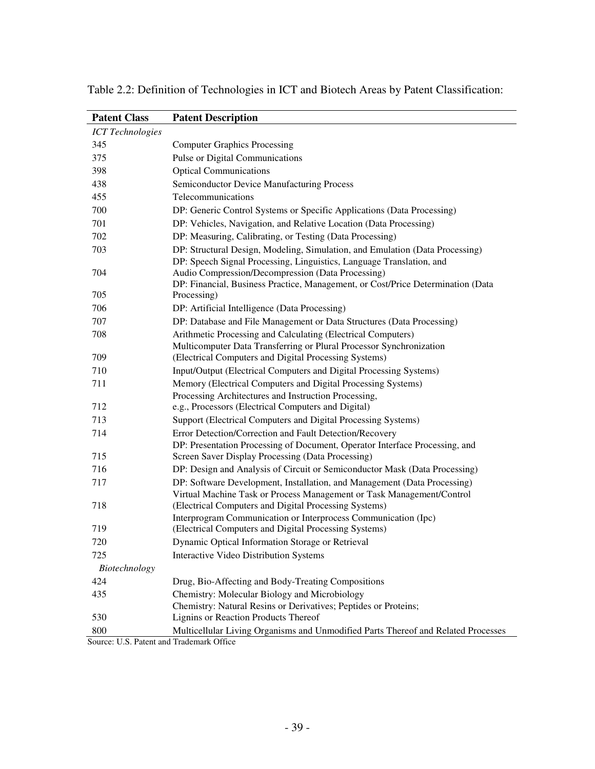Table 2.2: Definition of Technologies in ICT and Biotech Areas by Patent Classification:

| Patent Class | Patent Description |
|---|---|
| *ICT Technologies* | |
| 345 | Computer Graphics Processing |
| 375 | Pulse or Digital Communications |
| 398 | Optical Communications |
| 438 | Semiconductor Device Manufacturing Process |
| 455 | Telecommunications |
| 700 | DP: Generic Control Systems or Specific Applications (Data Processing) |
| 701 | DP: Vehicles, Navigation, and Relative Location (Data Processing) |
| 702 | DP: Measuring, Calibrating, or Testing (Data Processing) |
| 703 | DP: Structural Design, Modeling, Simulation, and Emulation (Data Processing) |
| 704 | DP: Speech Signal Processing, Linguistics, Language Translation, and Audio Compression/Decompression (Data Processing) |
| 705 | DP: Financial, Business Practice, Management, or Cost/Price Determination (Data Processing) |
| 706 | DP: Artificial Intelligence (Data Processing) |
| 707 | DP: Database and File Management or Data Structures (Data Processing) |
| 708 | Arithmetic Processing and Calculating (Electrical Computers) |
| 709 | Multicomputer Data Transferring or Plural Processor Synchronization (Electrical Computers and Digital Processing Systems) |
| 710 | Input/Output (Electrical Computers and Digital Processing Systems) |
| 711 | Memory (Electrical Computers and Digital Processing Systems) |
| 712 | Processing Architectures and Instruction Processing, e.g., Processors (Electrical Computers and Digital) |
| 713 | Support (Electrical Computers and Digital Processing Systems) |
| 714 | Error Detection/Correction and Fault Detection/Recovery |
| 715 | DP: Presentation Processing of Document, Operator Interface Processing, and Screen Saver Display Processing (Data Processing) |
| 716 | DP: Design and Analysis of Circuit or Semiconductor Mask (Data Processing) |
| 717 | DP: Software Development, Installation, and Management (Data Processing) |
| 718 | Virtual Machine Task or Process Management or Task Management/Control (Electrical Computers and Digital Processing Systems) |
| 719 | Interprogram Communication or Interprocess Communication (Ipc) (Electrical Computers and Digital Processing Systems) |
| 720 | Dynamic Optical Information Storage or Retrieval |
| 725 | Interactive Video Distribution Systems |
| *Biotechnology* | |
| 424 | Drug, Bio-Affecting and Body-Treating Compositions |
| 435 | Chemistry: Molecular Biology and Microbiology |
| 530 | Chemistry: Natural Resins or Derivatives; Peptides or Proteins; Lignins or Reaction Products Thereof |
| 800 | Multicellular Living Organisms and Unmodified Parts Thereof and Related Processes |

Source: U.S. Patent and Trademark Office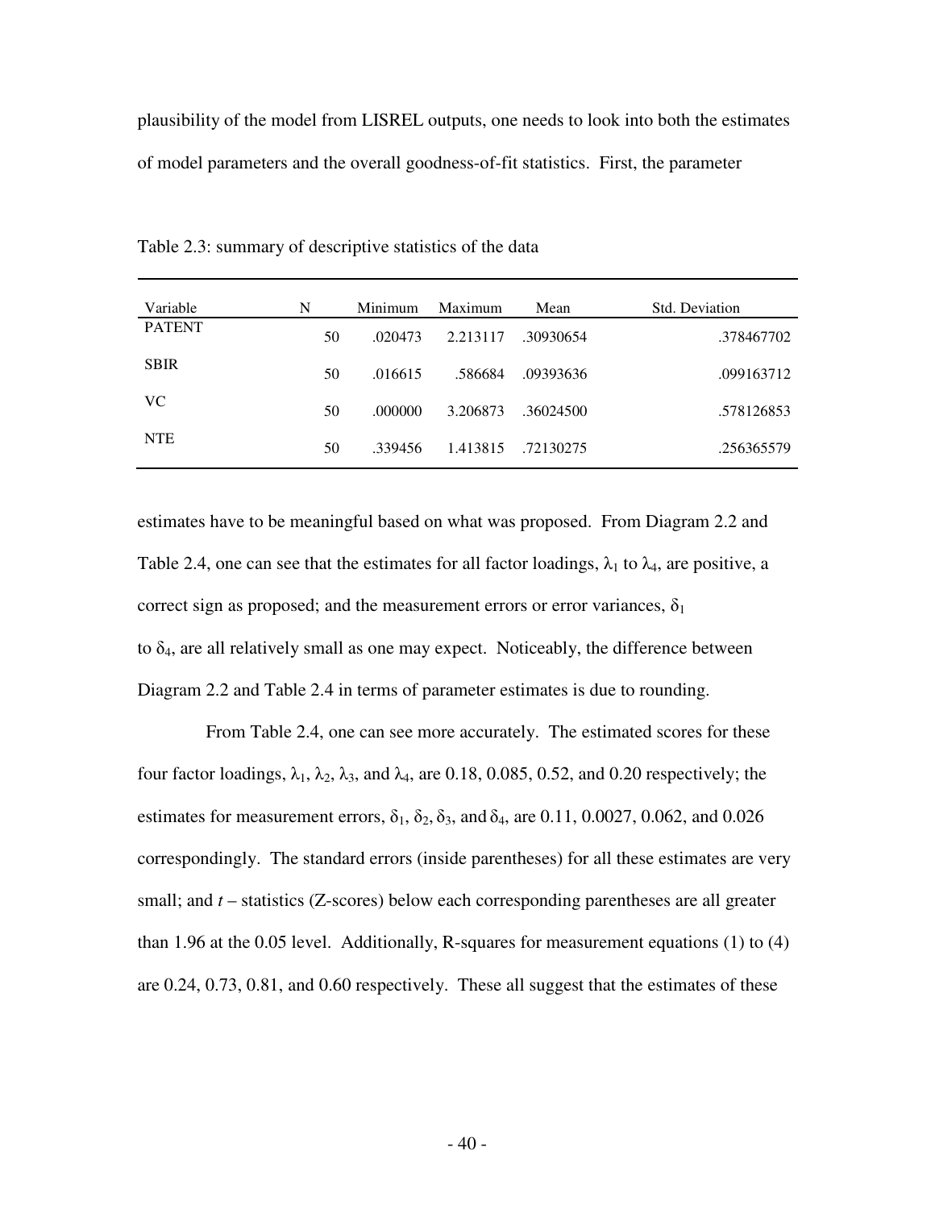plausibility of the model from LISREL outputs, one needs to look into both the estimates of model parameters and the overall goodness-of-fit statistics. First, the parameter

Table 2.3: summary of descriptive statistics of the data

| Variable | N | Minimum | Maximum | Mean | Std. Deviation |
|---|---|---|---|---|---|
| PATENT | 50 | .020473 | 2.213117 | .30930654 | .378467702 |
| SBIR | 50 | .016615 | .586684 | .09393636 | .099163712 |
| VC | 50 | .000000 | 3.206873 | .36024500 | .578126853 |
| NTE | 50 | .339456 | 1.413815 | .72130275 | .256365579 |

estimates have to be meaningful based on what was proposed. From Diagram 2.2 and Table 2.4, one can see that the estimates for all factor loadings, $\lambda_1$ to $\lambda_4$, are positive, a correct sign as proposed; and the measurement errors or error variances, $\delta_1$ to $\delta_4$, are all relatively small as one may expect. Noticeably, the difference between Diagram 2.2 and Table 2.4 in terms of parameter estimates is due to rounding.

From Table 2.4, one can see more accurately. The estimated scores for these four factor loadings, $\lambda_1$, $\lambda_2$, $\lambda_3$, and $\lambda_4$, are 0.18, 0.085, 0.52, and 0.20 respectively; the estimates for measurement errors, $\delta_1$, $\delta_2$, $\delta_3$, and $\delta_4$, are 0.11, 0.0027, 0.062, and 0.026 correspondingly. The standard errors (inside parentheses) for all these estimates are very small; and *t* – statistics (Z-scores) below each corresponding parentheses are all greater than 1.96 at the 0.05 level. Additionally, R-squares for measurement equations (1) to (4) are 0.24, 0.73, 0.81, and 0.60 respectively. These all suggest that the estimates of these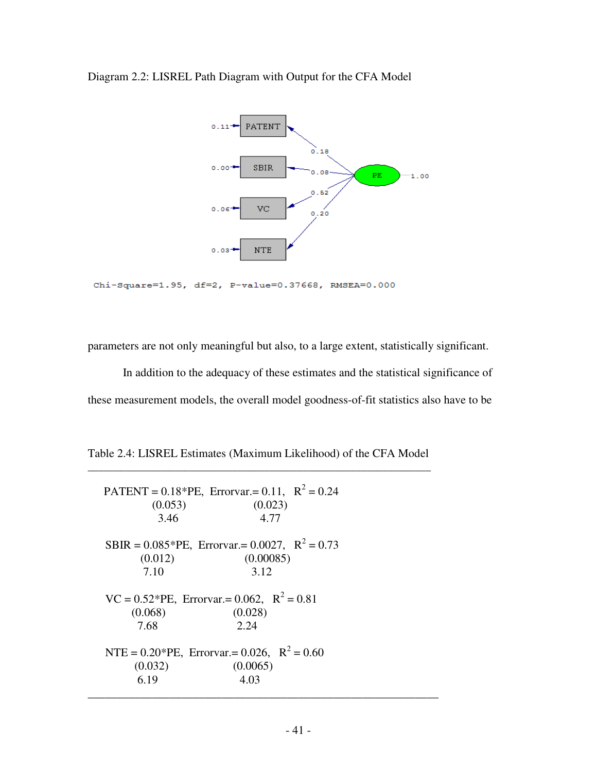Diagram 2.2: LISREL Path Diagram with Output for the CFA Model

Chi-Square=1.95, df=2, P-value=0.37668, RMSEA=0.000

parameters are not only meaningful but also, to a large extent, statistically significant.

In addition to the adequacy of these estimates and the statistical significance of these measurement models, the overall model goodness-of-fit statistics also have to be

Table 2.4: LISREL Estimates (Maximum Likelihood) of the CFA Model

```
PATENT = 0.18*PE,  Errorvar.= 0.11,   R² = 0.24
        (0.053)              (0.023)
         3.46                 4.77

SBIR = 0.085*PE,  Errorvar.= 0.0027,   R² = 0.73
      (0.012)               (0.00085)
       7.10                  3.12

VC = 0.52*PE,  Errorvar.= 0.062,   R² = 0.81
    (0.068)              (0.028)
     7.68                 2.24

NTE = 0.20*PE,  Errorvar.= 0.026,   R² = 0.60
     (0.032)              (0.0065)
      6.19                 4.03
```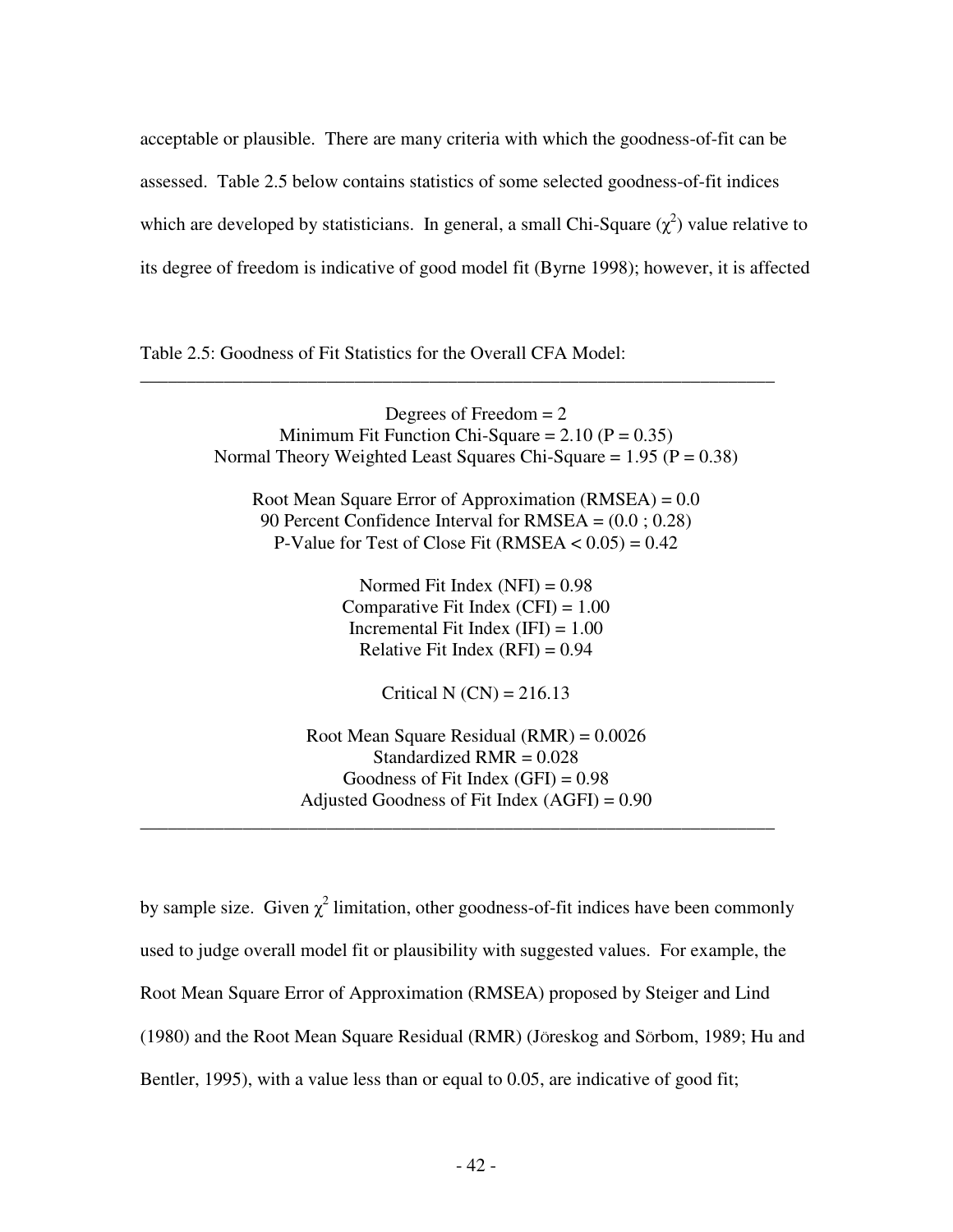acceptable or plausible. There are many criteria with which the goodness-of-fit can be assessed. Table 2.5 below contains statistics of some selected goodness-of-fit indices which are developed by statisticians. In general, a small Chi-Square ($\chi^2$) value relative to its degree of freedom is indicative of good model fit (Byrne 1998); however, it is affected

Table 2.5: Goodness of Fit Statistics for the Overall CFA Model:

---

Degrees of Freedom = 2
Minimum Fit Function Chi-Square = 2.10 (P = 0.35)
Normal Theory Weighted Least Squares Chi-Square = 1.95 (P = 0.38)

Root Mean Square Error of Approximation (RMSEA) = 0.0
90 Percent Confidence Interval for RMSEA = (0.0 ; 0.28)
P-Value for Test of Close Fit (RMSEA < 0.05) = 0.42

Normed Fit Index (NFI) = 0.98
Comparative Fit Index (CFI) = 1.00
Incremental Fit Index (IFI) = 1.00
Relative Fit Index (RFI) = 0.94

Critical N (CN) = 216.13

Root Mean Square Residual (RMR) = 0.0026
Standardized RMR = 0.028
Goodness of Fit Index (GFI) = 0.98
Adjusted Goodness of Fit Index (AGFI) = 0.90

---

by sample size. Given $\chi^2$ limitation, other goodness-of-fit indices have been commonly used to judge overall model fit or plausibility with suggested values. For example, the Root Mean Square Error of Approximation (RMSEA) proposed by Steiger and Lind (1980) and the Root Mean Square Residual (RMR) (Jöreskog and Sörbom, 1989; Hu and Bentler, 1995), with a value less than or equal to 0.05, are indicative of good fit;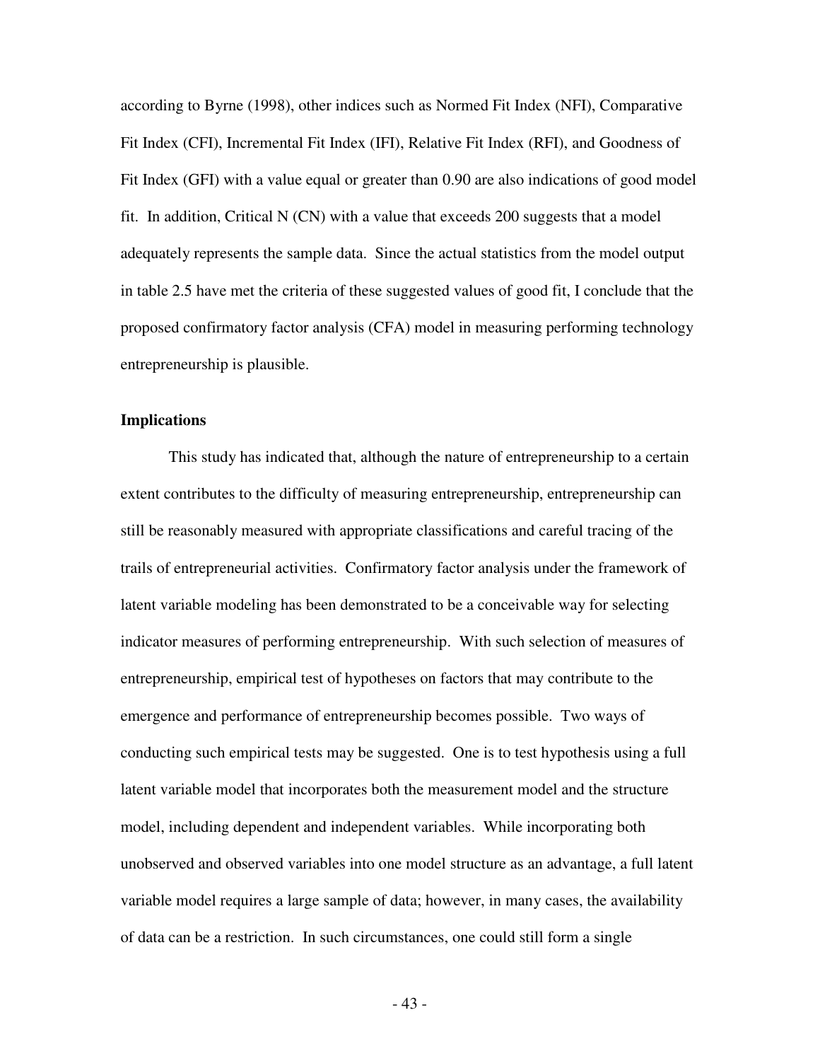according to Byrne (1998), other indices such as Normed Fit Index (NFI), Comparative Fit Index (CFI), Incremental Fit Index (IFI), Relative Fit Index (RFI), and Goodness of Fit Index (GFI) with a value equal or greater than 0.90 are also indications of good model fit. In addition, Critical N (CN) with a value that exceeds 200 suggests that a model adequately represents the sample data. Since the actual statistics from the model output in table 2.5 have met the criteria of these suggested values of good fit, I conclude that the proposed confirmatory factor analysis (CFA) model in measuring performing technology entrepreneurship is plausible.

**Implications**

This study has indicated that, although the nature of entrepreneurship to a certain extent contributes to the difficulty of measuring entrepreneurship, entrepreneurship can still be reasonably measured with appropriate classifications and careful tracing of the trails of entrepreneurial activities. Confirmatory factor analysis under the framework of latent variable modeling has been demonstrated to be a conceivable way for selecting indicator measures of performing entrepreneurship. With such selection of measures of entrepreneurship, empirical test of hypotheses on factors that may contribute to the emergence and performance of entrepreneurship becomes possible. Two ways of conducting such empirical tests may be suggested. One is to test hypothesis using a full latent variable model that incorporates both the measurement model and the structure model, including dependent and independent variables. While incorporating both unobserved and observed variables into one model structure as an advantage, a full latent variable model requires a large sample of data; however, in many cases, the availability of data can be a restriction. In such circumstances, one could still form a single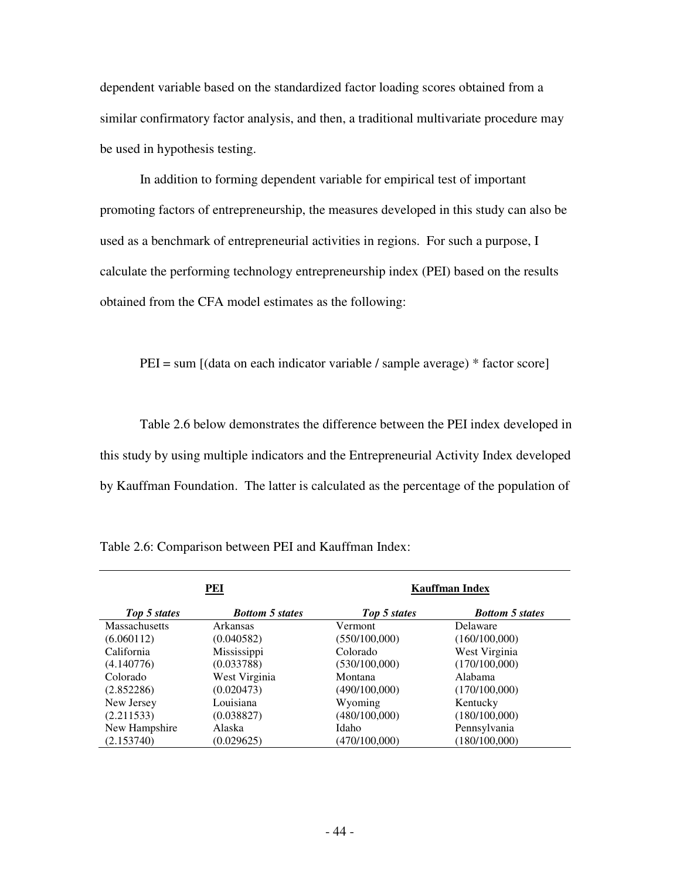dependent variable based on the standardized factor loading scores obtained from a similar confirmatory factor analysis, and then, a traditional multivariate procedure may be used in hypothesis testing.

In addition to forming dependent variable for empirical test of important promoting factors of entrepreneurship, the measures developed in this study can also be used as a benchmark of entrepreneurial activities in regions. For such a purpose, I calculate the performing technology entrepreneurship index (PEI) based on the results obtained from the CFA model estimates as the following:

PEI = sum [(data on each indicator variable / sample average) * factor score]

Table 2.6 below demonstrates the difference between the PEI index developed in this study by using multiple indicators and the Entrepreneurial Activity Index developed by Kauffman Foundation. The latter is calculated as the percentage of the population of

Table 2.6: Comparison between PEI and Kauffman Index:

| **PEI** | | **Kauffman Index** | |
|---|---|---|---|
| ***Top 5 states*** | ***Bottom 5 states*** | ***Top 5 states*** | ***Bottom 5 states*** |
| Massachusetts (6.060112) | Arkansas (0.040582) | Vermont (550/100,000) | Delaware (160/100,000) |
| California (4.140776) | Mississippi (0.033788) | Colorado (530/100,000) | West Virginia (170/100,000) |
| Colorado (2.852286) | West Virginia (0.020473) | Montana (490/100,000) | Alabama (170/100,000) |
| New Jersey (2.211533) | Louisiana (0.038827) | Wyoming (480/100,000) | Kentucky (180/100,000) |
| New Hampshire (2.153740) | Alaska (0.029625) | Idaho (470/100,000) | Pennsylvania (180/100,000) |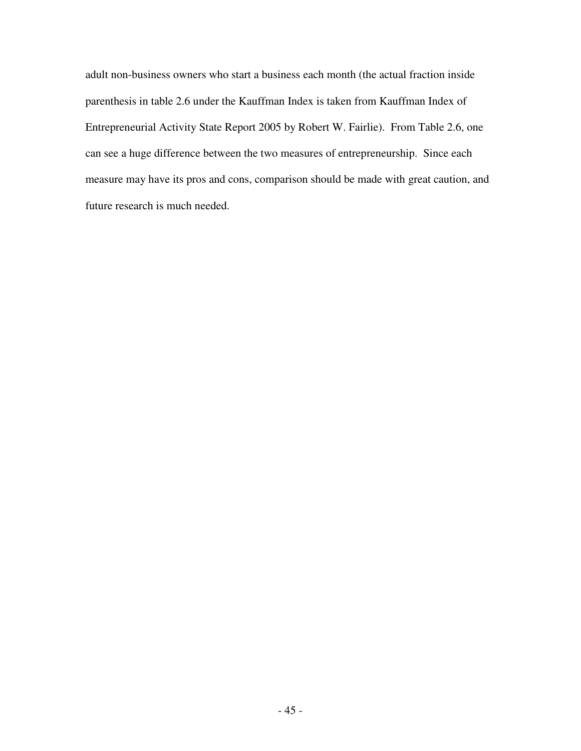adult non-business owners who start a business each month (the actual fraction inside parenthesis in table 2.6 under the Kauffman Index is taken from Kauffman Index of Entrepreneurial Activity State Report 2005 by Robert W. Fairlie). From Table 2.6, one can see a huge difference between the two measures of entrepreneurship. Since each measure may have its pros and cons, comparison should be made with great caution, and future research is much needed.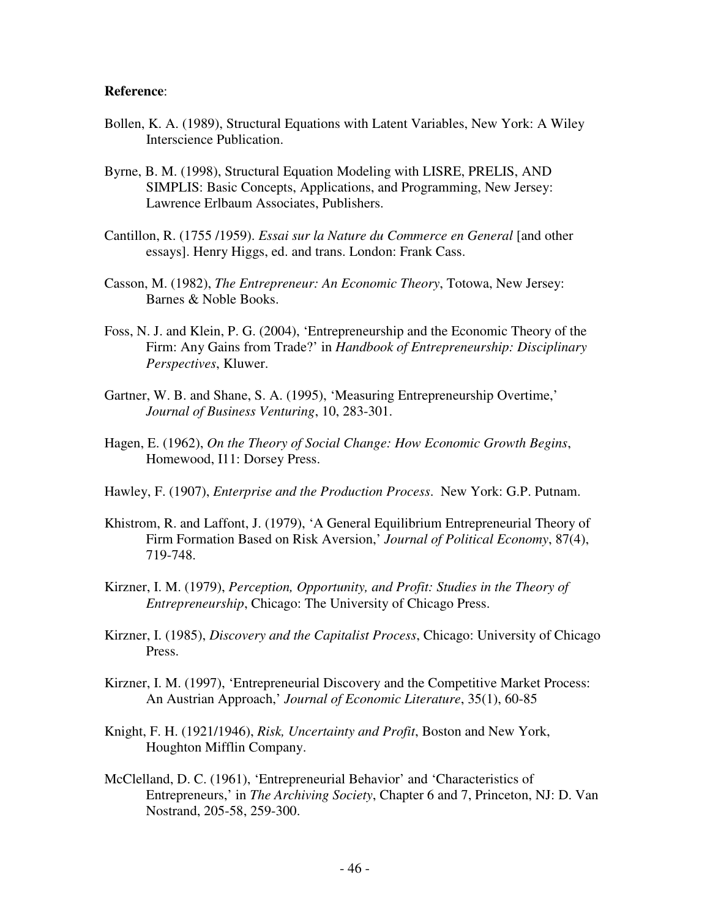**Reference**:

Bollen, K. A. (1989), Structural Equations with Latent Variables, New York: A Wiley Interscience Publication.

Byrne, B. M. (1998), Structural Equation Modeling with LISRE, PRELIS, AND SIMPLIS: Basic Concepts, Applications, and Programming, New Jersey: Lawrence Erlbaum Associates, Publishers.

Cantillon, R. (1755 /1959). *Essai sur la Nature du Commerce en General* [and other essays]. Henry Higgs, ed. and trans. London: Frank Cass.

Casson, M. (1982), *The Entrepreneur: An Economic Theory*, Totowa, New Jersey: Barnes & Noble Books.

Foss, N. J. and Klein, P. G. (2004), 'Entrepreneurship and the Economic Theory of the Firm: Any Gains from Trade?' in *Handbook of Entrepreneurship: Disciplinary Perspectives*, Kluwer.

Gartner, W. B. and Shane, S. A. (1995), 'Measuring Entrepreneurship Overtime,' *Journal of Business Venturing*, 10, 283-301.

Hagen, E. (1962), *On the Theory of Social Change: How Economic Growth Begins*, Homewood, I11: Dorsey Press.

Hawley, F. (1907), *Enterprise and the Production Process*. New York: G.P. Putnam.

Khistrom, R. and Laffont, J. (1979), 'A General Equilibrium Entrepreneurial Theory of Firm Formation Based on Risk Aversion,' *Journal of Political Economy*, 87(4), 719-748.

Kirzner, I. M. (1979), *Perception, Opportunity, and Profit: Studies in the Theory of Entrepreneurship*, Chicago: The University of Chicago Press.

Kirzner, I. (1985), *Discovery and the Capitalist Process*, Chicago: University of Chicago Press.

Kirzner, I. M. (1997), 'Entrepreneurial Discovery and the Competitive Market Process: An Austrian Approach,' *Journal of Economic Literature*, 35(1), 60-85

Knight, F. H. (1921/1946), *Risk, Uncertainty and Profit*, Boston and New York, Houghton Mifflin Company.

McClelland, D. C. (1961), 'Entrepreneurial Behavior' and 'Characteristics of Entrepreneurs,' in *The Archiving Society*, Chapter 6 and 7, Princeton, NJ: D. Van Nostrand, 205-58, 259-300.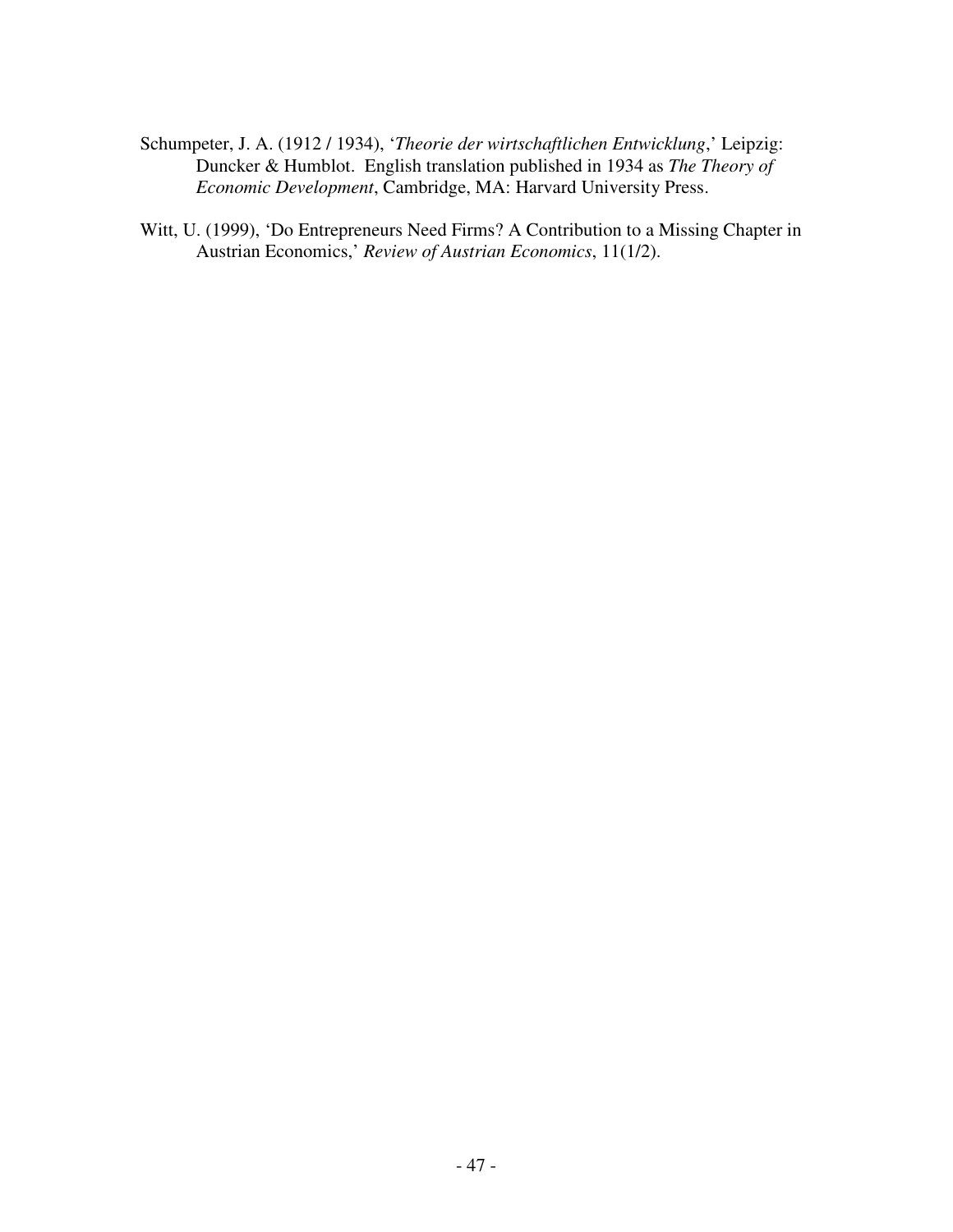Schumpeter, J. A. (1912 / 1934), '*Theorie der wirtschaftlichen Entwicklung*,' Leipzig: Duncker & Humblot. English translation published in 1934 as *The Theory of Economic Development*, Cambridge, MA: Harvard University Press.

Witt, U. (1999), 'Do Entrepreneurs Need Firms? A Contribution to a Missing Chapter in Austrian Economics,' *Review of Austrian Economics*, 11(1/2).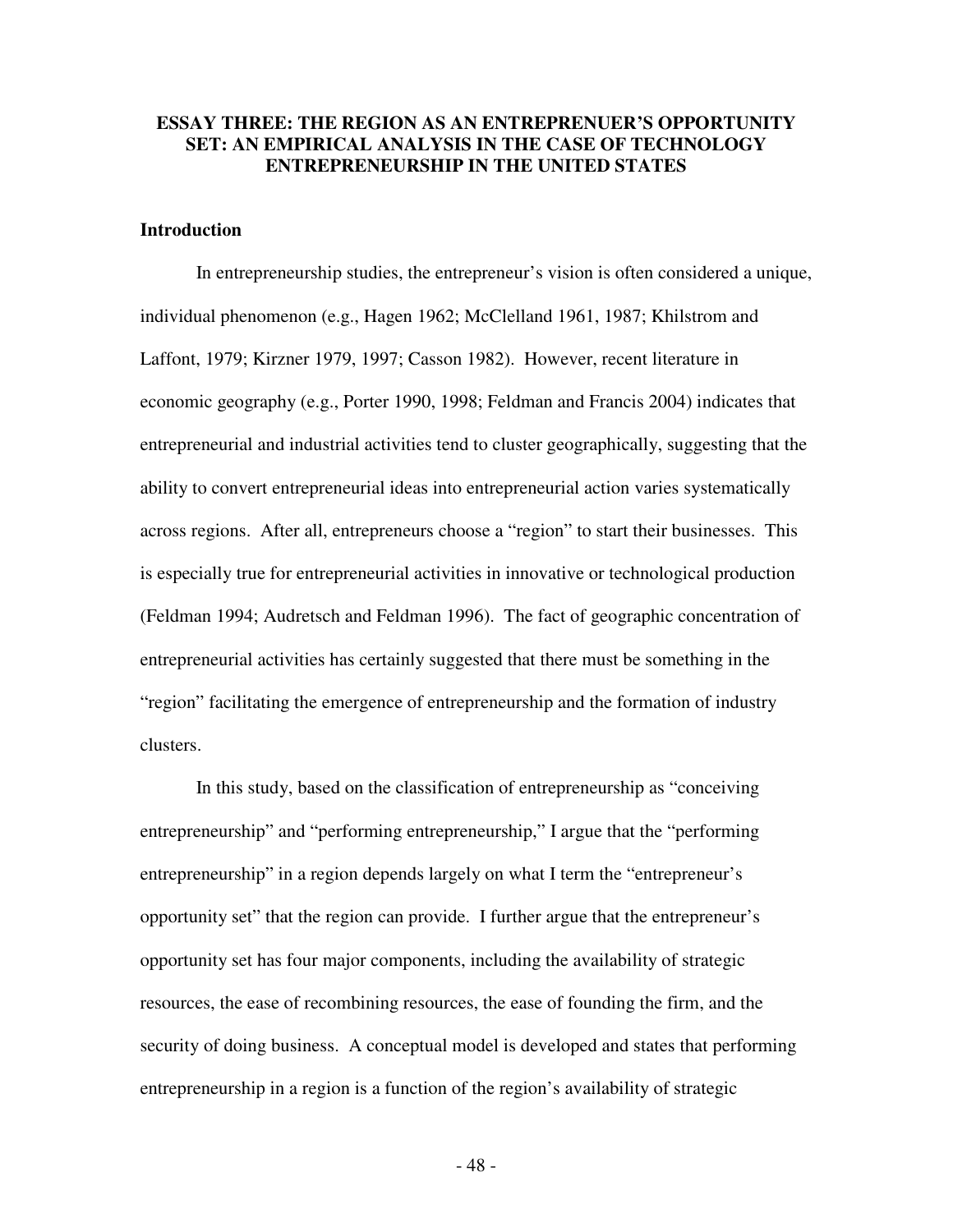# ESSAY THREE: THE REGION AS AN ENTREPRENUER'S OPPORTUNITY SET: AN EMPIRICAL ANALYSIS IN THE CASE OF TECHNOLOGY ENTREPRENEURSHIP IN THE UNITED STATES

## Introduction

In entrepreneurship studies, the entrepreneur's vision is often considered a unique, individual phenomenon (e.g., Hagen 1962; McClelland 1961, 1987; Khilstrom and Laffont, 1979; Kirzner 1979, 1997; Casson 1982). However, recent literature in economic geography (e.g., Porter 1990, 1998; Feldman and Francis 2004) indicates that entrepreneurial and industrial activities tend to cluster geographically, suggesting that the ability to convert entrepreneurial ideas into entrepreneurial action varies systematically across regions. After all, entrepreneurs choose a "region" to start their businesses. This is especially true for entrepreneurial activities in innovative or technological production (Feldman 1994; Audretsch and Feldman 1996). The fact of geographic concentration of entrepreneurial activities has certainly suggested that there must be something in the "region" facilitating the emergence of entrepreneurship and the formation of industry clusters.

In this study, based on the classification of entrepreneurship as "conceiving entrepreneurship" and "performing entrepreneurship," I argue that the "performing entrepreneurship" in a region depends largely on what I term the "entrepreneur's opportunity set" that the region can provide. I further argue that the entrepreneur's opportunity set has four major components, including the availability of strategic resources, the ease of recombining resources, the ease of founding the firm, and the security of doing business. A conceptual model is developed and states that performing entrepreneurship in a region is a function of the region's availability of strategic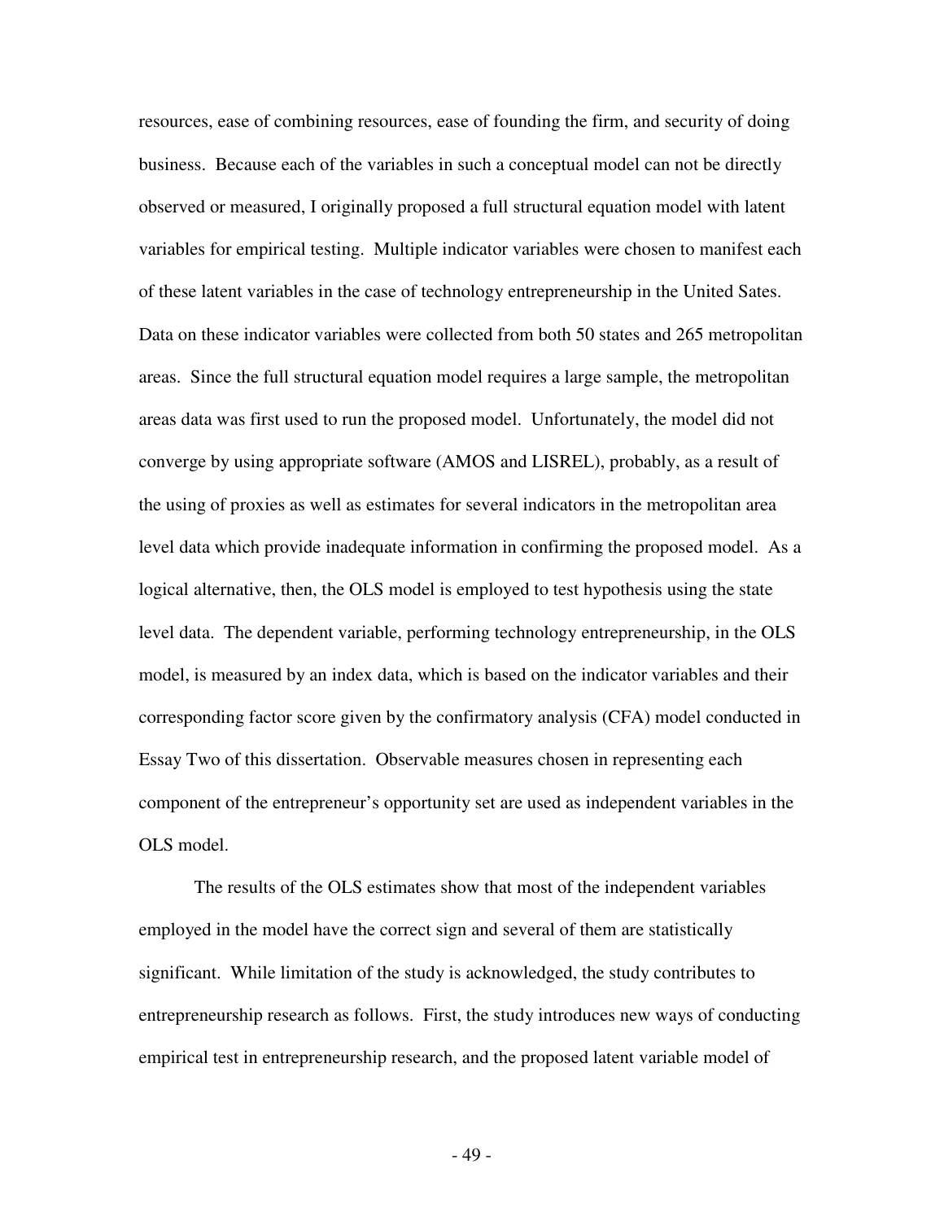resources, ease of combining resources, ease of founding the firm, and security of doing business. Because each of the variables in such a conceptual model can not be directly observed or measured, I originally proposed a full structural equation model with latent variables for empirical testing. Multiple indicator variables were chosen to manifest each of these latent variables in the case of technology entrepreneurship in the United Sates. Data on these indicator variables were collected from both 50 states and 265 metropolitan areas. Since the full structural equation model requires a large sample, the metropolitan areas data was first used to run the proposed model. Unfortunately, the model did not converge by using appropriate software (AMOS and LISREL), probably, as a result of the using of proxies as well as estimates for several indicators in the metropolitan area level data which provide inadequate information in confirming the proposed model. As a logical alternative, then, the OLS model is employed to test hypothesis using the state level data. The dependent variable, performing technology entrepreneurship, in the OLS model, is measured by an index data, which is based on the indicator variables and their corresponding factor score given by the confirmatory analysis (CFA) model conducted in Essay Two of this dissertation. Observable measures chosen in representing each component of the entrepreneur's opportunity set are used as independent variables in the OLS model.

The results of the OLS estimates show that most of the independent variables employed in the model have the correct sign and several of them are statistically significant. While limitation of the study is acknowledged, the study contributes to entrepreneurship research as follows. First, the study introduces new ways of conducting empirical test in entrepreneurship research, and the proposed latent variable model of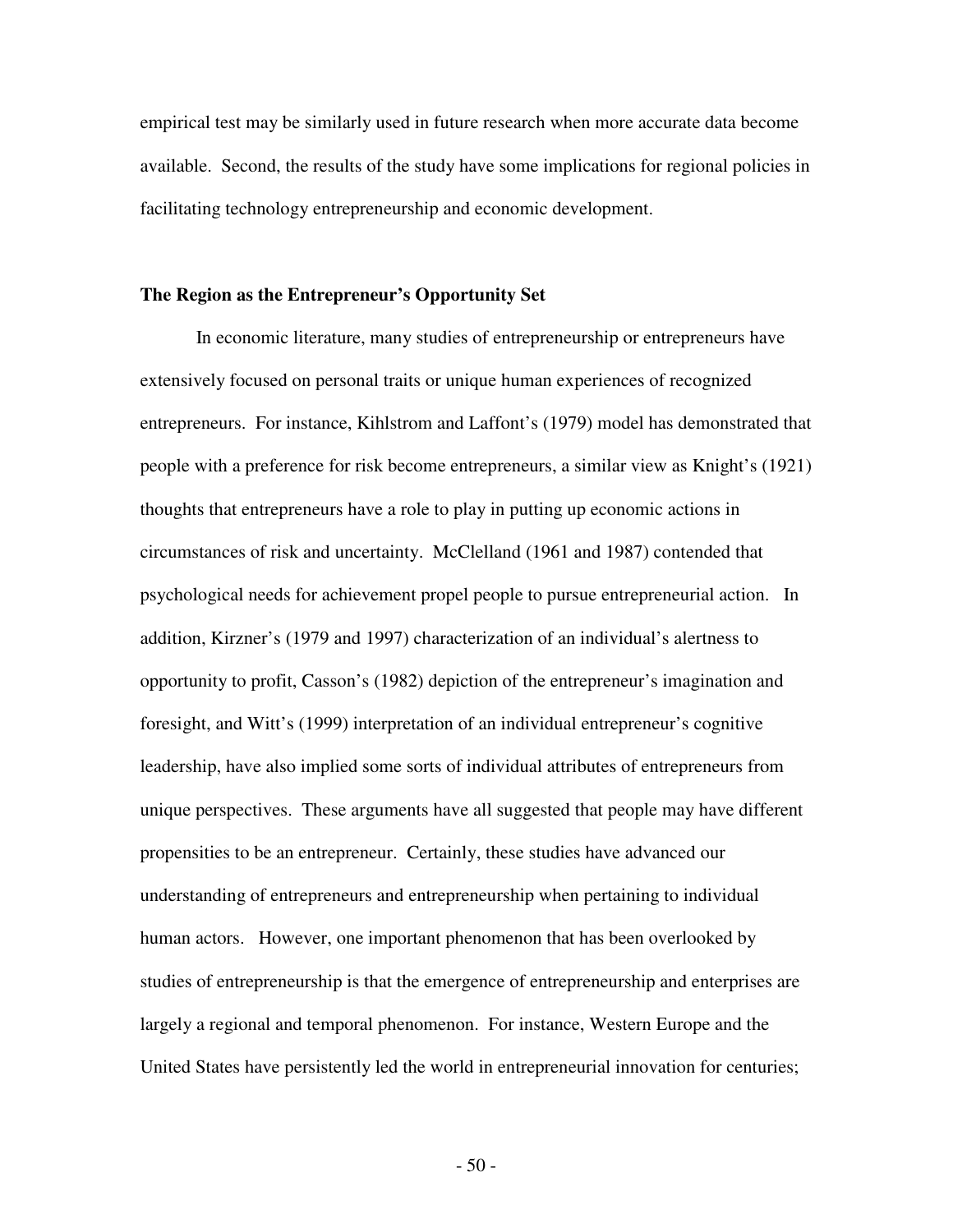empirical test may be similarly used in future research when more accurate data become available. Second, the results of the study have some implications for regional policies in facilitating technology entrepreneurship and economic development.

**The Region as the Entrepreneur's Opportunity Set**

In economic literature, many studies of entrepreneurship or entrepreneurs have extensively focused on personal traits or unique human experiences of recognized entrepreneurs. For instance, Kihlstrom and Laffont's (1979) model has demonstrated that people with a preference for risk become entrepreneurs, a similar view as Knight's (1921) thoughts that entrepreneurs have a role to play in putting up economic actions in circumstances of risk and uncertainty. McClelland (1961 and 1987) contended that psychological needs for achievement propel people to pursue entrepreneurial action. In addition, Kirzner's (1979 and 1997) characterization of an individual's alertness to opportunity to profit, Casson's (1982) depiction of the entrepreneur's imagination and foresight, and Witt's (1999) interpretation of an individual entrepreneur's cognitive leadership, have also implied some sorts of individual attributes of entrepreneurs from unique perspectives. These arguments have all suggested that people may have different propensities to be an entrepreneur. Certainly, these studies have advanced our understanding of entrepreneurs and entrepreneurship when pertaining to individual human actors. However, one important phenomenon that has been overlooked by studies of entrepreneurship is that the emergence of entrepreneurship and enterprises are largely a regional and temporal phenomenon. For instance, Western Europe and the United States have persistently led the world in entrepreneurial innovation for centuries;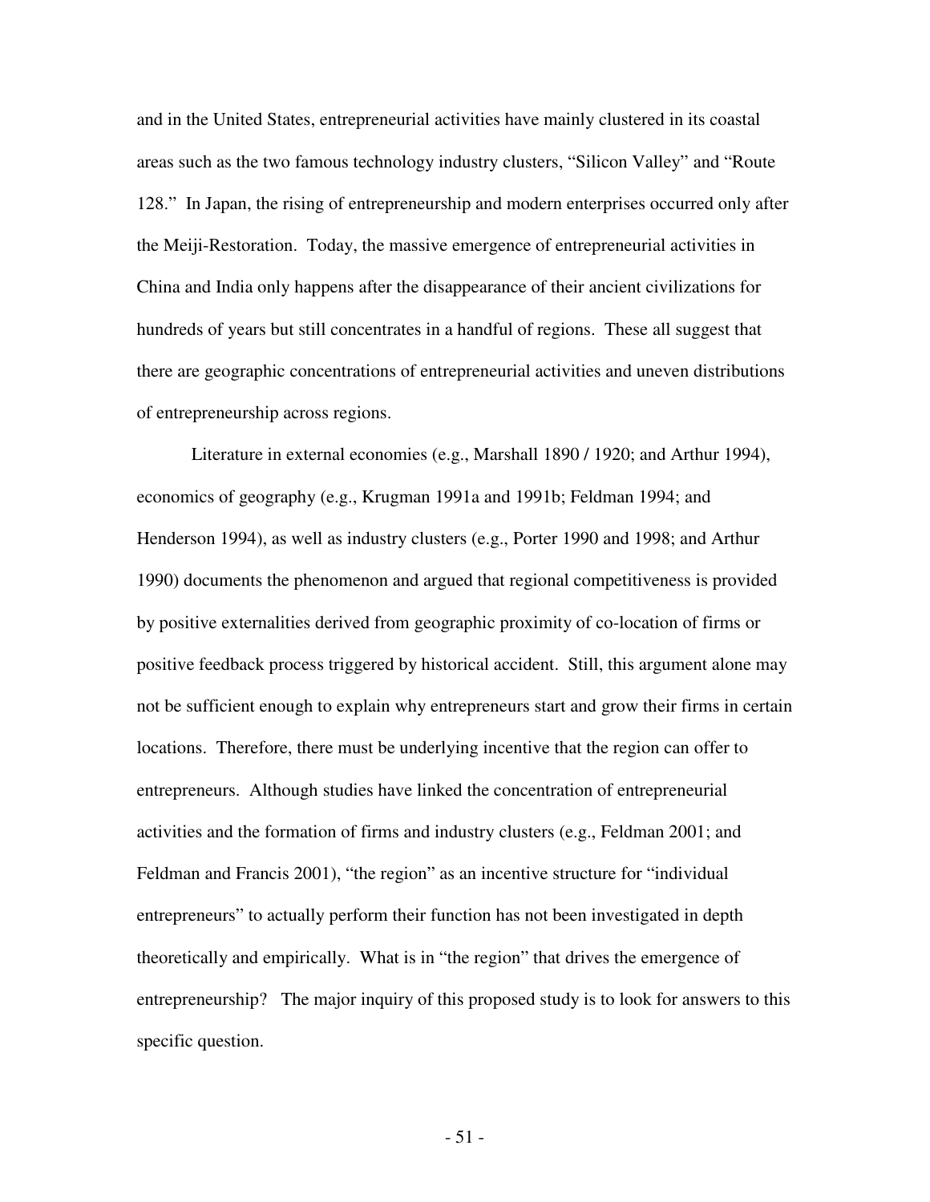and in the United States, entrepreneurial activities have mainly clustered in its coastal areas such as the two famous technology industry clusters, "Silicon Valley" and "Route 128." In Japan, the rising of entrepreneurship and modern enterprises occurred only after the Meiji-Restoration. Today, the massive emergence of entrepreneurial activities in China and India only happens after the disappearance of their ancient civilizations for hundreds of years but still concentrates in a handful of regions. These all suggest that there are geographic concentrations of entrepreneurial activities and uneven distributions of entrepreneurship across regions.

Literature in external economies (e.g., Marshall 1890 / 1920; and Arthur 1994), economics of geography (e.g., Krugman 1991a and 1991b; Feldman 1994; and Henderson 1994), as well as industry clusters (e.g., Porter 1990 and 1998; and Arthur 1990) documents the phenomenon and argued that regional competitiveness is provided by positive externalities derived from geographic proximity of co-location of firms or positive feedback process triggered by historical accident. Still, this argument alone may not be sufficient enough to explain why entrepreneurs start and grow their firms in certain locations. Therefore, there must be underlying incentive that the region can offer to entrepreneurs. Although studies have linked the concentration of entrepreneurial activities and the formation of firms and industry clusters (e.g., Feldman 2001; and Feldman and Francis 2001), "the region" as an incentive structure for "individual entrepreneurs" to actually perform their function has not been investigated in depth theoretically and empirically. What is in "the region" that drives the emergence of entrepreneurship? The major inquiry of this proposed study is to look for answers to this specific question.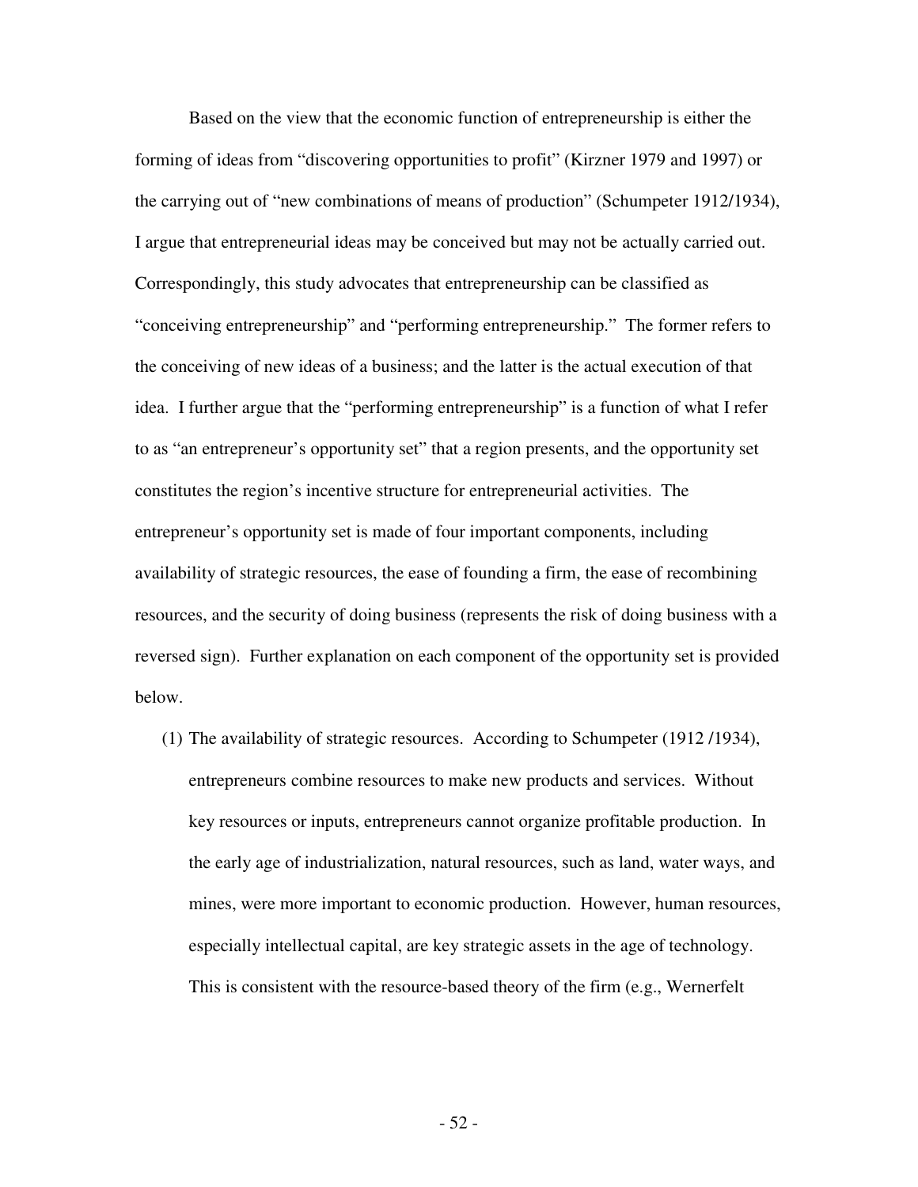Based on the view that the economic function of entrepreneurship is either the forming of ideas from "discovering opportunities to profit" (Kirzner 1979 and 1997) or the carrying out of "new combinations of means of production" (Schumpeter 1912/1934), I argue that entrepreneurial ideas may be conceived but may not be actually carried out. Correspondingly, this study advocates that entrepreneurship can be classified as "conceiving entrepreneurship" and "performing entrepreneurship." The former refers to the conceiving of new ideas of a business; and the latter is the actual execution of that idea. I further argue that the "performing entrepreneurship" is a function of what I refer to as "an entrepreneur's opportunity set" that a region presents, and the opportunity set constitutes the region's incentive structure for entrepreneurial activities. The entrepreneur's opportunity set is made of four important components, including availability of strategic resources, the ease of founding a firm, the ease of recombining resources, and the security of doing business (represents the risk of doing business with a reversed sign). Further explanation on each component of the opportunity set is provided below.

(1) The availability of strategic resources. According to Schumpeter (1912 /1934), entrepreneurs combine resources to make new products and services. Without key resources or inputs, entrepreneurs cannot organize profitable production. In the early age of industrialization, natural resources, such as land, water ways, and mines, were more important to economic production. However, human resources, especially intellectual capital, are key strategic assets in the age of technology. This is consistent with the resource-based theory of the firm (e.g., Wernerfelt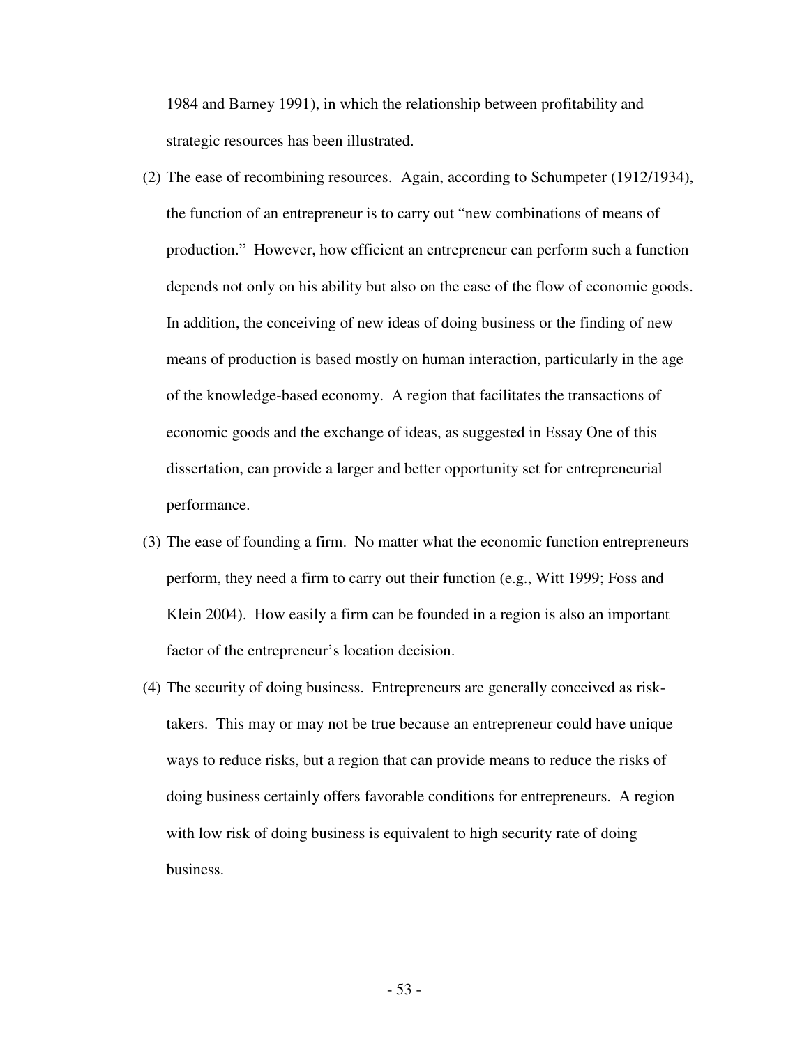1984 and Barney 1991), in which the relationship between profitability and strategic resources has been illustrated.

(2) The ease of recombining resources. Again, according to Schumpeter (1912/1934), the function of an entrepreneur is to carry out "new combinations of means of production." However, how efficient an entrepreneur can perform such a function depends not only on his ability but also on the ease of the flow of economic goods. In addition, the conceiving of new ideas of doing business or the finding of new means of production is based mostly on human interaction, particularly in the age of the knowledge-based economy. A region that facilitates the transactions of economic goods and the exchange of ideas, as suggested in Essay One of this dissertation, can provide a larger and better opportunity set for entrepreneurial performance.

(3) The ease of founding a firm. No matter what the economic function entrepreneurs perform, they need a firm to carry out their function (e.g., Witt 1999; Foss and Klein 2004). How easily a firm can be founded in a region is also an important factor of the entrepreneur's location decision.

(4) The security of doing business. Entrepreneurs are generally conceived as risk-takers. This may or may not be true because an entrepreneur could have unique ways to reduce risks, but a region that can provide means to reduce the risks of doing business certainly offers favorable conditions for entrepreneurs. A region with low risk of doing business is equivalent to high security rate of doing business.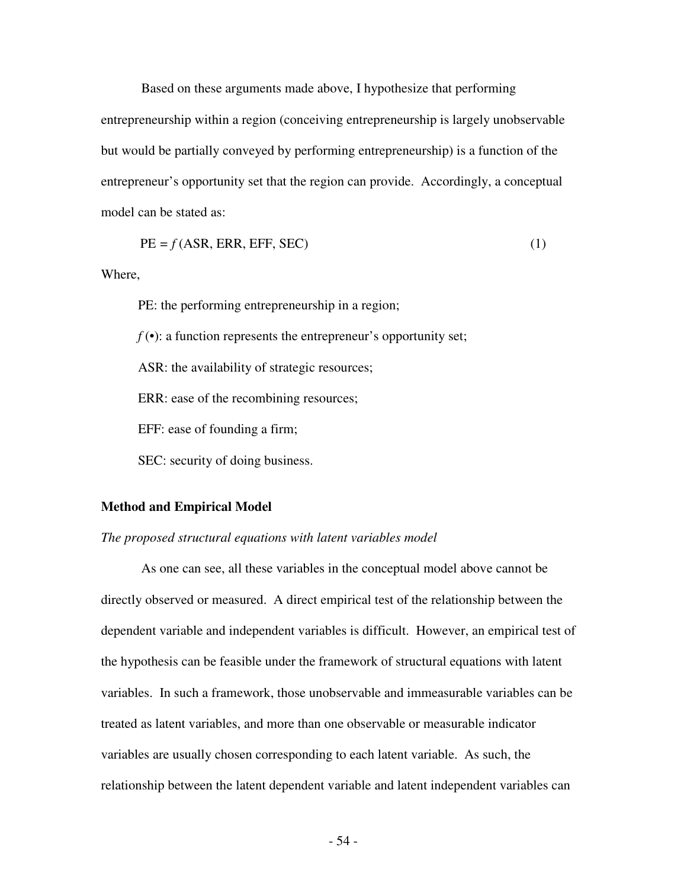Based on these arguments made above, I hypothesize that performing entrepreneurship within a region (conceiving entrepreneurship is largely unobservable but would be partially conveyed by performing entrepreneurship) is a function of the entrepreneur's opportunity set that the region can provide. Accordingly, a conceptual model can be stated as:

$$\text{PE} = f(\text{ASR, ERR, EFF, SEC}) \tag{1}$$

Where,

PE: the performing entrepreneurship in a region;

$f(\bullet)$: a function represents the entrepreneur's opportunity set;

ASR: the availability of strategic resources;

ERR: ease of the recombining resources;

EFF: ease of founding a firm;

SEC: security of doing business.

## Method and Empirical Model

### *The proposed structural equations with latent variables model*

As one can see, all these variables in the conceptual model above cannot be directly observed or measured. A direct empirical test of the relationship between the dependent variable and independent variables is difficult. However, an empirical test of the hypothesis can be feasible under the framework of structural equations with latent variables. In such a framework, those unobservable and immeasurable variables can be treated as latent variables, and more than one observable or measurable indicator variables are usually chosen corresponding to each latent variable. As such, the relationship between the latent dependent variable and latent independent variables can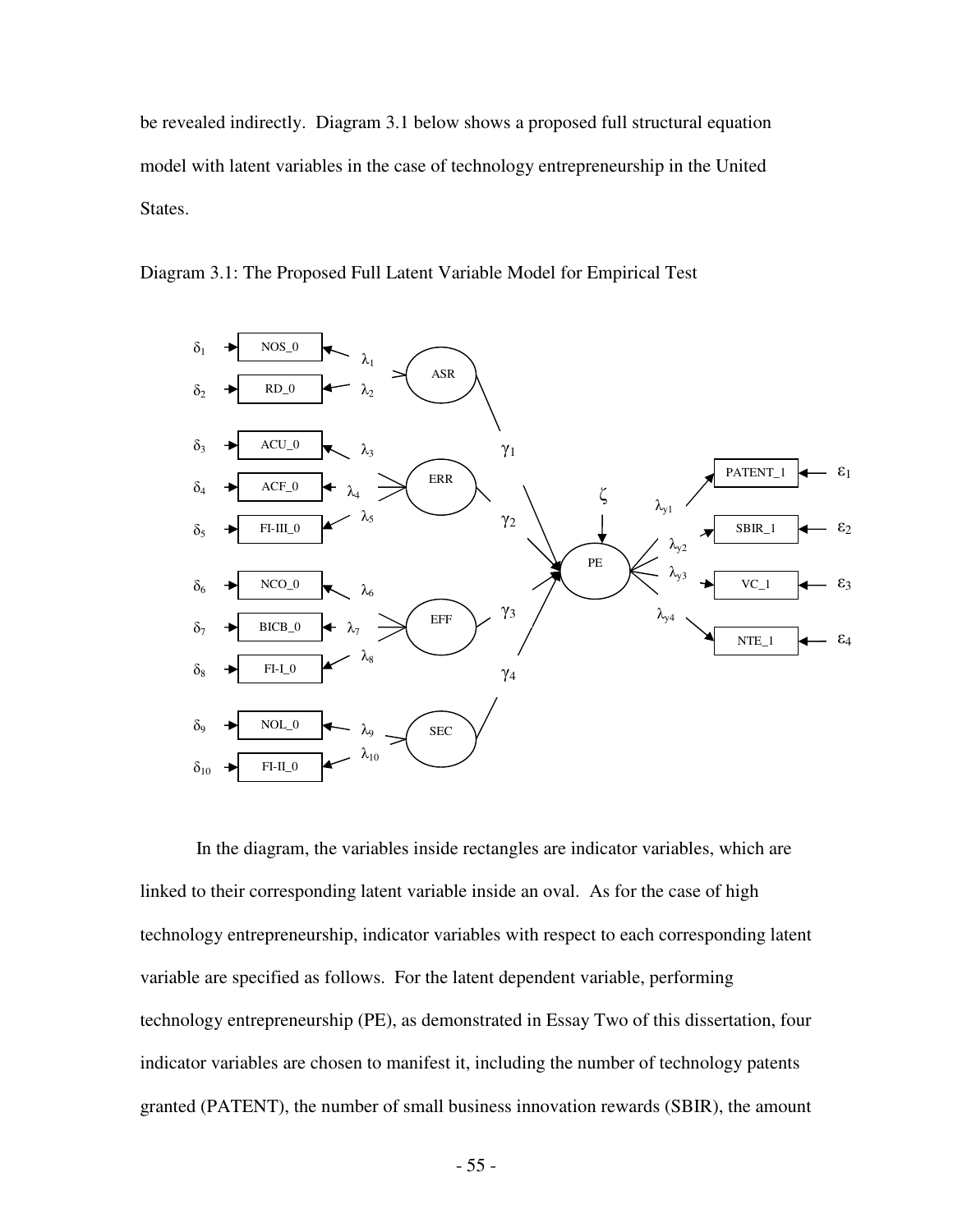be revealed indirectly. Diagram 3.1 below shows a proposed full structural equation model with latent variables in the case of technology entrepreneurship in the United States.

Diagram 3.1: The Proposed Full Latent Variable Model for Empirical Test

In the diagram, the variables inside rectangles are indicator variables, which are linked to their corresponding latent variable inside an oval. As for the case of high technology entrepreneurship, indicator variables with respect to each corresponding latent variable are specified as follows. For the latent dependent variable, performing technology entrepreneurship (PE), as demonstrated in Essay Two of this dissertation, four indicator variables are chosen to manifest it, including the number of technology patents granted (PATENT), the number of small business innovation rewards (SBIR), the amount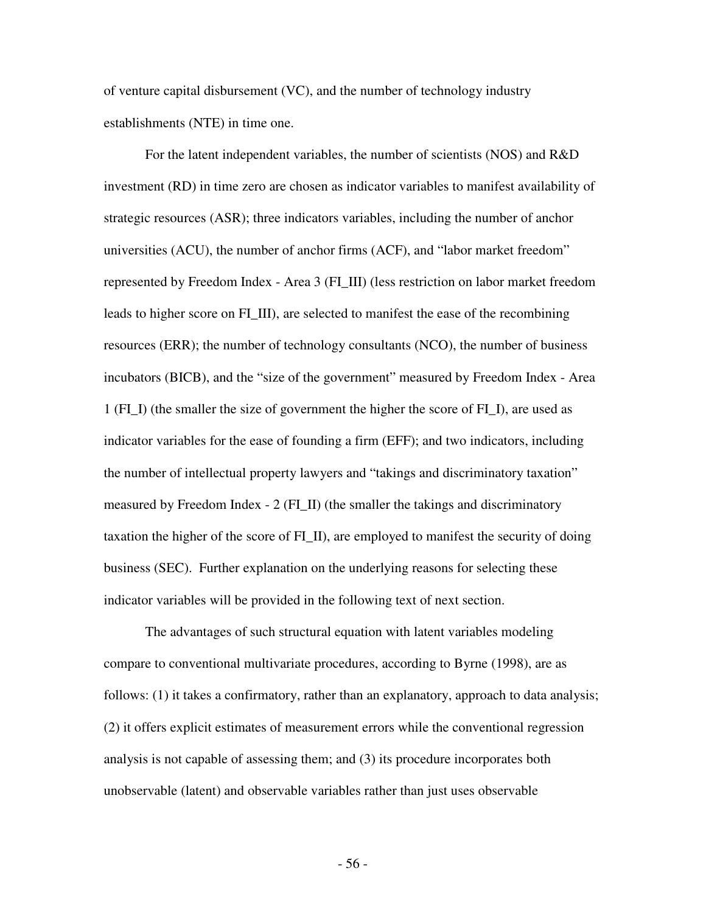of venture capital disbursement (VC), and the number of technology industry establishments (NTE) in time one.

For the latent independent variables, the number of scientists (NOS) and R&D investment (RD) in time zero are chosen as indicator variables to manifest availability of strategic resources (ASR); three indicators variables, including the number of anchor universities (ACU), the number of anchor firms (ACF), and "labor market freedom" represented by Freedom Index - Area 3 (FI_III) (less restriction on labor market freedom leads to higher score on FI_III), are selected to manifest the ease of the recombining resources (ERR); the number of technology consultants (NCO), the number of business incubators (BICB), and the "size of the government" measured by Freedom Index - Area 1 (FI_I) (the smaller the size of government the higher the score of FI_I), are used as indicator variables for the ease of founding a firm (EFF); and two indicators, including the number of intellectual property lawyers and "takings and discriminatory taxation" measured by Freedom Index - 2 (FI_II) (the smaller the takings and discriminatory taxation the higher of the score of FI_II), are employed to manifest the security of doing business (SEC). Further explanation on the underlying reasons for selecting these indicator variables will be provided in the following text of next section.

The advantages of such structural equation with latent variables modeling compare to conventional multivariate procedures, according to Byrne (1998), are as follows: (1) it takes a confirmatory, rather than an explanatory, approach to data analysis; (2) it offers explicit estimates of measurement errors while the conventional regression analysis is not capable of assessing them; and (3) its procedure incorporates both unobservable (latent) and observable variables rather than just uses observable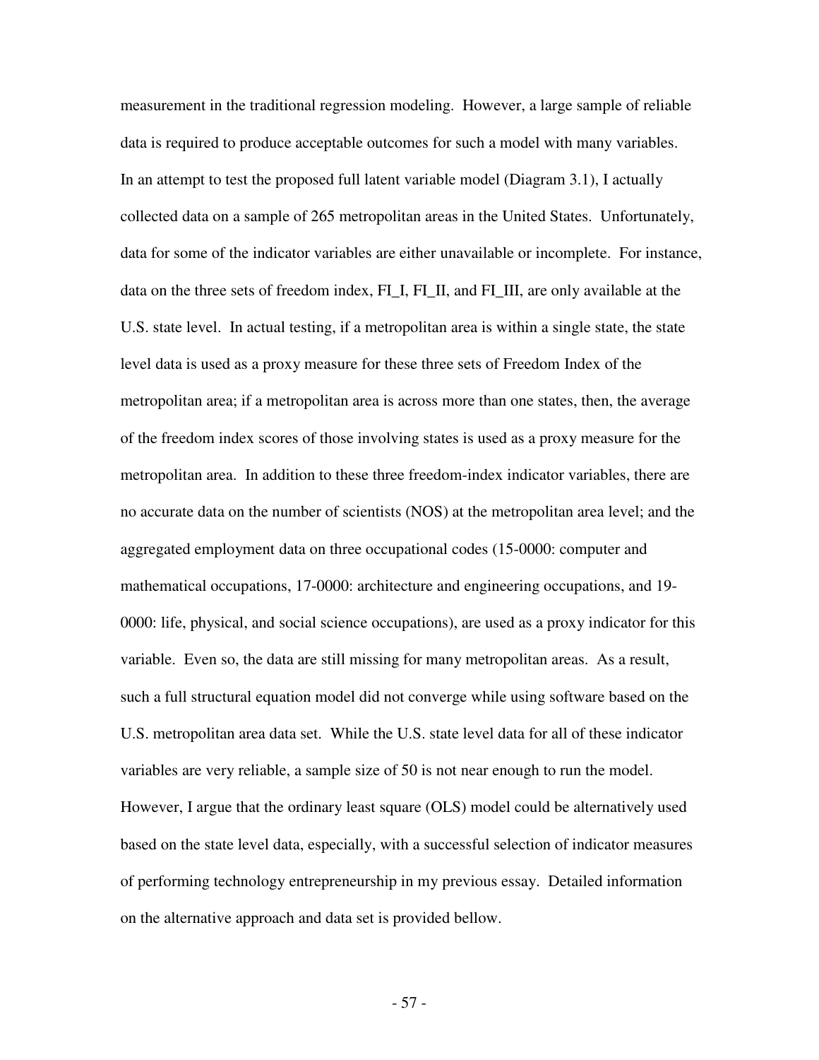measurement in the traditional regression modeling. However, a large sample of reliable data is required to produce acceptable outcomes for such a model with many variables. In an attempt to test the proposed full latent variable model (Diagram 3.1), I actually collected data on a sample of 265 metropolitan areas in the United States. Unfortunately, data for some of the indicator variables are either unavailable or incomplete. For instance, data on the three sets of freedom index, FI_I, FI_II, and FI_III, are only available at the U.S. state level. In actual testing, if a metropolitan area is within a single state, the state level data is used as a proxy measure for these three sets of Freedom Index of the metropolitan area; if a metropolitan area is across more than one states, then, the average of the freedom index scores of those involving states is used as a proxy measure for the metropolitan area. In addition to these three freedom-index indicator variables, there are no accurate data on the number of scientists (NOS) at the metropolitan area level; and the aggregated employment data on three occupational codes (15-0000: computer and mathematical occupations, 17-0000: architecture and engineering occupations, and 19-0000: life, physical, and social science occupations), are used as a proxy indicator for this variable. Even so, the data are still missing for many metropolitan areas. As a result, such a full structural equation model did not converge while using software based on the U.S. metropolitan area data set. While the U.S. state level data for all of these indicator variables are very reliable, a sample size of 50 is not near enough to run the model. However, I argue that the ordinary least square (OLS) model could be alternatively used based on the state level data, especially, with a successful selection of indicator measures of performing technology entrepreneurship in my previous essay. Detailed information on the alternative approach and data set is provided bellow.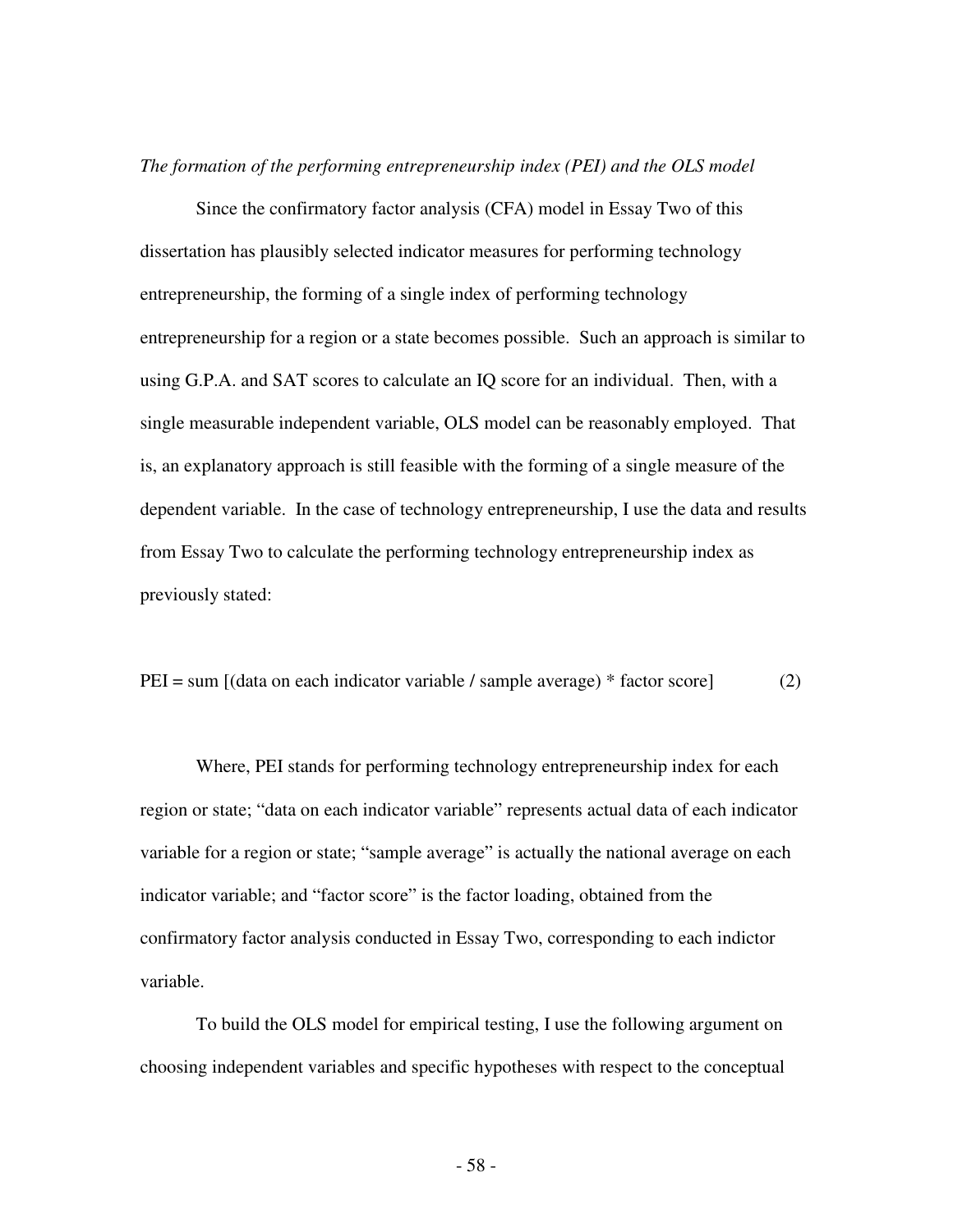*The formation of the performing entrepreneurship index (PEI) and the OLS model*

Since the confirmatory factor analysis (CFA) model in Essay Two of this dissertation has plausibly selected indicator measures for performing technology entrepreneurship, the forming of a single index of performing technology entrepreneurship for a region or a state becomes possible. Such an approach is similar to using G.P.A. and SAT scores to calculate an IQ score for an individual. Then, with a single measurable independent variable, OLS model can be reasonably employed. That is, an explanatory approach is still feasible with the forming of a single measure of the dependent variable. In the case of technology entrepreneurship, I use the data and results from Essay Two to calculate the performing technology entrepreneurship index as previously stated:

$$\text{PEI} = \text{sum}\left[(\text{data on each indicator variable} / \text{sample average}) * \text{factor score}\right] \qquad (2)$$

Where, PEI stands for performing technology entrepreneurship index for each region or state; "data on each indicator variable" represents actual data of each indicator variable for a region or state; "sample average" is actually the national average on each indicator variable; and "factor score" is the factor loading, obtained from the confirmatory factor analysis conducted in Essay Two, corresponding to each indictor variable.

To build the OLS model for empirical testing, I use the following argument on choosing independent variables and specific hypotheses with respect to the conceptual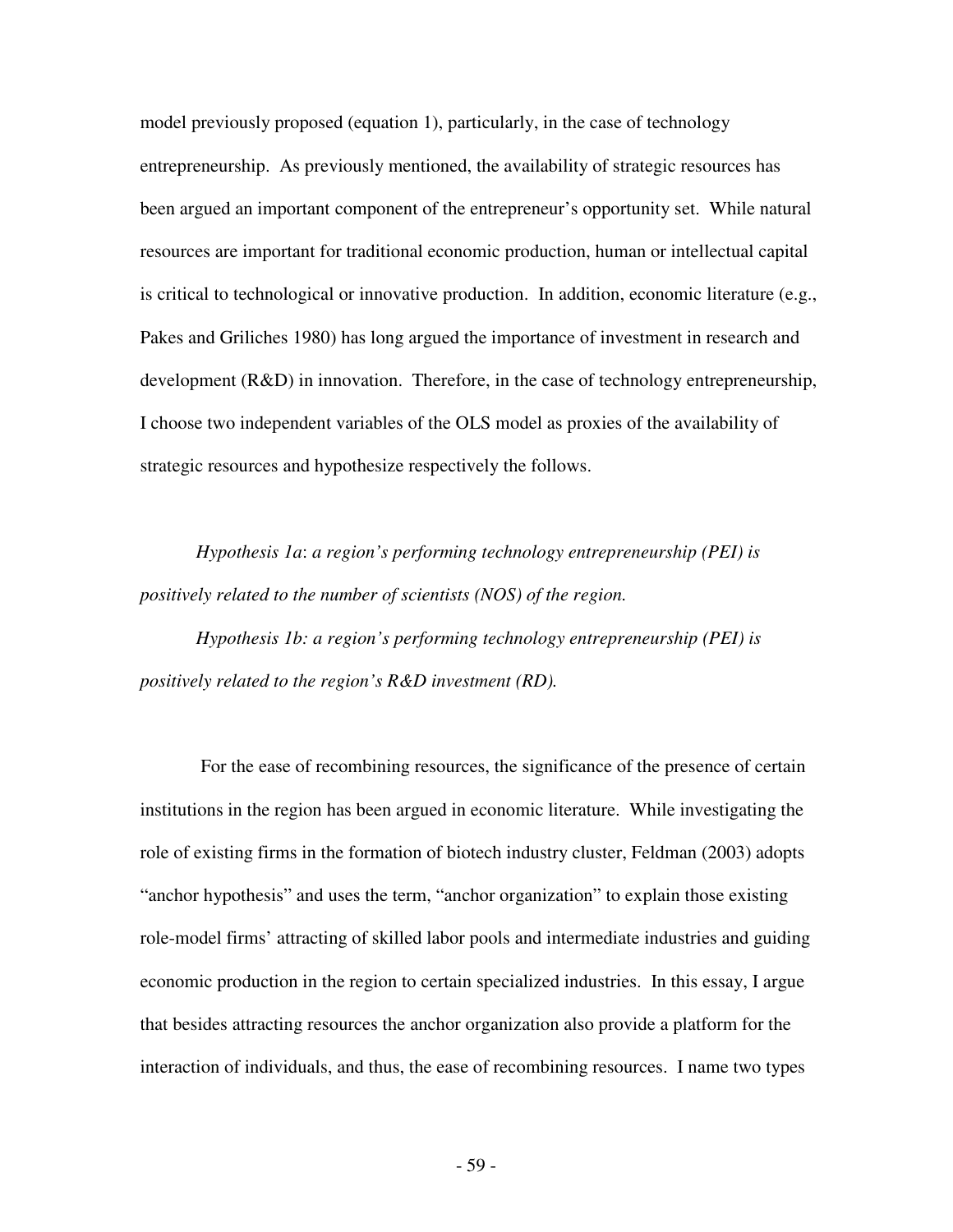model previously proposed (equation 1), particularly, in the case of technology entrepreneurship. As previously mentioned, the availability of strategic resources has been argued an important component of the entrepreneur's opportunity set. While natural resources are important for traditional economic production, human or intellectual capital is critical to technological or innovative production. In addition, economic literature (e.g., Pakes and Griliches 1980) has long argued the importance of investment in research and development (R&D) in innovation. Therefore, in the case of technology entrepreneurship, I choose two independent variables of the OLS model as proxies of the availability of strategic resources and hypothesize respectively the follows.

*Hypothesis 1a*: *a region's performing technology entrepreneurship (PEI) is positively related to the number of scientists (NOS) of the region.*

*Hypothesis 1b: a region's performing technology entrepreneurship (PEI) is positively related to the region's R&D investment (RD).*

For the ease of recombining resources, the significance of the presence of certain institutions in the region has been argued in economic literature. While investigating the role of existing firms in the formation of biotech industry cluster, Feldman (2003) adopts "anchor hypothesis" and uses the term, "anchor organization" to explain those existing role-model firms' attracting of skilled labor pools and intermediate industries and guiding economic production in the region to certain specialized industries. In this essay, I argue that besides attracting resources the anchor organization also provide a platform for the interaction of individuals, and thus, the ease of recombining resources. I name two types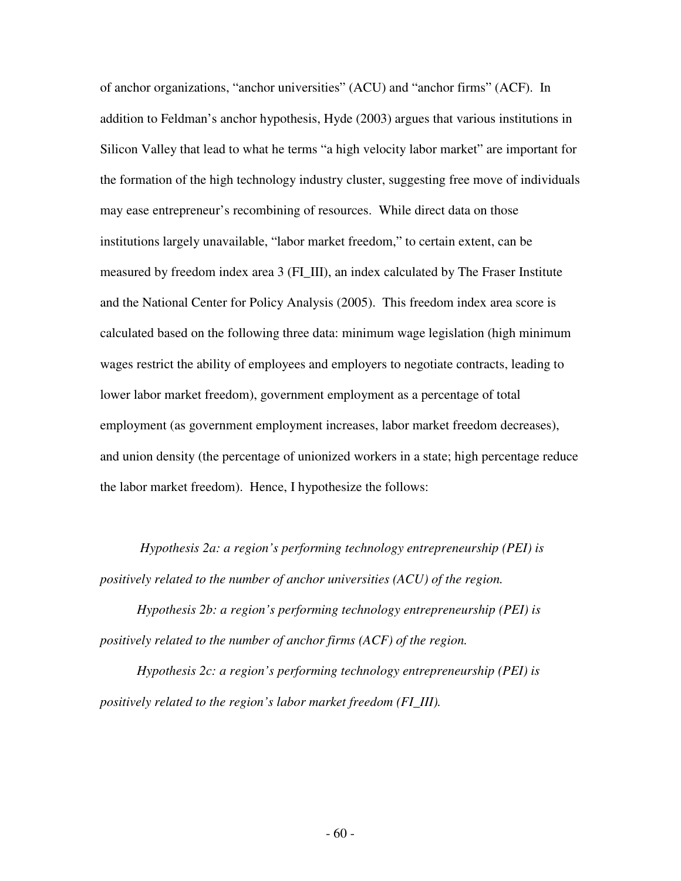of anchor organizations, "anchor universities" (ACU) and "anchor firms" (ACF). In addition to Feldman's anchor hypothesis, Hyde (2003) argues that various institutions in Silicon Valley that lead to what he terms "a high velocity labor market" are important for the formation of the high technology industry cluster, suggesting free move of individuals may ease entrepreneur's recombining of resources. While direct data on those institutions largely unavailable, "labor market freedom," to certain extent, can be measured by freedom index area 3 (FI_III), an index calculated by The Fraser Institute and the National Center for Policy Analysis (2005). This freedom index area score is calculated based on the following three data: minimum wage legislation (high minimum wages restrict the ability of employees and employers to negotiate contracts, leading to lower labor market freedom), government employment as a percentage of total employment (as government employment increases, labor market freedom decreases), and union density (the percentage of unionized workers in a state; high percentage reduce the labor market freedom). Hence, I hypothesize the follows:

*Hypothesis 2a: a region's performing technology entrepreneurship (PEI) is positively related to the number of anchor universities (ACU) of the region.*

*Hypothesis 2b: a region's performing technology entrepreneurship (PEI) is positively related to the number of anchor firms (ACF) of the region.*

*Hypothesis 2c: a region's performing technology entrepreneurship (PEI) is positively related to the region's labor market freedom (FI_III).*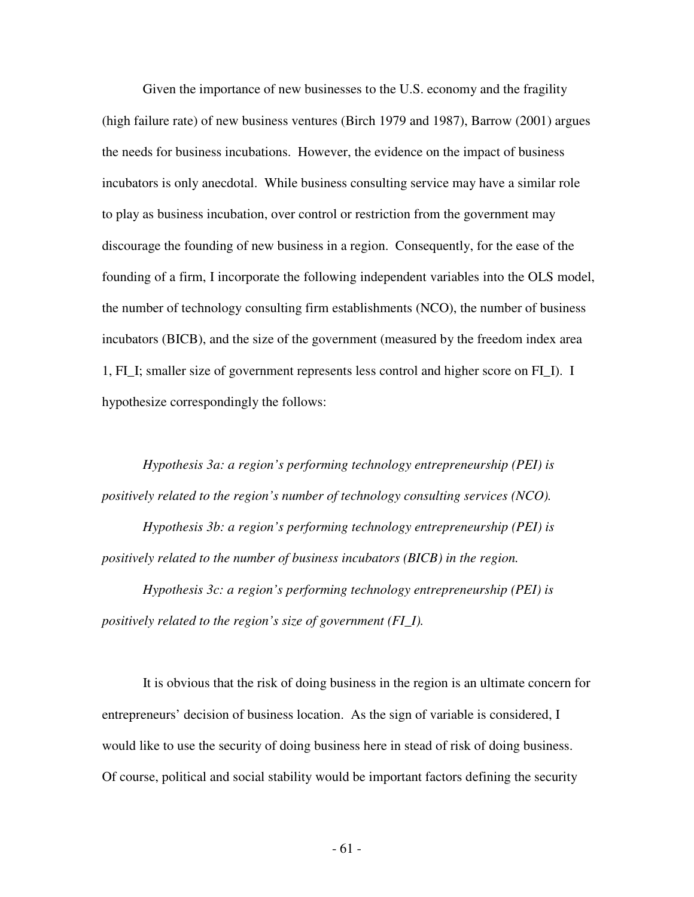Given the importance of new businesses to the U.S. economy and the fragility (high failure rate) of new business ventures (Birch 1979 and 1987), Barrow (2001) argues the needs for business incubations. However, the evidence on the impact of business incubators is only anecdotal. While business consulting service may have a similar role to play as business incubation, over control or restriction from the government may discourage the founding of new business in a region. Consequently, for the ease of the founding of a firm, I incorporate the following independent variables into the OLS model, the number of technology consulting firm establishments (NCO), the number of business incubators (BICB), and the size of the government (measured by the freedom index area 1, FI_I; smaller size of government represents less control and higher score on FI_I). I hypothesize correspondingly the follows:

*Hypothesis 3a: a region's performing technology entrepreneurship (PEI) is positively related to the region's number of technology consulting services (NCO).*

*Hypothesis 3b: a region's performing technology entrepreneurship (PEI) is positively related to the number of business incubators (BICB) in the region.*

*Hypothesis 3c: a region's performing technology entrepreneurship (PEI) is positively related to the region's size of government (FI_I).*

It is obvious that the risk of doing business in the region is an ultimate concern for entrepreneurs' decision of business location. As the sign of variable is considered, I would like to use the security of doing business here in stead of risk of doing business. Of course, political and social stability would be important factors defining the security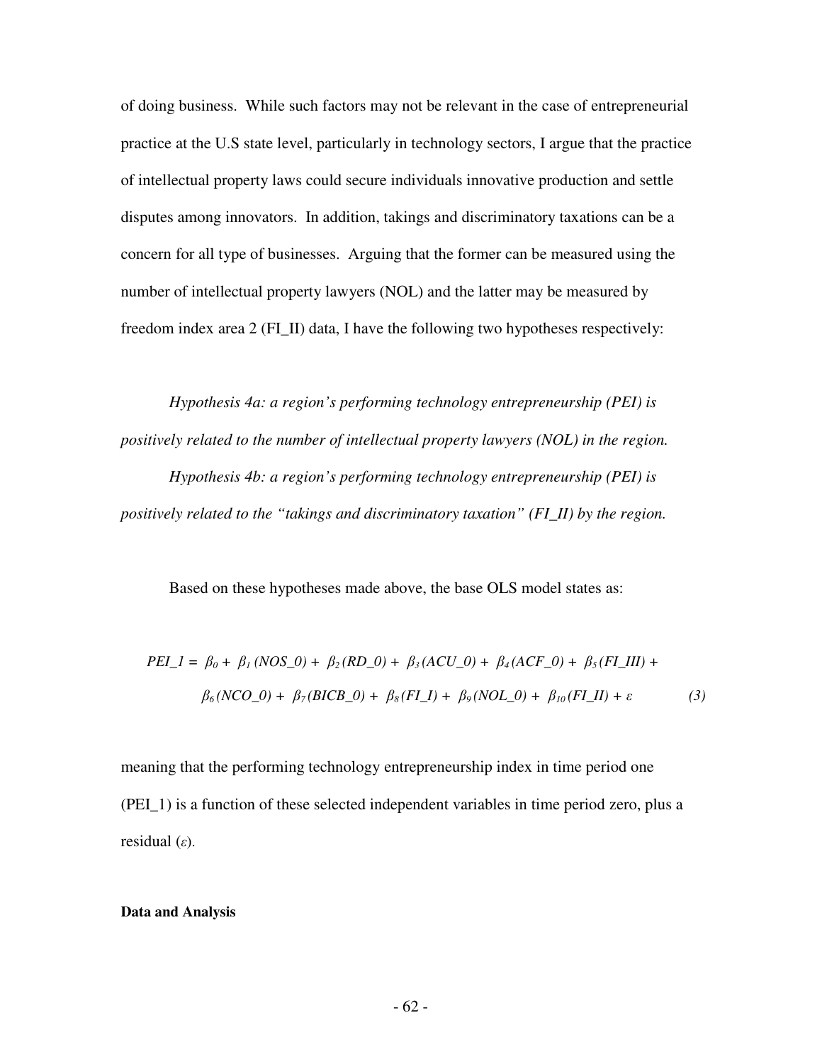of doing business. While such factors may not be relevant in the case of entrepreneurial practice at the U.S state level, particularly in technology sectors, I argue that the practice of intellectual property laws could secure individuals innovative production and settle disputes among innovators. In addition, takings and discriminatory taxations can be a concern for all type of businesses. Arguing that the former can be measured using the number of intellectual property lawyers (NOL) and the latter may be measured by freedom index area 2 (FI_II) data, I have the following two hypotheses respectively:

*Hypothesis 4a: a region's performing technology entrepreneurship (PEI) is positively related to the number of intellectual property lawyers (NOL) in the region.*

*Hypothesis 4b: a region's performing technology entrepreneurship (PEI) is positively related to the "takings and discriminatory taxation" (FI_II) by the region.*

Based on these hypotheses made above, the base OLS model states as:

$$PEI\_1 = \beta_0 + \beta_1(NOS\_0) + \beta_2(RD\_0) + \beta_3(ACU\_0) + \beta_4(ACF\_0) + \beta_5(FI\_III) + \beta_6(NCO\_0) + \beta_7(BICB\_0) + \beta_8(FI\_I) + \beta_9(NOL\_0) + \beta_{10}(FI\_II) + \varepsilon \quad (3)$$

meaning that the performing technology entrepreneurship index in time period one (PEI_1) is a function of these selected independent variables in time period zero, plus a residual ($\varepsilon$).

**Data and Analysis**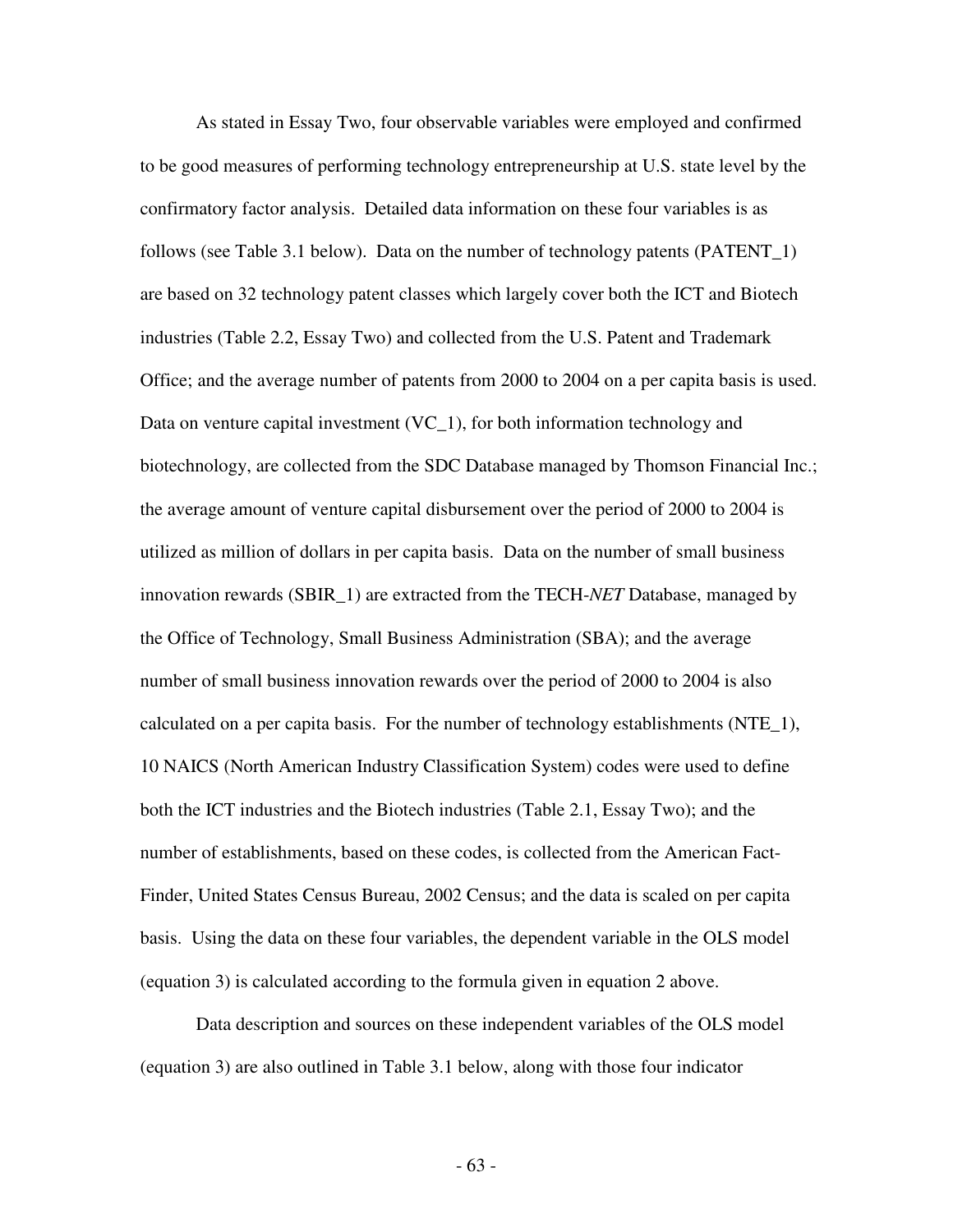As stated in Essay Two, four observable variables were employed and confirmed to be good measures of performing technology entrepreneurship at U.S. state level by the confirmatory factor analysis. Detailed data information on these four variables is as follows (see Table 3.1 below). Data on the number of technology patents (PATENT_1) are based on 32 technology patent classes which largely cover both the ICT and Biotech industries (Table 2.2, Essay Two) and collected from the U.S. Patent and Trademark Office; and the average number of patents from 2000 to 2004 on a per capita basis is used. Data on venture capital investment (VC_1), for both information technology and biotechnology, are collected from the SDC Database managed by Thomson Financial Inc.; the average amount of venture capital disbursement over the period of 2000 to 2004 is utilized as million of dollars in per capita basis. Data on the number of small business innovation rewards (SBIR_1) are extracted from the TECH-*NET* Database, managed by the Office of Technology, Small Business Administration (SBA); and the average number of small business innovation rewards over the period of 2000 to 2004 is also calculated on a per capita basis. For the number of technology establishments (NTE_1), 10 NAICS (North American Industry Classification System) codes were used to define both the ICT industries and the Biotech industries (Table 2.1, Essay Two); and the number of establishments, based on these codes, is collected from the American Fact-Finder, United States Census Bureau, 2002 Census; and the data is scaled on per capita basis. Using the data on these four variables, the dependent variable in the OLS model (equation 3) is calculated according to the formula given in equation 2 above.

Data description and sources on these independent variables of the OLS model (equation 3) are also outlined in Table 3.1 below, along with those four indicator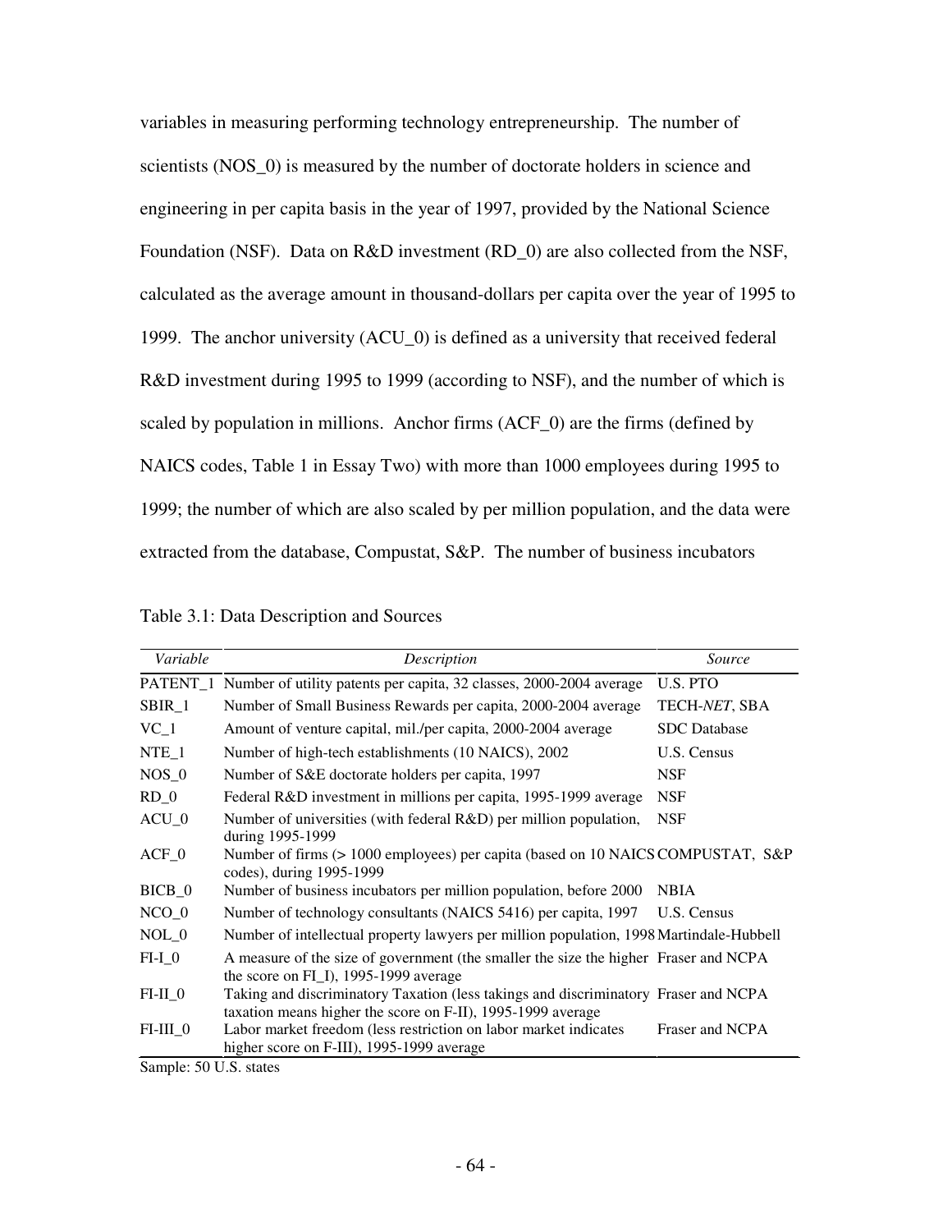variables in measuring performing technology entrepreneurship. The number of scientists (NOS_0) is measured by the number of doctorate holders in science and engineering in per capita basis in the year of 1997, provided by the National Science Foundation (NSF). Data on R&D investment (RD_0) are also collected from the NSF, calculated as the average amount in thousand-dollars per capita over the year of 1995 to 1999. The anchor university (ACU_0) is defined as a university that received federal R&D investment during 1995 to 1999 (according to NSF), and the number of which is scaled by population in millions. Anchor firms (ACF_0) are the firms (defined by NAICS codes, Table 1 in Essay Two) with more than 1000 employees during 1995 to 1999; the number of which are also scaled by per million population, and the data were extracted from the database, Compustat, S&P. The number of business incubators

Table 3.1: Data Description and Sources

| *Variable* | *Description* | *Source* |
|---|---|---|
| PATENT_1 | Number of utility patents per capita, 32 classes, 2000-2004 average | U.S. PTO |
| SBIR_1 | Number of Small Business Rewards per capita, 2000-2004 average | TECH-*NET*, SBA |
| VC_1 | Amount of venture capital, mil./per capita, 2000-2004 average | SDC Database |
| NTE_1 | Number of high-tech establishments (10 NAICS), 2002 | U.S. Census |
| NOS_0 | Number of S&E doctorate holders per capita, 1997 | NSF |
| RD_0 | Federal R&D investment in millions per capita, 1995-1999 average | NSF |
| ACU_0 | Number of universities (with federal R&D) per million population, during 1995-1999 | NSF |
| ACF_0 | Number of firms (> 1000 employees) per capita (based on 10 NAICS codes), during 1995-1999 | COMPUSTAT, S&P |
| BICB_0 | Number of business incubators per million population, before 2000 | NBIA |
| NCO_0 | Number of technology consultants (NAICS 5416) per capita, 1997 | U.S. Census |
| NOL_0 | Number of intellectual property lawyers per million population, 1998 | Martindale-Hubbell |
| FI-I_0 | A measure of the size of government (the smaller the size the higher the score on FI_I), 1995-1999 average | Fraser and NCPA |
| FI-II_0 | Taking and discriminatory Taxation (less takings and discriminatory taxation means higher the score on F-II), 1995-1999 average | Fraser and NCPA |
| FI-III_0 | Labor market freedom (less restriction on labor market indicates higher score on F-III), 1995-1999 average | Fraser and NCPA |

Sample: 50 U.S. states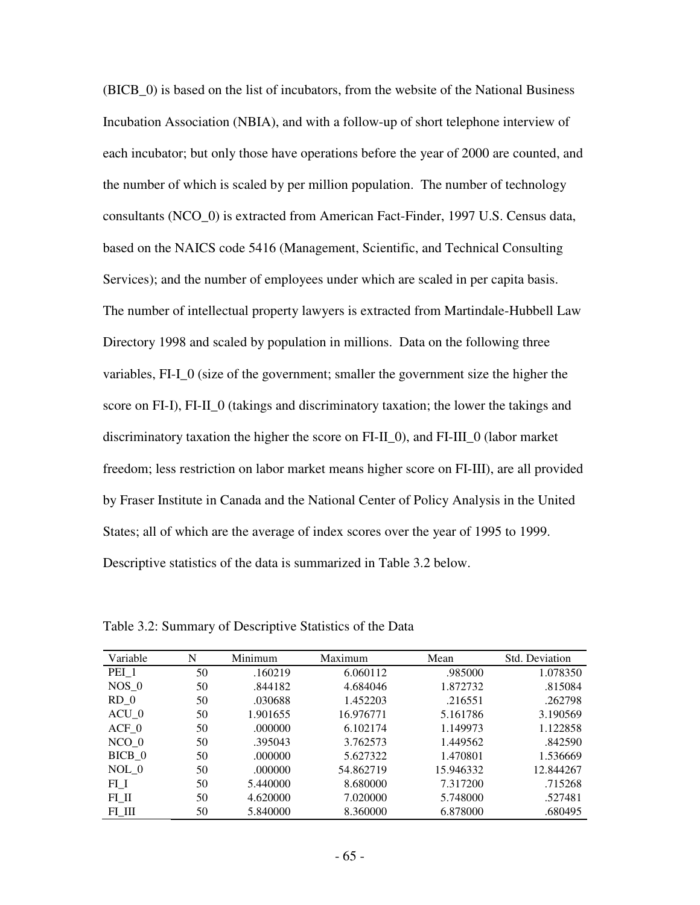(BICB_0) is based on the list of incubators, from the website of the National Business Incubation Association (NBIA), and with a follow-up of short telephone interview of each incubator; but only those have operations before the year of 2000 are counted, and the number of which is scaled by per million population. The number of technology consultants (NCO_0) is extracted from American Fact-Finder, 1997 U.S. Census data, based on the NAICS code 5416 (Management, Scientific, and Technical Consulting Services); and the number of employees under which are scaled in per capita basis. The number of intellectual property lawyers is extracted from Martindale-Hubbell Law Directory 1998 and scaled by population in millions. Data on the following three variables, FI-I_0 (size of the government; smaller the government size the higher the score on FI-I), FI-II_0 (takings and discriminatory taxation; the lower the takings and discriminatory taxation the higher the score on FI-II_0), and FI-III_0 (labor market freedom; less restriction on labor market means higher score on FI-III), are all provided by Fraser Institute in Canada and the National Center of Policy Analysis in the United States; all of which are the average of index scores over the year of 1995 to 1999. Descriptive statistics of the data is summarized in Table 3.2 below.

Table 3.2: Summary of Descriptive Statistics of the Data

| Variable | N | Minimum | Maximum | Mean | Std. Deviation |
|---|---|---|---|---|---|
| PEI_1 | 50 | .160219 | 6.060112 | .985000 | 1.078350 |
| NOS_0 | 50 | .844182 | 4.684046 | 1.872732 | .815084 |
| RD_0 | 50 | .030688 | 1.452203 | .216551 | .262798 |
| ACU_0 | 50 | 1.901655 | 16.976771 | 5.161786 | 3.190569 |
| ACF_0 | 50 | .000000 | 6.102174 | 1.149973 | 1.122858 |
| NCO_0 | 50 | .395043 | 3.762573 | 1.449562 | .842590 |
| BICB_0 | 50 | .000000 | 5.627322 | 1.470801 | 1.536669 |
| NOL_0 | 50 | .000000 | 54.862719 | 15.946332 | 12.844267 |
| FI_I | 50 | 5.440000 | 8.680000 | 7.317200 | .715268 |
| FI_II | 50 | 4.620000 | 7.020000 | 5.748000 | .527481 |
| FI_III | 50 | 5.840000 | 8.360000 | 6.878000 | .680495 |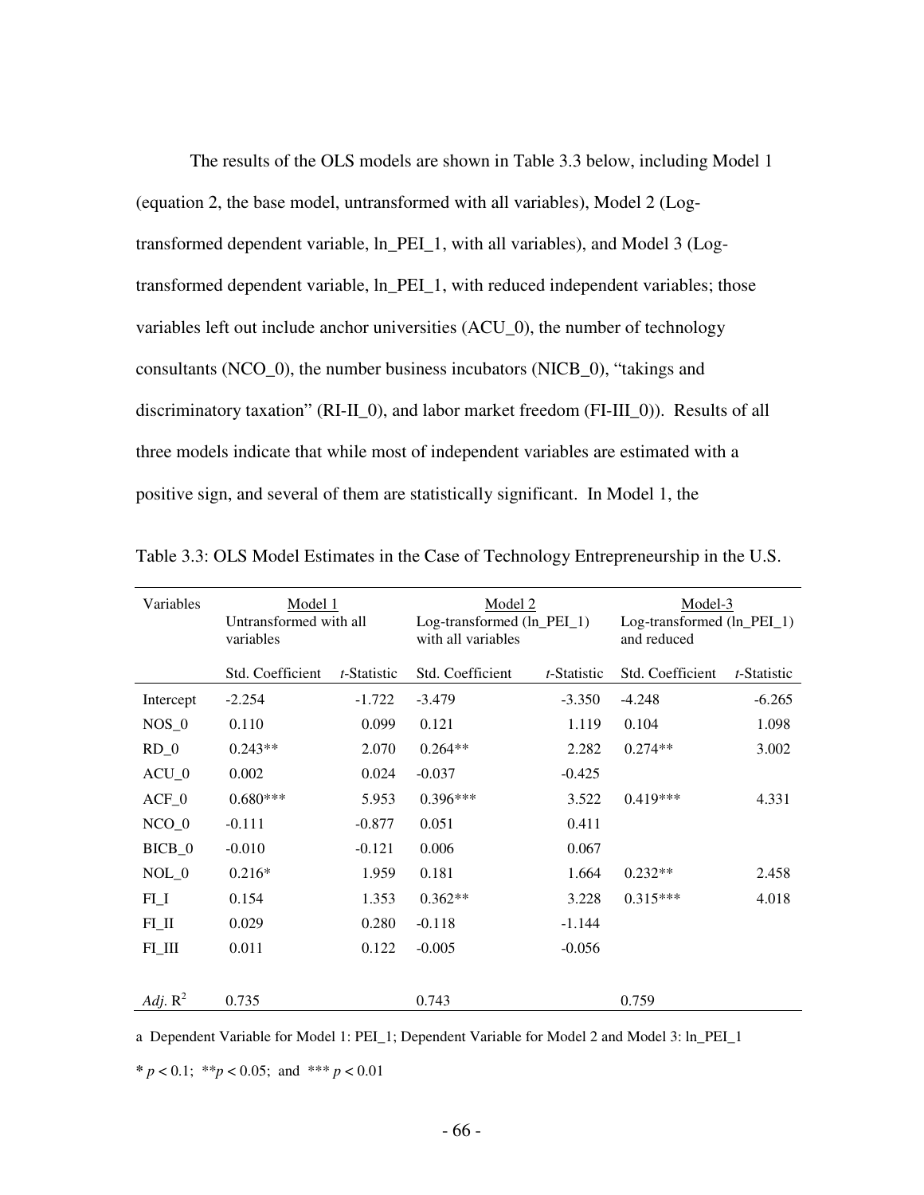The results of the OLS models are shown in Table 3.3 below, including Model 1 (equation 2, the base model, untransformed with all variables), Model 2 (Log-transformed dependent variable, ln_PEI_1, with all variables), and Model 3 (Log-transformed dependent variable, ln_PEI_1, with reduced independent variables; those variables left out include anchor universities (ACU_0), the number of technology consultants (NCO_0), the number business incubators (NICB_0), "takings and discriminatory taxation" (RI-II_0), and labor market freedom (FI-III_0)). Results of all three models indicate that while most of independent variables are estimated with a positive sign, and several of them are statistically significant. In Model 1, the

Table 3.3: OLS Model Estimates in the Case of Technology Entrepreneurship in the U.S.

| Variables | Model 1 Untransformed with all variables | | Model 2 Log-transformed (ln_PEI_1) with all variables | | Model-3 Log-transformed (ln_PEI_1) and reduced | |
|---|---|---|---|---|---|---|
| | Std. Coefficient | *t*-Statistic | Std. Coefficient | *t*-Statistic | Std. Coefficient | *t*-Statistic |
| Intercept | -2.254 | -1.722 | -3.479 | -3.350 | -4.248 | -6.265 |
| NOS_0 | 0.110 | 0.099 | 0.121 | 1.119 | 0.104 | 1.098 |
| RD_0 | 0.243** | 2.070 | 0.264** | 2.282 | 0.274** | 3.002 |
| ACU_0 | 0.002 | 0.024 | -0.037 | -0.425 | | |
| ACF_0 | 0.680*** | 5.953 | 0.396*** | 3.522 | 0.419*** | 4.331 |
| NCO_0 | -0.111 | -0.877 | 0.051 | 0.411 | | |
| BICB_0 | -0.010 | -0.121 | 0.006 | 0.067 | | |
| NOL_0 | 0.216* | 1.959 | 0.181 | 1.664 | 0.232** | 2.458 |
| FI_I | 0.154 | 1.353 | 0.362** | 3.228 | 0.315*** | 4.018 |
| FI_II | 0.029 | 0.280 | -0.118 | -1.144 | | |
| FI_III | 0.011 | 0.122 | -0.005 | -0.056 | | |
| *Adj.* $R^2$ | 0.735 | | 0.743 | | 0.759 | |

a Dependent Variable for Model 1: PEI_1; Dependent Variable for Model 2 and Model 3: ln_PEI_1

* $p < 0.1$; ** $p < 0.05$; and *** $p < 0.01$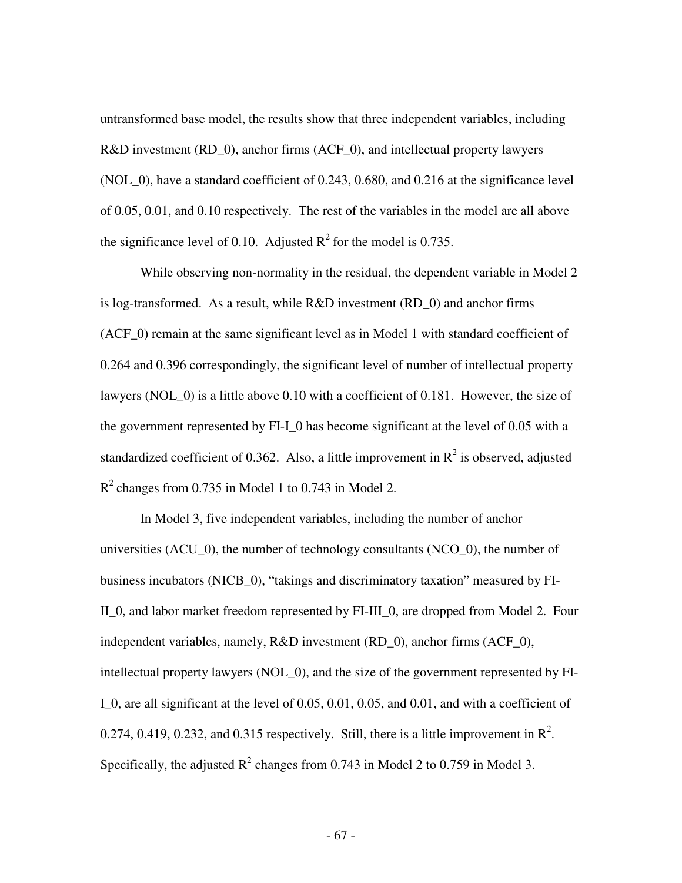untransformed base model, the results show that three independent variables, including R&D investment (RD_0), anchor firms (ACF_0), and intellectual property lawyers (NOL_0), have a standard coefficient of 0.243, 0.680, and 0.216 at the significance level of 0.05, 0.01, and 0.10 respectively. The rest of the variables in the model are all above the significance level of 0.10. Adjusted $R^2$ for the model is 0.735.

While observing non-normality in the residual, the dependent variable in Model 2 is log-transformed. As a result, while R&D investment (RD_0) and anchor firms (ACF_0) remain at the same significant level as in Model 1 with standard coefficient of 0.264 and 0.396 correspondingly, the significant level of number of intellectual property lawyers (NOL_0) is a little above 0.10 with a coefficient of 0.181. However, the size of the government represented by FI-I_0 has become significant at the level of 0.05 with a standardized coefficient of 0.362. Also, a little improvement in $R^2$ is observed, adjusted $R^2$ changes from 0.735 in Model 1 to 0.743 in Model 2.

In Model 3, five independent variables, including the number of anchor universities (ACU_0), the number of technology consultants (NCO_0), the number of business incubators (NICB_0), "takings and discriminatory taxation" measured by FI-II_0, and labor market freedom represented by FI-III_0, are dropped from Model 2. Four independent variables, namely, R&D investment (RD_0), anchor firms (ACF_0), intellectual property lawyers (NOL_0), and the size of the government represented by FI-I_0, are all significant at the level of 0.05, 0.01, 0.05, and 0.01, and with a coefficient of 0.274, 0.419, 0.232, and 0.315 respectively. Still, there is a little improvement in $R^2$. Specifically, the adjusted $R^2$ changes from 0.743 in Model 2 to 0.759 in Model 3.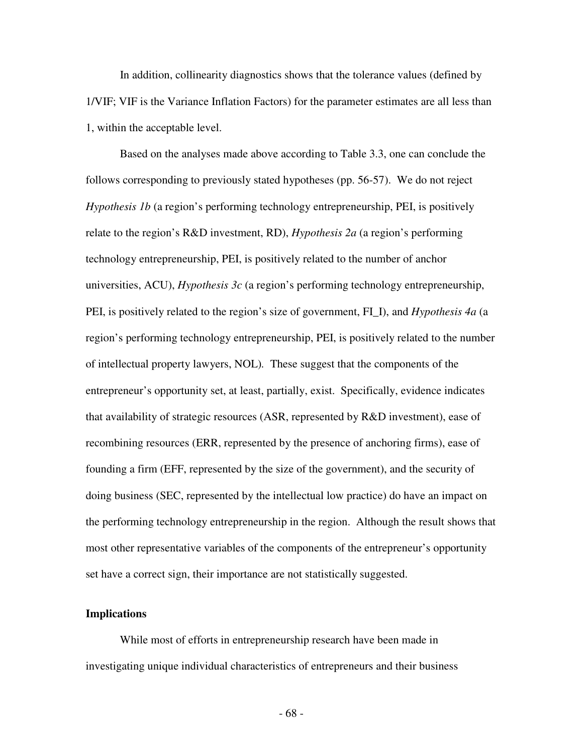In addition, collinearity diagnostics shows that the tolerance values (defined by 1/VIF; VIF is the Variance Inflation Factors) for the parameter estimates are all less than 1, within the acceptable level.

Based on the analyses made above according to Table 3.3, one can conclude the follows corresponding to previously stated hypotheses (pp. 56-57). We do not reject *Hypothesis 1b* (a region's performing technology entrepreneurship, PEI, is positively relate to the region's R&D investment, RD), *Hypothesis 2a* (a region's performing technology entrepreneurship, PEI, is positively related to the number of anchor universities, ACU), *Hypothesis 3c* (a region's performing technology entrepreneurship, PEI, is positively related to the region's size of government, FI_I), and *Hypothesis 4a* (a region's performing technology entrepreneurship, PEI, is positively related to the number of intellectual property lawyers, NOL). These suggest that the components of the entrepreneur's opportunity set, at least, partially, exist. Specifically, evidence indicates that availability of strategic resources (ASR, represented by R&D investment), ease of recombining resources (ERR, represented by the presence of anchoring firms), ease of founding a firm (EFF, represented by the size of the government), and the security of doing business (SEC, represented by the intellectual low practice) do have an impact on the performing technology entrepreneurship in the region. Although the result shows that most other representative variables of the components of the entrepreneur's opportunity set have a correct sign, their importance are not statistically suggested.

**Implications**

While most of efforts in entrepreneurship research have been made in investigating unique individual characteristics of entrepreneurs and their business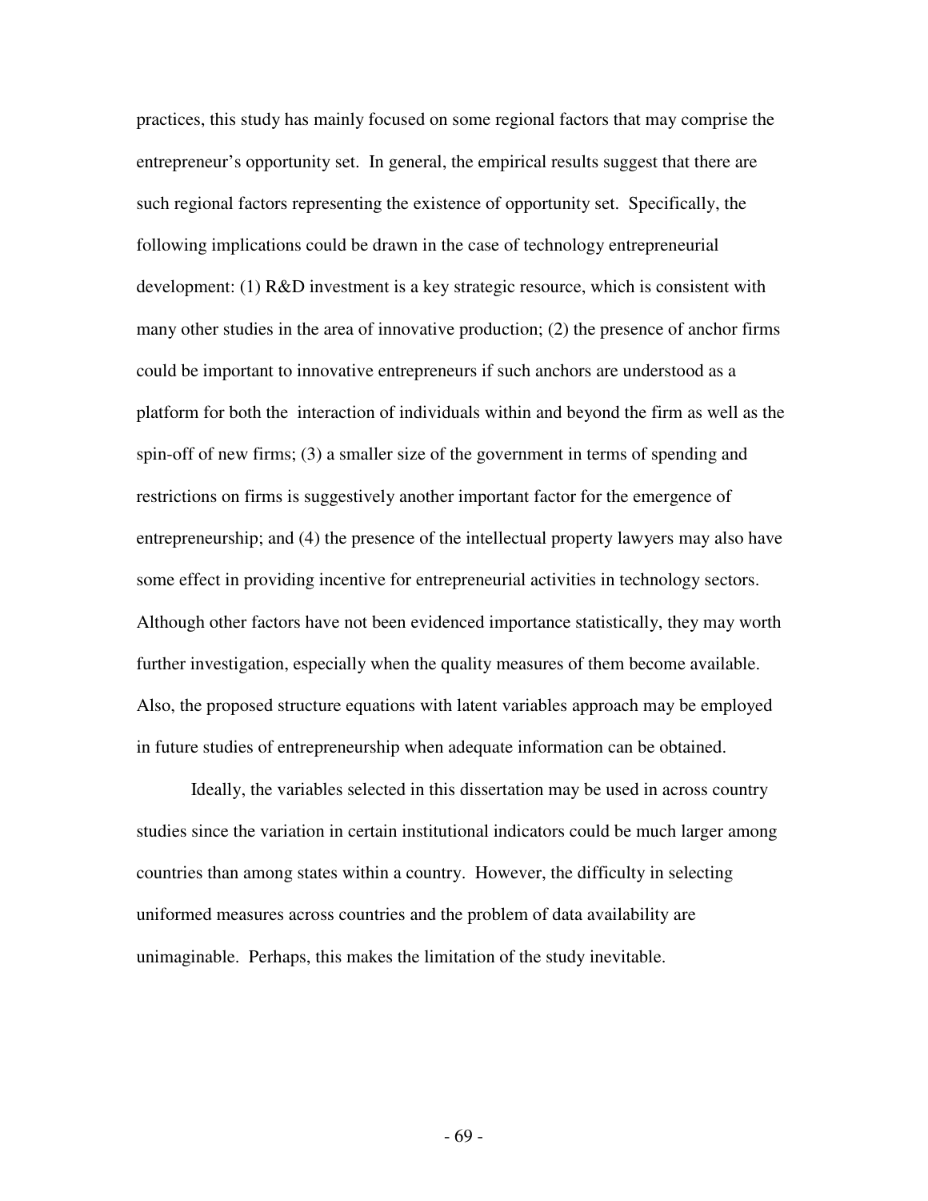practices, this study has mainly focused on some regional factors that may comprise the entrepreneur's opportunity set. In general, the empirical results suggest that there are such regional factors representing the existence of opportunity set. Specifically, the following implications could be drawn in the case of technology entrepreneurial development: (1) R&D investment is a key strategic resource, which is consistent with many other studies in the area of innovative production; (2) the presence of anchor firms could be important to innovative entrepreneurs if such anchors are understood as a platform for both the interaction of individuals within and beyond the firm as well as the spin-off of new firms; (3) a smaller size of the government in terms of spending and restrictions on firms is suggestively another important factor for the emergence of entrepreneurship; and (4) the presence of the intellectual property lawyers may also have some effect in providing incentive for entrepreneurial activities in technology sectors. Although other factors have not been evidenced importance statistically, they may worth further investigation, especially when the quality measures of them become available. Also, the proposed structure equations with latent variables approach may be employed in future studies of entrepreneurship when adequate information can be obtained.

Ideally, the variables selected in this dissertation may be used in across country studies since the variation in certain institutional indicators could be much larger among countries than among states within a country. However, the difficulty in selecting uniformed measures across countries and the problem of data availability are unimaginable. Perhaps, this makes the limitation of the study inevitable.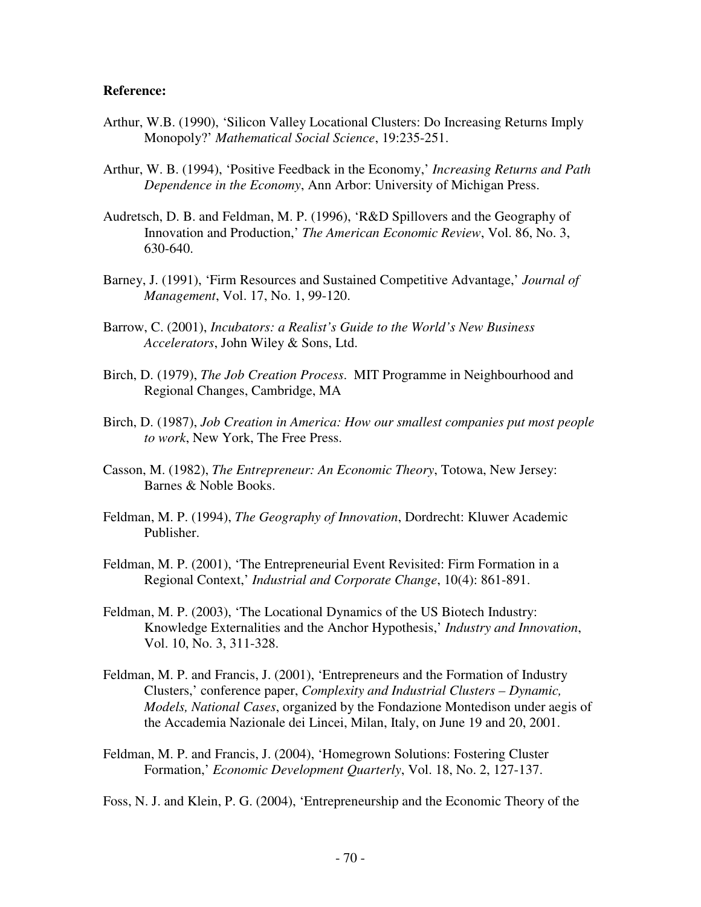**Reference:**

Arthur, W.B. (1990), 'Silicon Valley Locational Clusters: Do Increasing Returns Imply Monopoly?' *Mathematical Social Science*, 19:235-251.

Arthur, W. B. (1994), 'Positive Feedback in the Economy,' *Increasing Returns and Path Dependence in the Economy*, Ann Arbor: University of Michigan Press.

Audretsch, D. B. and Feldman, M. P. (1996), 'R&D Spillovers and the Geography of Innovation and Production,' *The American Economic Review*, Vol. 86, No. 3, 630-640.

Barney, J. (1991), 'Firm Resources and Sustained Competitive Advantage,' *Journal of Management*, Vol. 17, No. 1, 99-120.

Barrow, C. (2001), *Incubators: a Realist's Guide to the World's New Business Accelerators*, John Wiley & Sons, Ltd.

Birch, D. (1979), *The Job Creation Process*. MIT Programme in Neighbourhood and Regional Changes, Cambridge, MA

Birch, D. (1987), *Job Creation in America: How our smallest companies put most people to work*, New York, The Free Press.

Casson, M. (1982), *The Entrepreneur: An Economic Theory*, Totowa, New Jersey: Barnes & Noble Books.

Feldman, M. P. (1994), *The Geography of Innovation*, Dordrecht: Kluwer Academic Publisher.

Feldman, M. P. (2001), 'The Entrepreneurial Event Revisited: Firm Formation in a Regional Context,' *Industrial and Corporate Change*, 10(4): 861-891.

Feldman, M. P. (2003), 'The Locational Dynamics of the US Biotech Industry: Knowledge Externalities and the Anchor Hypothesis,' *Industry and Innovation*, Vol. 10, No. 3, 311-328.

Feldman, M. P. and Francis, J. (2001), 'Entrepreneurs and the Formation of Industry Clusters,' conference paper, *Complexity and Industrial Clusters – Dynamic, Models, National Cases*, organized by the Fondazione Montedison under aegis of the Accademia Nazionale dei Lincei, Milan, Italy, on June 19 and 20, 2001.

Feldman, M. P. and Francis, J. (2004), 'Homegrown Solutions: Fostering Cluster Formation,' *Economic Development Quarterly*, Vol. 18, No. 2, 127-137.

Foss, N. J. and Klein, P. G. (2004), 'Entrepreneurship and the Economic Theory of the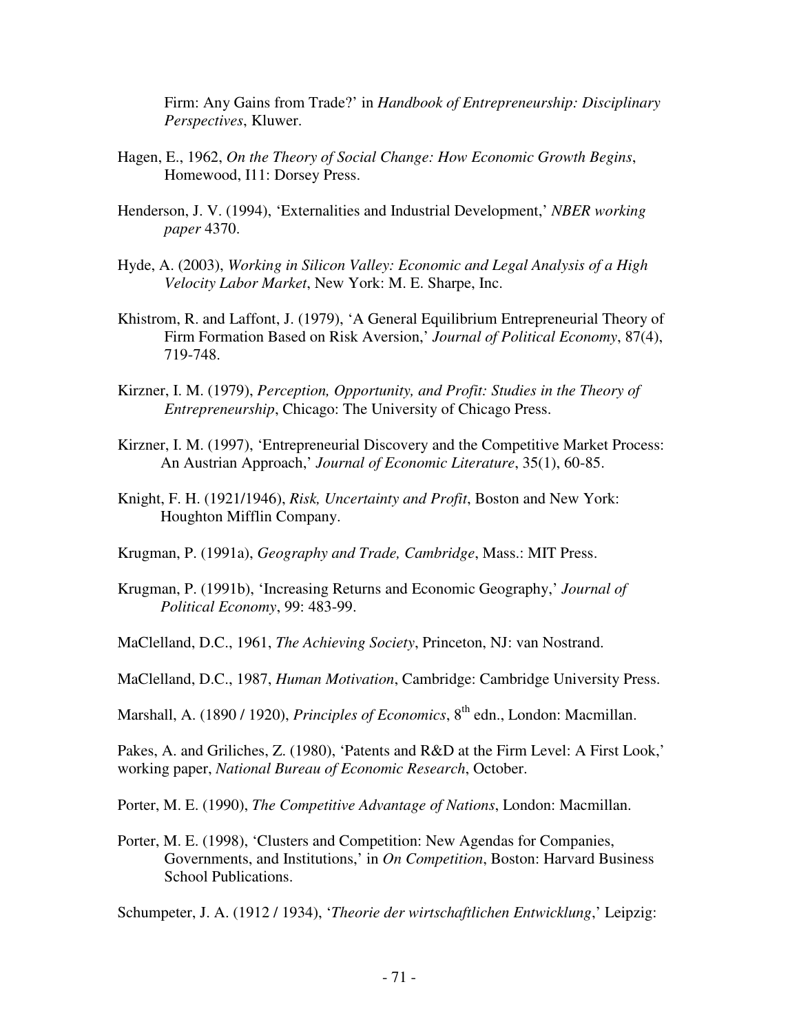Firm: Any Gains from Trade?' in *Handbook of Entrepreneurship: Disciplinary Perspectives*, Kluwer.

Hagen, E., 1962, *On the Theory of Social Change: How Economic Growth Begins*, Homewood, I11: Dorsey Press.

Henderson, J. V. (1994), 'Externalities and Industrial Development,' *NBER working paper* 4370.

Hyde, A. (2003), *Working in Silicon Valley: Economic and Legal Analysis of a High Velocity Labor Market*, New York: M. E. Sharpe, Inc.

Khistrom, R. and Laffont, J. (1979), 'A General Equilibrium Entrepreneurial Theory of Firm Formation Based on Risk Aversion,' *Journal of Political Economy*, 87(4), 719-748.

Kirzner, I. M. (1979), *Perception, Opportunity, and Profit: Studies in the Theory of Entrepreneurship*, Chicago: The University of Chicago Press.

Kirzner, I. M. (1997), 'Entrepreneurial Discovery and the Competitive Market Process: An Austrian Approach,' *Journal of Economic Literature*, 35(1), 60-85.

Knight, F. H. (1921/1946), *Risk, Uncertainty and Profit*, Boston and New York: Houghton Mifflin Company.

Krugman, P. (1991a), *Geography and Trade, Cambridge*, Mass.: MIT Press.

Krugman, P. (1991b), 'Increasing Returns and Economic Geography,' *Journal of Political Economy*, 99: 483-99.

MaClelland, D.C., 1961, *The Achieving Society*, Princeton, NJ: van Nostrand.

MaClelland, D.C., 1987, *Human Motivation*, Cambridge: Cambridge University Press.

Marshall, A. (1890 / 1920), *Principles of Economics*, 8th edn., London: Macmillan.

Pakes, A. and Griliches, Z. (1980), 'Patents and R&D at the Firm Level: A First Look,' working paper, *National Bureau of Economic Research*, October.

Porter, M. E. (1990), *The Competitive Advantage of Nations*, London: Macmillan.

Porter, M. E. (1998), 'Clusters and Competition: New Agendas for Companies, Governments, and Institutions,' in *On Competition*, Boston: Harvard Business School Publications.

Schumpeter, J. A. (1912 / 1934), '*Theorie der wirtschaftlichen Entwicklung*,' Leipzig: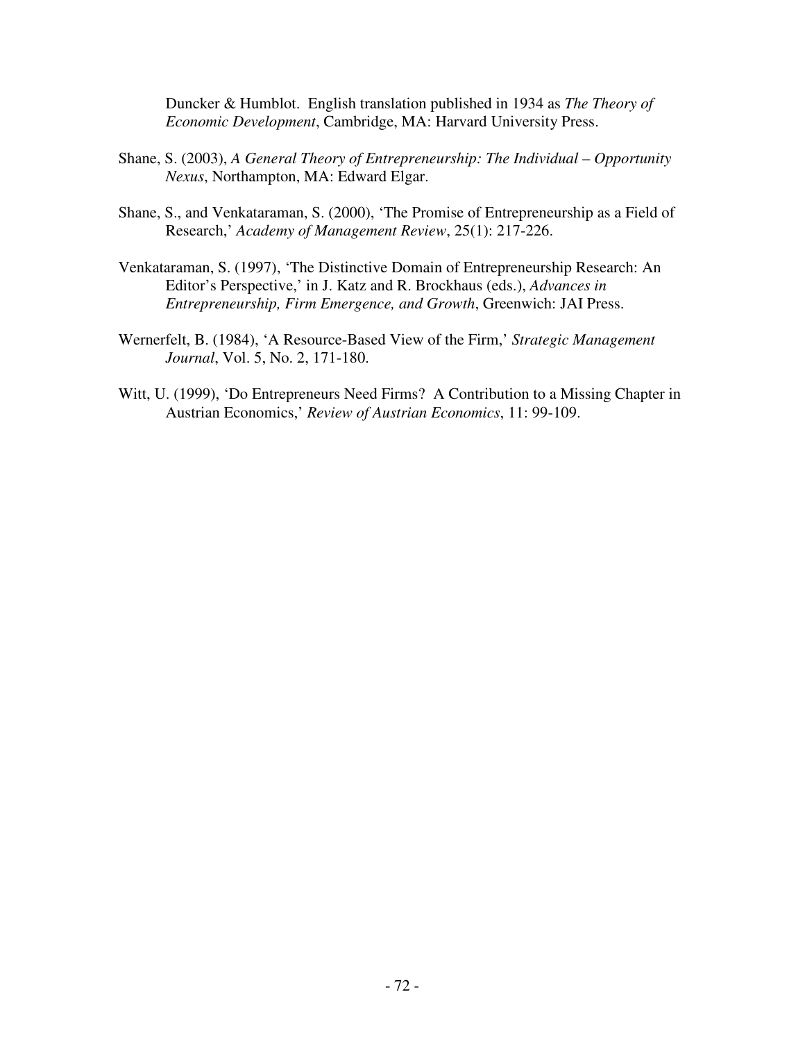Duncker & Humblot. English translation published in 1934 as *The Theory of Economic Development*, Cambridge, MA: Harvard University Press.

Shane, S. (2003), *A General Theory of Entrepreneurship: The Individual – Opportunity Nexus*, Northampton, MA: Edward Elgar.

Shane, S., and Venkataraman, S. (2000), 'The Promise of Entrepreneurship as a Field of Research,' *Academy of Management Review*, 25(1): 217-226.

Venkataraman, S. (1997), 'The Distinctive Domain of Entrepreneurship Research: An Editor's Perspective,' in J. Katz and R. Brockhaus (eds.), *Advances in Entrepreneurship, Firm Emergence, and Growth*, Greenwich: JAI Press.

Wernerfelt, B. (1984), 'A Resource-Based View of the Firm,' *Strategic Management Journal*, Vol. 5, No. 2, 171-180.

Witt, U. (1999), 'Do Entrepreneurs Need Firms? A Contribution to a Missing Chapter in Austrian Economics,' *Review of Austrian Economics*, 11: 99-109.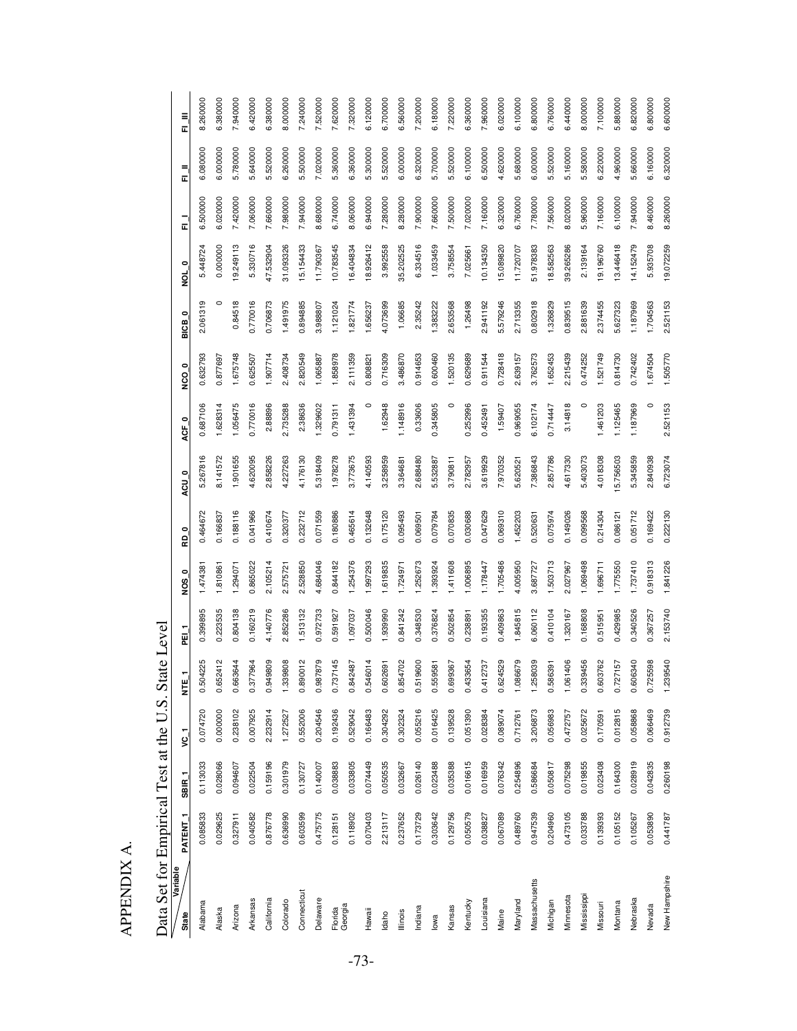# APPENDIX A.

## Data Set for Empirical Test at the U.S. State Level

| State \ Variable | PATENT_1 | SBIR_1 | VC_1 | NTE_1 | PEI_1 | NOS_0 | RD_0 | ACU_0 | ACF_0 | NCO_0 | BICB_0 | NOL_0 | FI_I | FI_II | FI_III |
|---|---|---|---|---|---|---|---|---|---|---|---|---|---|---|---|
| Alabama | 0.085833 | 0.113033 | 0.074720 | 0.504225 | 0.399895 | 1.474381 | 0.464672 | 5.267816 | 0.687106 | 0.632793 | 2.061319 | 5.448724 | 6.500000 | 6.080000 | 8.260000 |
| Alaska | 0.029625 | 0.028066 | 0.000000 | 0.652412 | 0.223535 | 1.810861 | 0.166837 | 8.141572 | 1.628314 | 0.877697 | 0 | 0.000000 | 6.020000 | 6.000000 | 6.380000 |
| Arizona | 0.327911 | 0.094607 | 0.238102 | 0.663644 | 0.804138 | 1.294071 | 0.188116 | 1.901655 | 1.056475 | 1.675748 | 0.84518 | 19.249113 | 7.420000 | 5.780000 | 7.940000 |
| Arkansas | 0.040582 | 0.022504 | 0.007925 | 0.377964 | 0.160219 | 0.865022 | 0.041966 | 4.620095 | 0.770016 | 0.625507 | 0.770016 | 5.330716 | 7.060000 | 5.640000 | 6.420000 |
| California | 0.876778 | 0.159196 | 2.232914 | 0.949809 | 4.140776 | 2.105214 | 0.410674 | 2.858226 | 2.88896 | 1.907714 | 0.706873 | 47.532904 | 7.660000 | 5.520000 | 6.380000 |
| Colorado | 0.636990 | 0.301979 | 1.272527 | 1.339808 | 2.852286 | 2.575721 | 0.320377 | 4.227263 | 2.735288 | 2.408734 | 1.491975 | 31.093326 | 7.980000 | 6.260000 | 8.000000 |
| Connecticut | 0.603599 | 0.130727 | 0.552006 | 0.890012 | 1.513132 | 2.528850 | 0.232712 | 4.176130 | 2.38636 | 2.820549 | 0.894885 | 15.154433 | 7.940000 | 5.500000 | 7.240000 |
| Delaware | 0.475775 | 0.140007 | 0.204546 | 0.987879 | 0.972733 | 4.684046 | 0.071559 | 5.318409 | 1.329602 | 1.065887 | 3.988807 | 11.790367 | 8.680000 | 7.020000 | 7.520000 |
| Florida | 0.128151 | 0.038883 | 0.192436 | 0.737145 | 0.591927 | 0.844182 | 0.180886 | 1.978278 | 0.791311 | 1.858978 | 1.121024 | 10.783545 | 6.740000 | 5.360000 | 7.620000 |
| Georgia | 0.118902 | 0.033805 | 0.529042 | 0.842487 | 1.097037 | 1.254376 | 0.465614 | 3.773675 | 1.431394 | 2.111359 | 1.821774 | 16.404834 | 8.060000 | 6.360000 | 7.320000 |
| Hawaii | 0.070403 | 0.074449 | 0.166483 | 0.546014 | 0.500046 | 1.997293 | 0.132648 | 4.140593 | 0 | 0.808821 | 1.656237 | 18.926412 | 6.940000 | 5.300000 | 6.120000 |
| Idaho | 2.213117 | 0.050535 | 0.304292 | 0.602691 | 1.939990 | 1.619835 | 0.175120 | 3.258959 | 1.62948 | 0.716309 | 4.073699 | 3.992558 | 7.280000 | 5.520000 | 6.700000 |
| Illinois | 0.237652 | 0.032667 | 0.302324 | 0.854702 | 0.841242 | 1.724971 | 0.095493 | 3.364681 | 1.148916 | 3.486870 | 1.06685 | 35.202525 | 8.280000 | 6.000000 | 6.560000 |
| Indiana | 0.173729 | 0.026140 | 0.055216 | 0.519600 | 0.348530 | 1.252673 | 0.069501 | 2.688480 | 0.33606 | 0.914653 | 2.35242 | 6.334516 | 7.900000 | 6.320000 | 7.200000 |
| Iowa | 0.303642 | 0.023488 | 0.016425 | 0.559581 | 0.376824 | 1.393924 | 0.079784 | 5.532887 | 0.345805 | 0.600460 | 1.383222 | 1.033459 | 7.660000 | 5.700000 | 6.180000 |
| Kansas | 0.129756 | 0.035388 | 0.139528 | 0.699367 | 0.502854 | 1.411608 | 0.070835 | 3.790811 | 0 | 1.520135 | 2.653568 | 3.758854 | 7.500000 | 5.520000 | 7.220000 |
| Kentucky | 0.050579 | 0.016615 | 0.051390 | 0.433654 | 0.238891 | 1.006895 | 0.030688 | 2.782957 | 0.252996 | 0.629689 | 1.26498 | 7.025661 | 7.020000 | 6.100000 | 6.360000 |
| Louisiana | 0.038827 | 0.016959 | 0.028384 | 0.412737 | 0.193355 | 1.178447 | 0.047629 | 3.619929 | 0.452491 | 0.911544 | 2.941192 | 10.134350 | 7.160000 | 6.500000 | 7.960000 |
| Maine | 0.067089 | 0.076342 | 0.089074 | 0.624529 | 0.409863 | 1.705486 | 0.069310 | 7.970352 | 1.59407 | 0.728418 | 5.579246 | 15.089820 | 6.320000 | 4.620000 | 6.020000 |
| Maryland | 0.489760 | 0.254896 | 0.712761 | 1.086679 | 1.845815 | 4.005950 | 1.452203 | 5.620521 | 0.969055 | 2.639157 | 2.713355 | 11.720707 | 6.760000 | 5.680000 | 6.100000 |
| Massachusetts | 0.947539 | 0.586684 | 3.206873 | 1.258039 | 6.060112 | 3.687727 | 0.520631 | 7.386843 | 6.102174 | 3.762573 | 0.802918 | 51.978383 | 7.780000 | 6.000000 | 6.800000 |
| Michigan | 0.204960 | 0.050817 | 0.056983 | 0.586391 | 0.410104 | 1.503713 | 0.075974 | 2.857786 | 0.714447 | 1.652453 | 1.326829 | 18.582563 | 7.560000 | 5.520000 | 6.760000 |
| Minnesota | 0.473105 | 0.075298 | 0.472757 | 1.061406 | 1.320167 | 2.027967 | 0.149026 | 4.617330 | 3.14818 | 2.215439 | 0.839515 | 39.265286 | 8.020000 | 5.160000 | 6.440000 |
| Mississippi | 0.033788 | 0.019855 | 0.025672 | 0.339456 | 0.168808 | 1.069498 | 0.099568 | 5.403073 | 0 | 0.474252 | 2.881639 | 2.139164 | 5.960000 | 5.580000 | 8.000000 |
| Missouri | 0.139393 | 0.023408 | 0.170591 | 0.603762 | 0.515951 | 1.696711 | 0.214304 | 4.018308 | 1.461203 | 1.521749 | 2.374455 | 19.196760 | 7.160000 | 6.220000 | 7.100000 |
| Montana | 0.105152 | 0.164300 | 0.012815 | 0.727157 | 0.429985 | 1.775550 | 0.086121 | 15.756503 | 1.125465 | 0.814730 | 5.627323 | 13.446418 | 6.100000 | 4.960000 | 5.880000 |
| Nebraska | 0.105267 | 0.028919 | 0.058868 | 0.606340 | 0.340526 | 1.737410 | 0.051712 | 5.345859 | 1.187969 | 0.742402 | 1.187969 | 14.152479 | 7.940000 | 5.660000 | 6.820000 |
| Nevada | 0.053890 | 0.042835 | 0.066469 | 0.725598 | 0.367257 | 0.918313 | 0.169422 | 2.840938 | 0 | 1.674504 | 1.704563 | 5.935708 | 8.460000 | 6.160000 | 6.800000 |
| New Hampshire | 0.441787 | 0.260198 | 0.912739 | 1.239540 | 2.153740 | 1.841226 | 0.222130 | 6.723074 | 2.521153 | 1.505770 | 2.521153 | 19.072259 | 8.260000 | 6.320000 | 6.600000 |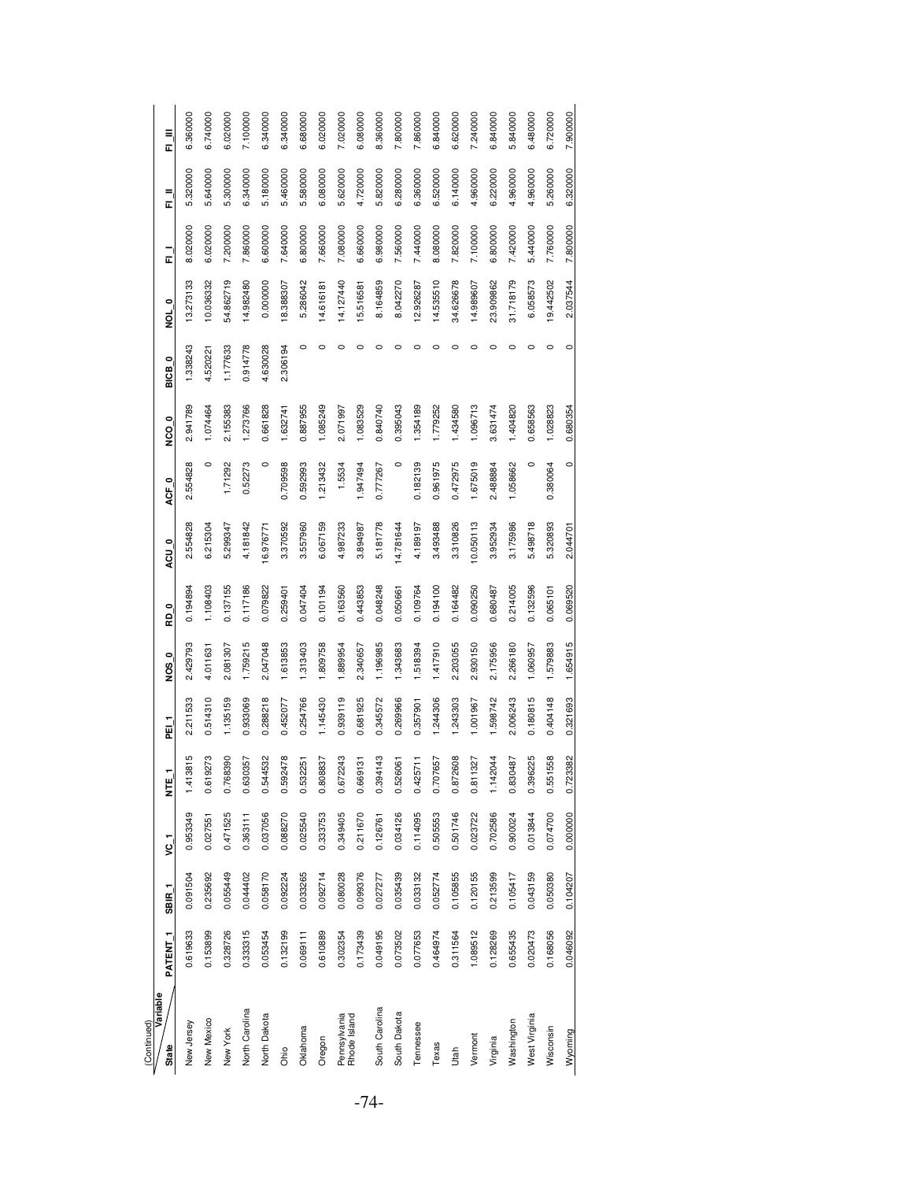(Continued)

| State \ Variable | PATENT_1 | SBIR_1 | VC_1 | NTE_1 | PEI_1 | NOS_0 | RD_0 | ACU_0 | ACF_0 | NCO_0 | BICB_0 | NOL_0 | FI_I | FI_II | FI_III |
|---|---|---|---|---|---|---|---|---|---|---|---|---|---|---|---|
| New Jersey | 0.619633 | 0.091504 | 0.953349 | 1.413815 | 2.211533 | 2.429793 | 0.194894 | 2.554828 | 2.554828 | 2.941789 | 1.338243 | 13.273133 | 8.020000 | 5.320000 | 6.360000 |
| New Mexico | 0.153899 | 0.235692 | 0.027551 | 0.619273 | 0.514310 | 4.011631 | 1.108403 | 6.215304 | 0 | 1.074464 | 4.520221 | 10.036332 | 6.020000 | 5.640000 | 6.740000 |
| New York | 0.328726 | 0.055449 | 0.471525 | 0.768390 | 1.135159 | 2.081307 | 0.137155 | 5.299347 | 1.71292 | 2.155383 | 1.177633 | 54.862719 | 7.200000 | 5.300000 | 6.020000 |
| North Carolina | 0.333315 | 0.044402 | 0.363111 | 0.630357 | 0.933069 | 1.759215 | 0.117186 | 4.181842 | 0.52273 | 1.273766 | 0.914778 | 14.982480 | 7.860000 | 6.340000 | 7.100000 |
| North Dakota | 0.053454 | 0.058170 | 0.037056 | 0.544532 | 0.288218 | 2.047048 | 0.079822 | 16.976771 | 0 | 0.661828 | 4.630028 | 0.000000 | 6.600000 | 5.180000 | 6.340000 |
| Ohio | 0.132199 | 0.092224 | 0.088270 | 0.592478 | 0.452077 | 1.613853 | 0.259401 | 3.370592 | 0.709598 | 1.632741 | 2.306194 | 18.388307 | 7.640000 | 5.460000 | 6.340000 |
| Oklahoma | 0.069111 | 0.033265 | 0.025540 | 0.532251 | 0.254766 | 1.313403 | 0.047404 | 3.557960 | 0.592993 | 0.887955 | 0 | 5.286042 | 6.800000 | 5.580000 | 6.680000 |
| Oregon | 0.610889 | 0.092714 | 0.333753 | 0.808837 | 1.145430 | 1.809758 | 0.101194 | 6.067159 | 1.213432 | 1.085249 | 0 | 14.616181 | 7.660000 | 6.080000 | 6.020000 |
| Pennsylvania | 0.302354 | 0.080028 | 0.349405 | 0.672243 | 0.939119 | 1.889954 | 0.163560 | 4.987233 | 1.5534 | 2.071997 | 0 | 14.127440 | 7.080000 | 5.620000 | 7.020000 |
| Rhode Island | 0.173439 | 0.099376 | 0.211670 | 0.669131 | 0.681925 | 2.340657 | 0.443853 | 3.894987 | 1.947494 | 1.083529 | 0 | 15.516581 | 6.660000 | 4.720000 | 6.080000 |
| South Carolina | 0.049195 | 0.027277 | 0.126761 | 0.394143 | 0.345572 | 1.196985 | 0.048248 | 5.181778 | 0.777267 | 0.840740 | 0 | 8.164859 | 6.980000 | 5.820000 | 8.360000 |
| South Dakota | 0.073502 | 0.035439 | 0.034126 | 0.526061 | 0.269966 | 1.343683 | 0.050661 | 14.781644 | 0 | 0.395043 | 0 | 8.042270 | 7.560000 | 6.280000 | 7.800000 |
| Tennessee | 0.077653 | 0.033132 | 0.114095 | 0.425711 | 0.357901 | 1.518394 | 0.109764 | 4.189197 | 0.182139 | 1.354189 | 0 | 12.926287 | 7.440000 | 6.360000 | 7.860000 |
| Texas | 0.464974 | 0.052774 | 0.505553 | 0.707657 | 1.244306 | 1.417910 | 0.194100 | 3.493488 | 0.961975 | 1.779252 | 0 | 14.535510 | 8.080000 | 6.520000 | 6.840000 |
| Utah | 0.311564 | 0.105855 | 0.501746 | 0.872608 | 1.243303 | 2.203055 | 0.164482 | 3.310826 | 0.472975 | 1.434580 | 0 | 34.626678 | 7.820000 | 6.140000 | 6.620000 |
| Vermont | 1.089512 | 0.120155 | 0.023722 | 0.811327 | 1.001967 | 2.930150 | 0.090250 | 10.050113 | 1.675019 | 1.096713 | 0 | 14.989607 | 7.100000 | 4.960000 | 7.240000 |
| Virginia | 0.128269 | 0.213599 | 0.702586 | 1.142044 | 1.598742 | 2.175956 | 0.680487 | 3.952934 | 2.488884 | 3.631474 | 0 | 23.909862 | 6.800000 | 6.220000 | 6.840000 |
| Washington | 0.655435 | 0.105417 | 0.900024 | 0.830487 | 2.006243 | 2.266180 | 0.214005 | 3.175986 | 1.058662 | 1.404820 | 0 | 31.718179 | 7.420000 | 4.960000 | 5.840000 |
| West Virginia | 0.020473 | 0.043159 | 0.013844 | 0.396225 | 0.180815 | 1.060957 | 0.132596 | 5.498718 | 0 | 0.658563 | 0 | 6.058573 | 5.440000 | 4.960000 | 6.480000 |
| Wisconsin | 0.168056 | 0.050380 | 0.074700 | 0.551558 | 0.404148 | 1.579883 | 0.065101 | 5.320893 | 0.380064 | 1.028823 | 0 | 19.442502 | 7.760000 | 5.260000 | 6.720000 |
| Wyoming | 0.046092 | 0.104207 | 0.000000 | 0.723382 | 0.321693 | 1.654915 | 0.069520 | 2.044701 | 0 | 0.680354 | 0 | 2.037544 | 7.800000 | 6.320000 | 7.900000 |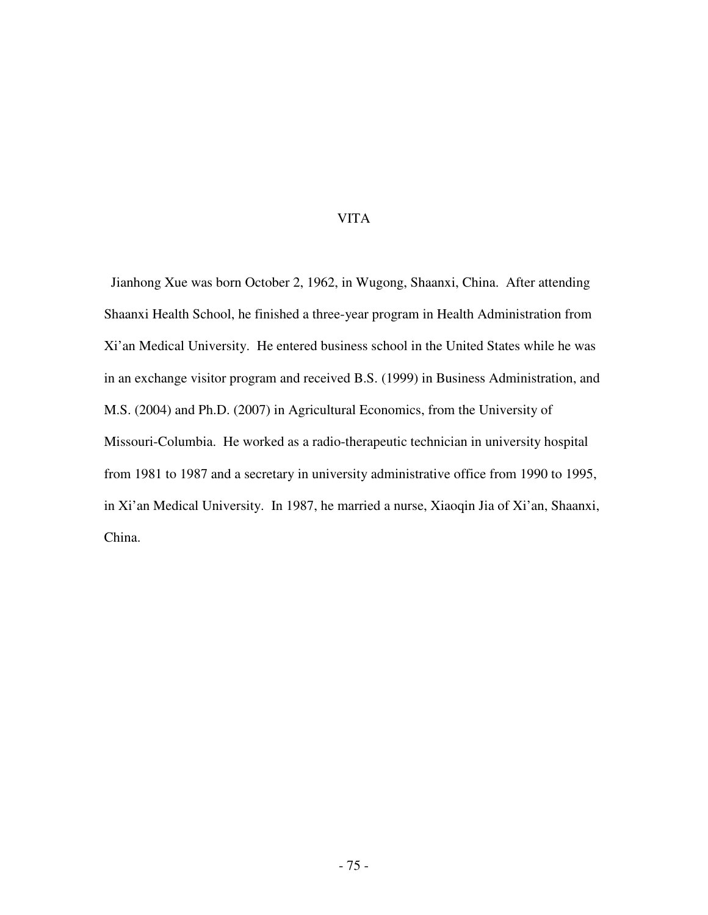# VITA

Jianhong Xue was born October 2, 1962, in Wugong, Shaanxi, China. After attending Shaanxi Health School, he finished a three-year program in Health Administration from Xi'an Medical University. He entered business school in the United States while he was in an exchange visitor program and received B.S. (1999) in Business Administration, and M.S. (2004) and Ph.D. (2007) in Agricultural Economics, from the University of Missouri-Columbia. He worked as a radio-therapeutic technician in university hospital from 1981 to 1987 and a secretary in university administrative office from 1990 to 1995, in Xi'an Medical University. In 1987, he married a nurse, Xiaoqin Jia of Xi'an, Shaanxi, China.